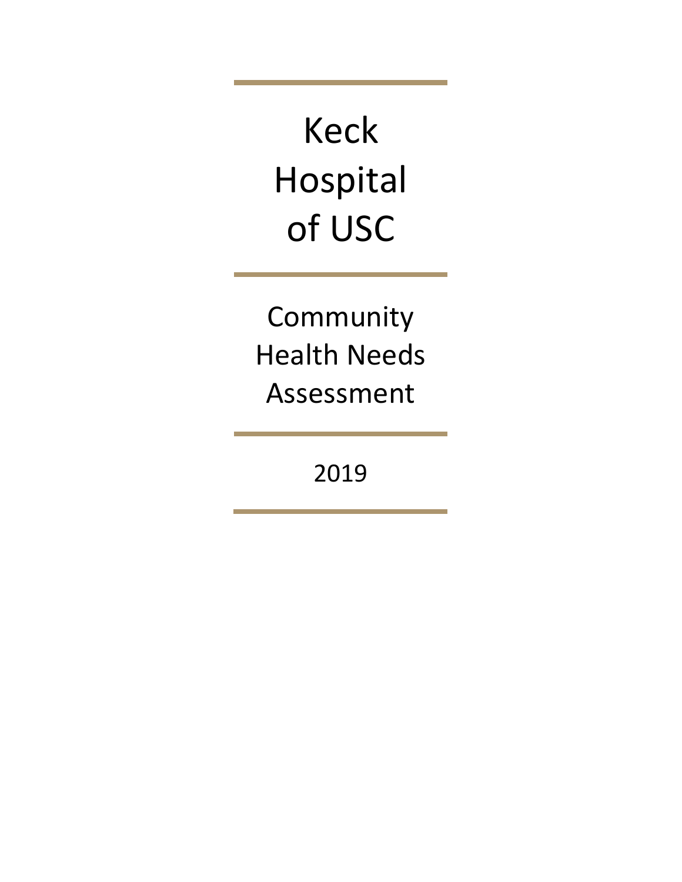# Keck Hospital of USC

## Community Health Needs Assessment

2019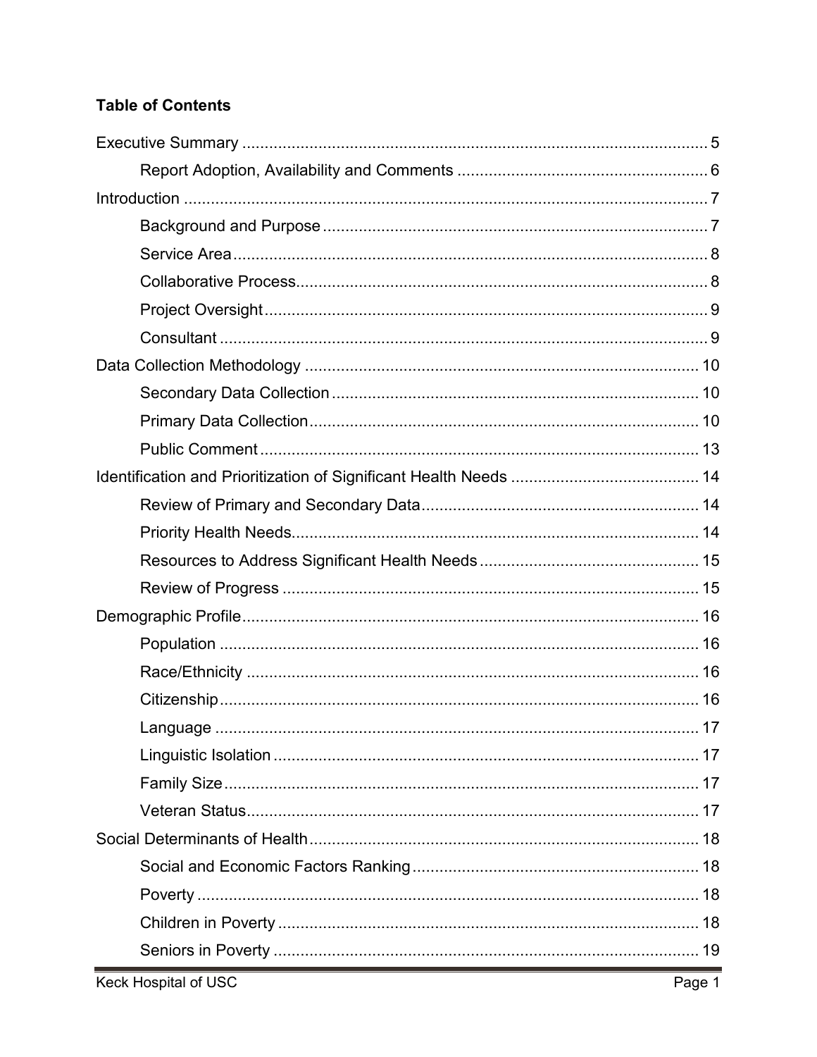**Table of Contents**

Executive Summary ........................................................................................................ 5

- Report Adoption, Availability and Comments ........................................................ 6

Introduction .................................................................................................................... 7

- Background and Purpose ..................................................................................... 7
- Service Area ......................................................................................................... 8
- Collaborative Process........................................................................................... 8
- Project Oversight .................................................................................................. 9
- Consultant ............................................................................................................ 9

Data Collection Methodology ....................................................................................... 10

- Secondary Data Collection ................................................................................. 10
- Primary Data Collection ...................................................................................... 10
- Public Comment .................................................................................................. 13

Identification and Prioritization of Significant Health Needs .......................................... 14

- Review of Primary and Secondary Data ............................................................. 14
- Priority Health Needs.......................................................................................... 14
- Resources to Address Significant Health Needs ................................................ 15
- Review of Progress ............................................................................................ 15

Demographic Profile ..................................................................................................... 16

- Population .......................................................................................................... 16
- Race/Ethnicity .................................................................................................... 16
- Citizenship .......................................................................................................... 16
- Language ........................................................................................................... 17
- Linguistic Isolation .............................................................................................. 17
- Family Size ......................................................................................................... 17
- Veteran Status .................................................................................................... 17

Social Determinants of Health ...................................................................................... 18

- Social and Economic Factors Ranking ............................................................... 18
- Poverty ............................................................................................................... 18
- Children in Poverty ............................................................................................. 18
- Seniors in Poverty .............................................................................................. 19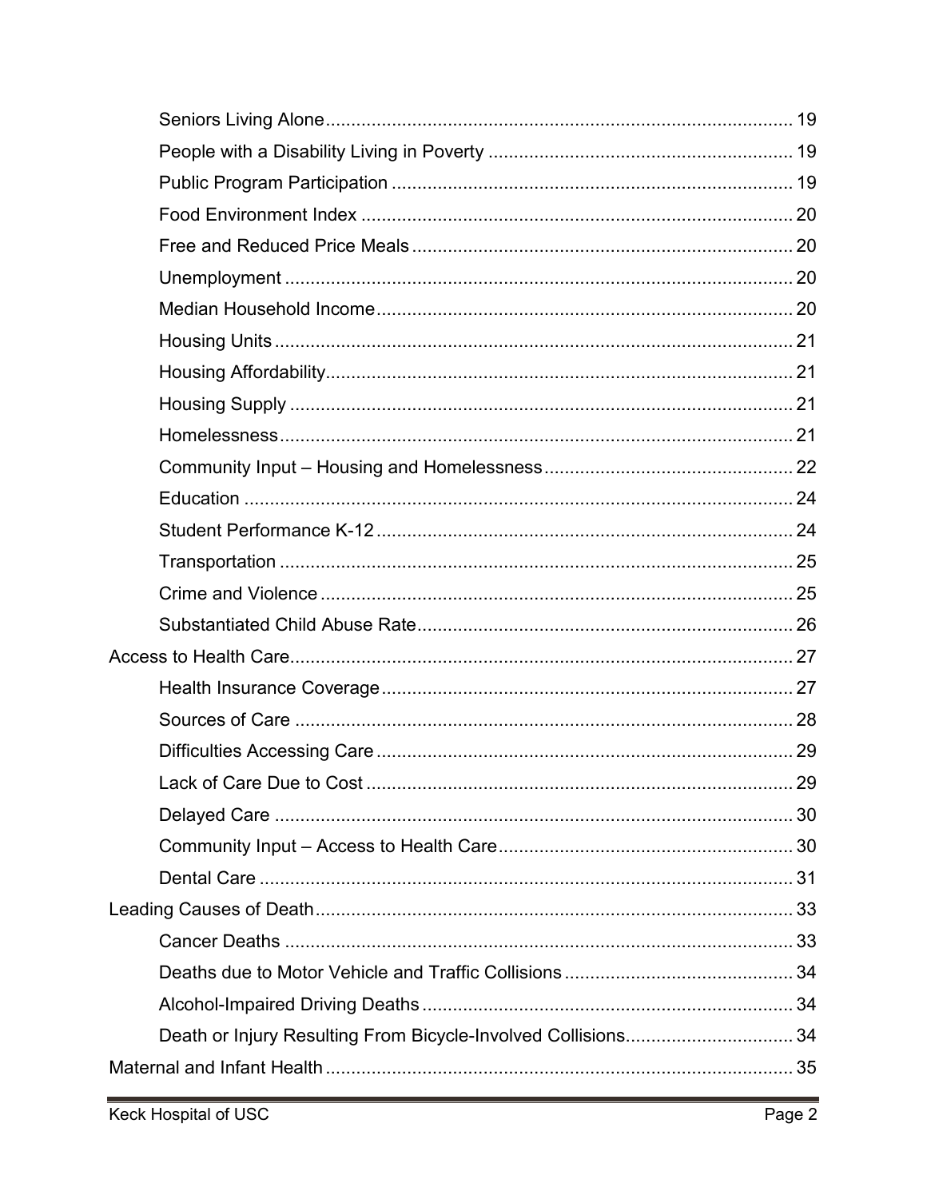- Seniors Living Alone ........ 19
- People with a Disability Living in Poverty ........ 19
- Public Program Participation ........ 19
- Food Environment Index ........ 20
- Free and Reduced Price Meals ........ 20
- Unemployment ........ 20
- Median Household Income ........ 20
- Housing Units ........ 21
- Housing Affordability ........ 21
- Housing Supply ........ 21
- Homelessness ........ 21
- Community Input – Housing and Homelessness ........ 22
- Education ........ 24
- Student Performance K-12 ........ 24
- Transportation ........ 25
- Crime and Violence ........ 25
- Substantiated Child Abuse Rate ........ 26

Access to Health Care ........ 27

- Health Insurance Coverage ........ 27
- Sources of Care ........ 28
- Difficulties Accessing Care ........ 29
- Lack of Care Due to Cost ........ 29
- Delayed Care ........ 30
- Community Input – Access to Health Care ........ 30
- Dental Care ........ 31

Leading Causes of Death ........ 33

- Cancer Deaths ........ 33
- Deaths due to Motor Vehicle and Traffic Collisions ........ 34
- Alcohol-Impaired Driving Deaths ........ 34
- Death or Injury Resulting From Bicycle-Involved Collisions ........ 34

Maternal and Infant Health ........ 35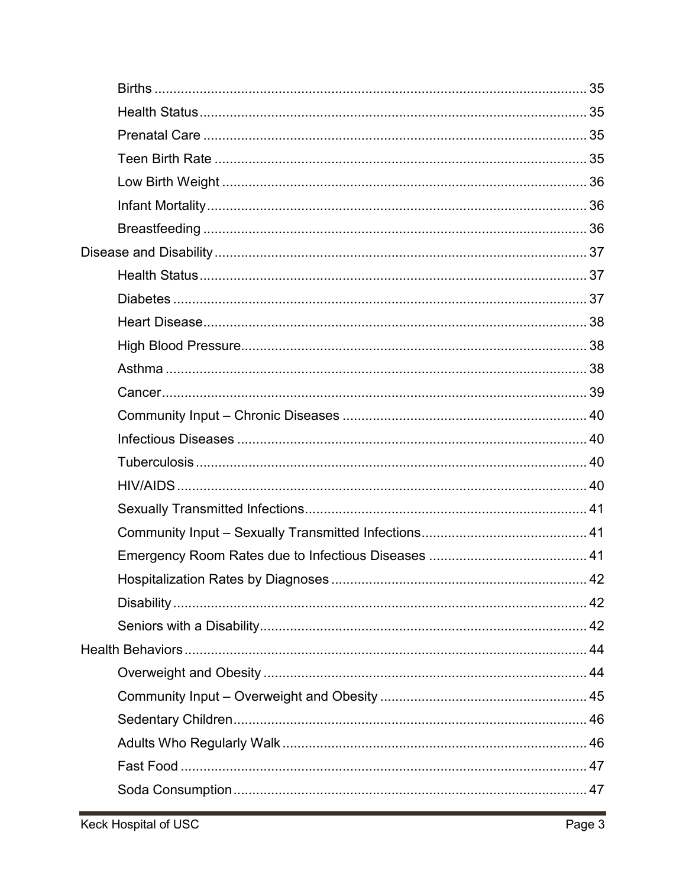Births ... 35

Health Status ... 35

Prenatal Care ... 35

Teen Birth Rate ... 35

Low Birth Weight ... 36

Infant Mortality ... 36

Breastfeeding ... 36

Disease and Disability ... 37

Health Status ... 37

Diabetes ... 37

Heart Disease ... 38

High Blood Pressure ... 38

Asthma ... 38

Cancer ... 39

Community Input – Chronic Diseases ... 40

Infectious Diseases ... 40

Tuberculosis ... 40

HIV/AIDS ... 40

Sexually Transmitted Infections ... 41

Community Input – Sexually Transmitted Infections ... 41

Emergency Room Rates due to Infectious Diseases ... 41

Hospitalization Rates by Diagnoses ... 42

Disability ... 42

Seniors with a Disability ... 42

Health Behaviors ... 44

Overweight and Obesity ... 44

Community Input – Overweight and Obesity ... 45

Sedentary Children ... 46

Adults Who Regularly Walk ... 46

Fast Food ... 47

Soda Consumption ... 47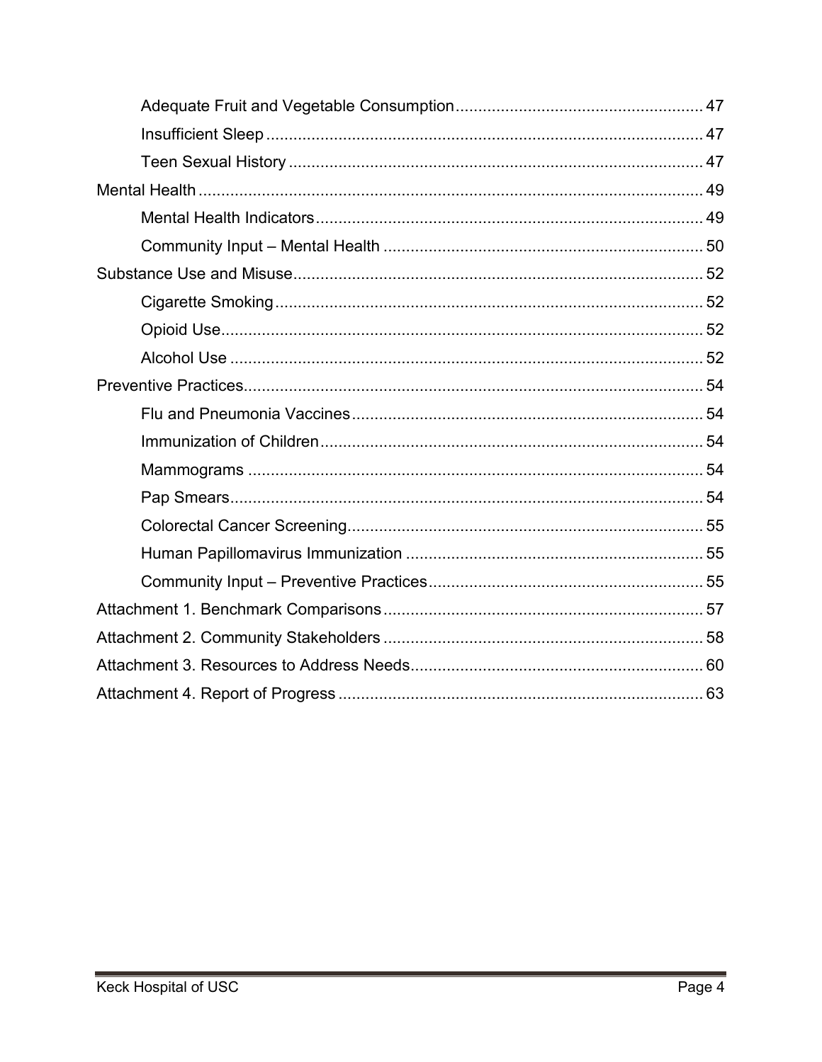- Adequate Fruit and Vegetable Consumption ... 47
- Insufficient Sleep ... 47
- Teen Sexual History ... 47

Mental Health ... 49

- Mental Health Indicators ... 49
- Community Input – Mental Health ... 50

Substance Use and Misuse ... 52

- Cigarette Smoking ... 52
- Opioid Use ... 52
- Alcohol Use ... 52

Preventive Practices ... 54

- Flu and Pneumonia Vaccines ... 54
- Immunization of Children ... 54
- Mammograms ... 54
- Pap Smears ... 54
- Colorectal Cancer Screening ... 55
- Human Papillomavirus Immunization ... 55
- Community Input – Preventive Practices ... 55

Attachment 1. Benchmark Comparisons ... 57

Attachment 2. Community Stakeholders ... 58

Attachment 3. Resources to Address Needs ... 60

Attachment 4. Report of Progress ... 63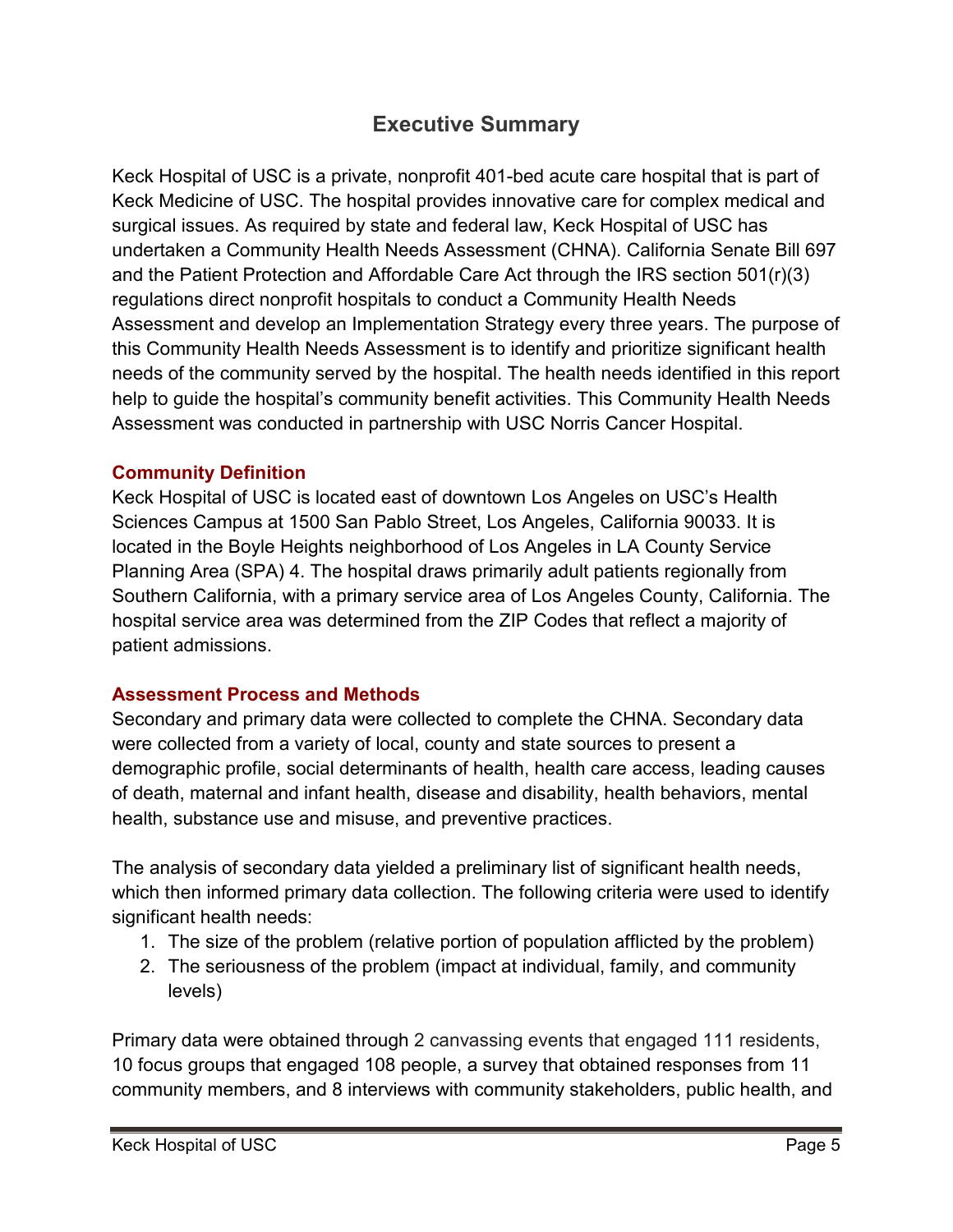# Executive Summary

Keck Hospital of USC is a private, nonprofit 401-bed acute care hospital that is part of Keck Medicine of USC. The hospital provides innovative care for complex medical and surgical issues. As required by state and federal law, Keck Hospital of USC has undertaken a Community Health Needs Assessment (CHNA). California Senate Bill 697 and the Patient Protection and Affordable Care Act through the IRS section 501(r)(3) regulations direct nonprofit hospitals to conduct a Community Health Needs Assessment and develop an Implementation Strategy every three years. The purpose of this Community Health Needs Assessment is to identify and prioritize significant health needs of the community served by the hospital. The health needs identified in this report help to guide the hospital's community benefit activities. This Community Health Needs Assessment was conducted in partnership with USC Norris Cancer Hospital.

## Community Definition

Keck Hospital of USC is located east of downtown Los Angeles on USC's Health Sciences Campus at 1500 San Pablo Street, Los Angeles, California 90033. It is located in the Boyle Heights neighborhood of Los Angeles in LA County Service Planning Area (SPA) 4. The hospital draws primarily adult patients regionally from Southern California, with a primary service area of Los Angeles County, California. The hospital service area was determined from the ZIP Codes that reflect a majority of patient admissions.

## Assessment Process and Methods

Secondary and primary data were collected to complete the CHNA. Secondary data were collected from a variety of local, county and state sources to present a demographic profile, social determinants of health, health care access, leading causes of death, maternal and infant health, disease and disability, health behaviors, mental health, substance use and misuse, and preventive practices.

The analysis of secondary data yielded a preliminary list of significant health needs, which then informed primary data collection. The following criteria were used to identify significant health needs:

1. The size of the problem (relative portion of population afflicted by the problem)
2. The seriousness of the problem (impact at individual, family, and community levels)

Primary data were obtained through 2 canvassing events that engaged 111 residents, 10 focus groups that engaged 108 people, a survey that obtained responses from 11 community members, and 8 interviews with community stakeholders, public health, and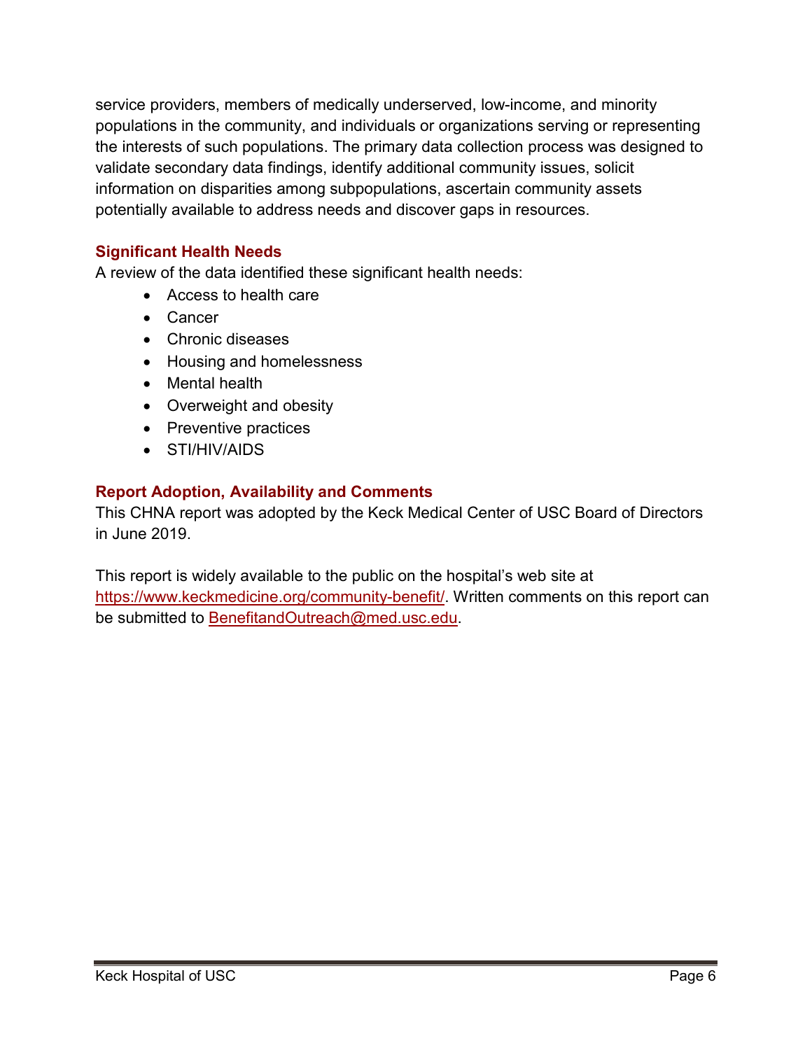service providers, members of medically underserved, low-income, and minority populations in the community, and individuals or organizations serving or representing the interests of such populations. The primary data collection process was designed to validate secondary data findings, identify additional community issues, solicit information on disparities among subpopulations, ascertain community assets potentially available to address needs and discover gaps in resources.

## Significant Health Needs

A review of the data identified these significant health needs:

- Access to health care
- Cancer
- Chronic diseases
- Housing and homelessness
- Mental health
- Overweight and obesity
- Preventive practices
- STI/HIV/AIDS

## Report Adoption, Availability and Comments

This CHNA report was adopted by the Keck Medical Center of USC Board of Directors in June 2019.

This report is widely available to the public on the hospital's web site at https://www.keckmedicine.org/community-benefit/. Written comments on this report can be submitted to BenefitandOutreach@med.usc.edu.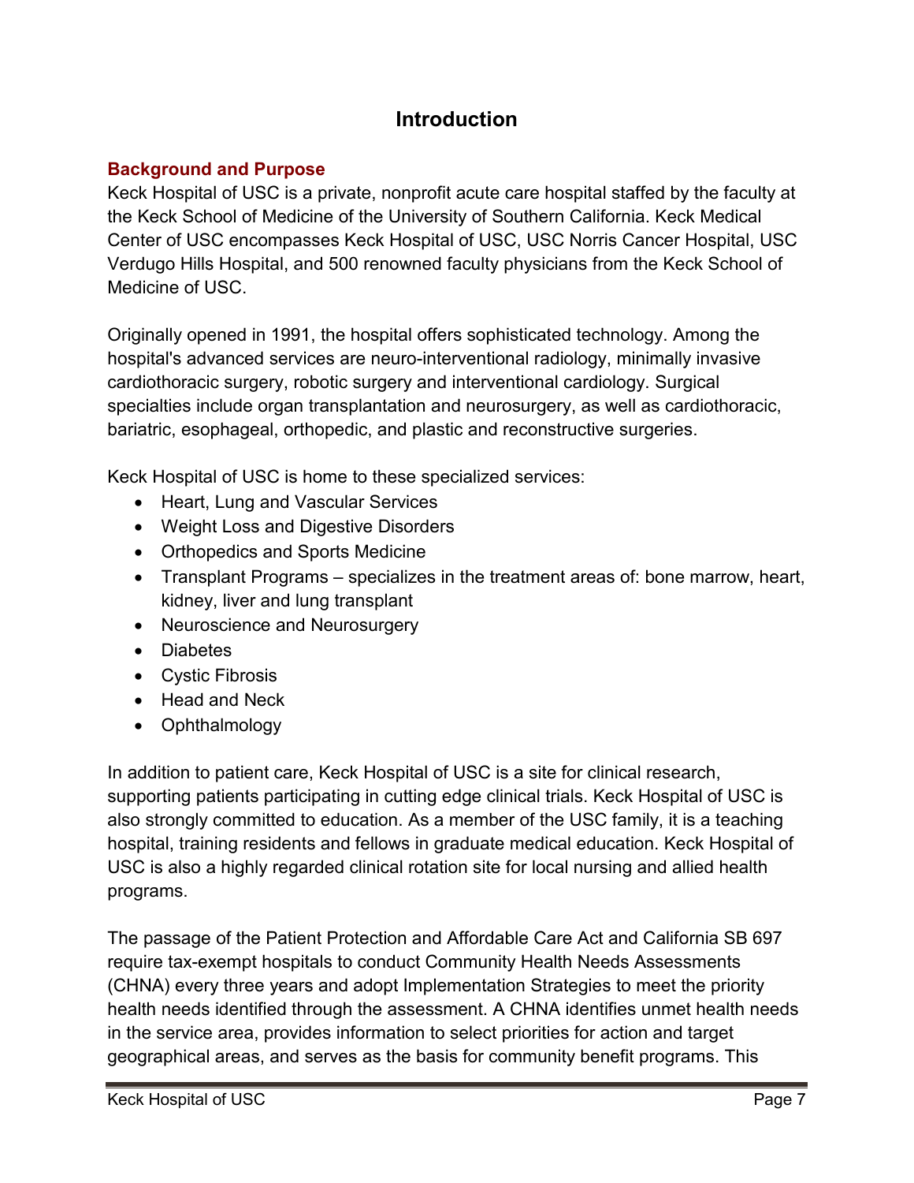# Introduction

## Background and Purpose

Keck Hospital of USC is a private, nonprofit acute care hospital staffed by the faculty at the Keck School of Medicine of the University of Southern California. Keck Medical Center of USC encompasses Keck Hospital of USC, USC Norris Cancer Hospital, USC Verdugo Hills Hospital, and 500 renowned faculty physicians from the Keck School of Medicine of USC.

Originally opened in 1991, the hospital offers sophisticated technology. Among the hospital's advanced services are neuro-interventional radiology, minimally invasive cardiothoracic surgery, robotic surgery and interventional cardiology. Surgical specialties include organ transplantation and neurosurgery, as well as cardiothoracic, bariatric, esophageal, orthopedic, and plastic and reconstructive surgeries.

Keck Hospital of USC is home to these specialized services:

- Heart, Lung and Vascular Services
- Weight Loss and Digestive Disorders
- Orthopedics and Sports Medicine
- Transplant Programs – specializes in the treatment areas of: bone marrow, heart, kidney, liver and lung transplant
- Neuroscience and Neurosurgery
- Diabetes
- Cystic Fibrosis
- Head and Neck
- Ophthalmology

In addition to patient care, Keck Hospital of USC is a site for clinical research, supporting patients participating in cutting edge clinical trials. Keck Hospital of USC is also strongly committed to education. As a member of the USC family, it is a teaching hospital, training residents and fellows in graduate medical education. Keck Hospital of USC is also a highly regarded clinical rotation site for local nursing and allied health programs.

The passage of the Patient Protection and Affordable Care Act and California SB 697 require tax-exempt hospitals to conduct Community Health Needs Assessments (CHNA) every three years and adopt Implementation Strategies to meet the priority health needs identified through the assessment. A CHNA identifies unmet health needs in the service area, provides information to select priorities for action and target geographical areas, and serves as the basis for community benefit programs. This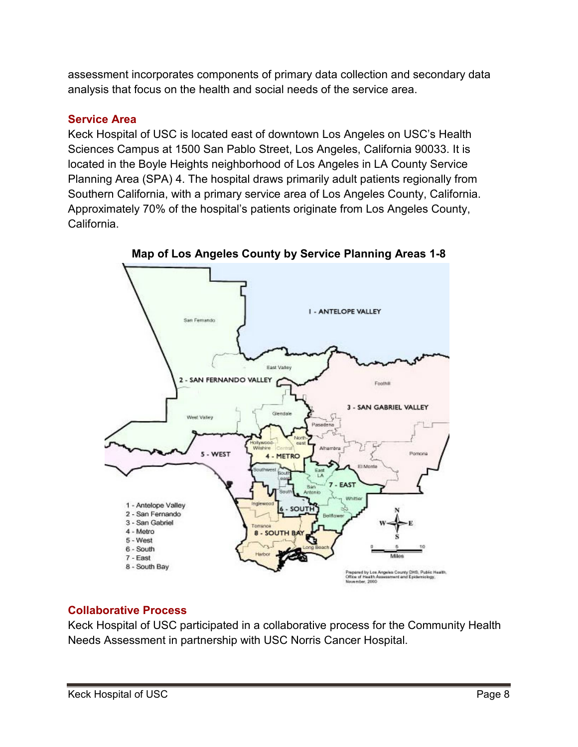assessment incorporates components of primary data collection and secondary data analysis that focus on the health and social needs of the service area.

## Service Area

Keck Hospital of USC is located east of downtown Los Angeles on USC's Health Sciences Campus at 1500 San Pablo Street, Los Angeles, California 90033. It is located in the Boyle Heights neighborhood of Los Angeles in LA County Service Planning Area (SPA) 4. The hospital draws primarily adult patients regionally from Southern California, with a primary service area of Los Angeles County, California. Approximately 70% of the hospital's patients originate from Los Angeles County, California.

**Map of Los Angeles County by Service Planning Areas 1-8**

## Collaborative Process

Keck Hospital of USC participated in a collaborative process for the Community Health Needs Assessment in partnership with USC Norris Cancer Hospital.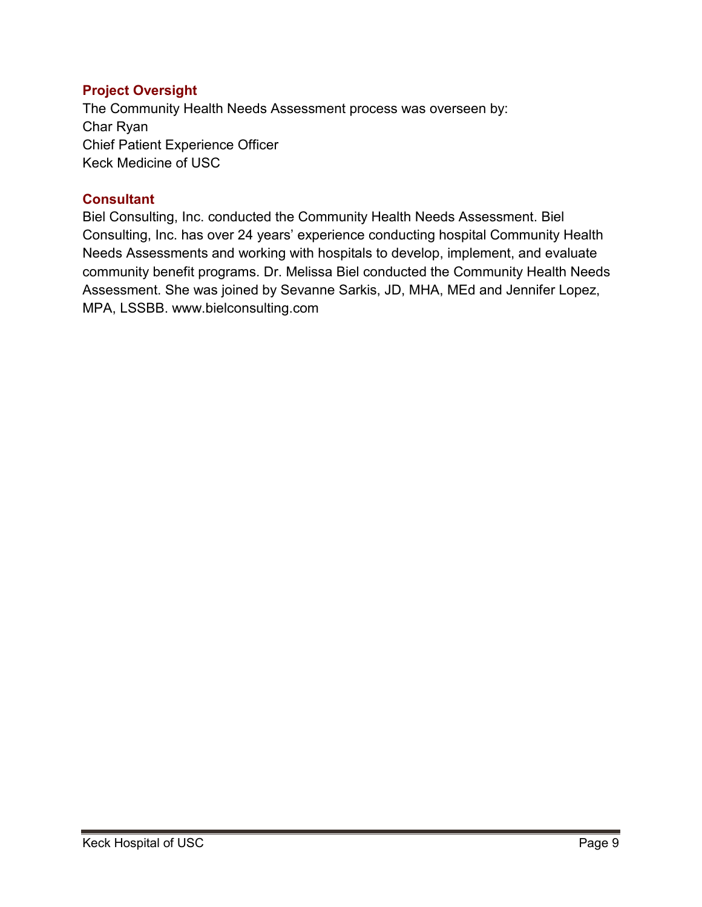## Project Oversight

The Community Health Needs Assessment process was overseen by:
Char Ryan
Chief Patient Experience Officer
Keck Medicine of USC

## Consultant

Biel Consulting, Inc. conducted the Community Health Needs Assessment. Biel Consulting, Inc. has over 24 years' experience conducting hospital Community Health Needs Assessments and working with hospitals to develop, implement, and evaluate community benefit programs. Dr. Melissa Biel conducted the Community Health Needs Assessment. She was joined by Sevanne Sarkis, JD, MHA, MEd and Jennifer Lopez, MPA, LSSBB. www.bielconsulting.com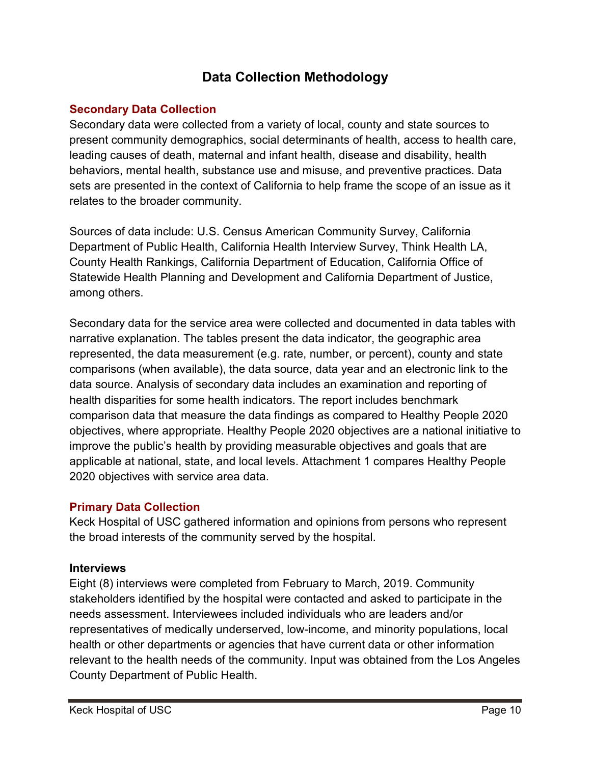# Data Collection Methodology

## Secondary Data Collection

Secondary data were collected from a variety of local, county and state sources to present community demographics, social determinants of health, access to health care, leading causes of death, maternal and infant health, disease and disability, health behaviors, mental health, substance use and misuse, and preventive practices. Data sets are presented in the context of California to help frame the scope of an issue as it relates to the broader community.

Sources of data include: U.S. Census American Community Survey, California Department of Public Health, California Health Interview Survey, Think Health LA, County Health Rankings, California Department of Education, California Office of Statewide Health Planning and Development and California Department of Justice, among others.

Secondary data for the service area were collected and documented in data tables with narrative explanation. The tables present the data indicator, the geographic area represented, the data measurement (e.g. rate, number, or percent), county and state comparisons (when available), the data source, data year and an electronic link to the data source. Analysis of secondary data includes an examination and reporting of health disparities for some health indicators. The report includes benchmark comparison data that measure the data findings as compared to Healthy People 2020 objectives, where appropriate. Healthy People 2020 objectives are a national initiative to improve the public's health by providing measurable objectives and goals that are applicable at national, state, and local levels. Attachment 1 compares Healthy People 2020 objectives with service area data.

## Primary Data Collection

Keck Hospital of USC gathered information and opinions from persons who represent the broad interests of the community served by the hospital.

### Interviews

Eight (8) interviews were completed from February to March, 2019. Community stakeholders identified by the hospital were contacted and asked to participate in the needs assessment. Interviewees included individuals who are leaders and/or representatives of medically underserved, low-income, and minority populations, local health or other departments or agencies that have current data or other information relevant to the health needs of the community. Input was obtained from the Los Angeles County Department of Public Health.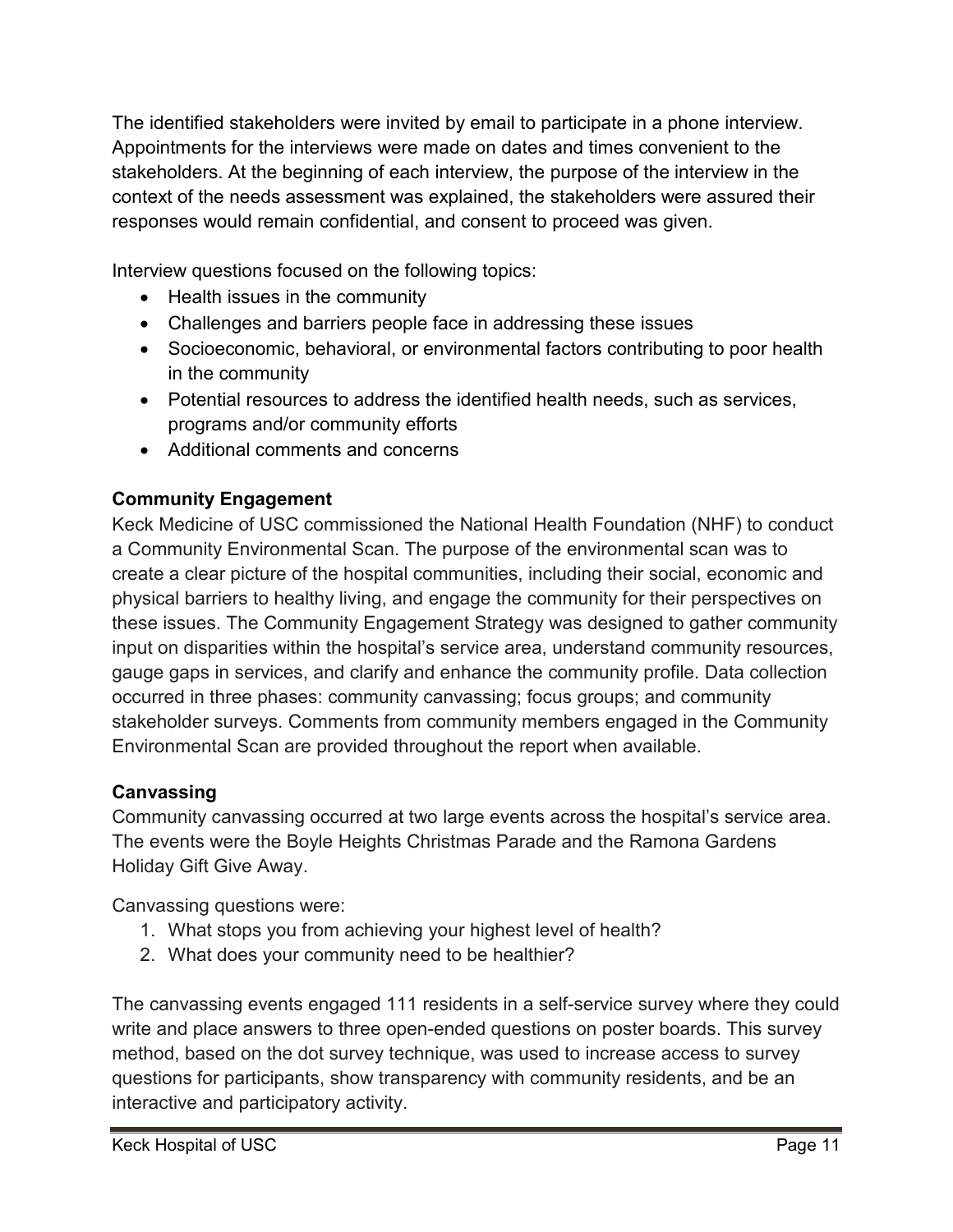The identified stakeholders were invited by email to participate in a phone interview. Appointments for the interviews were made on dates and times convenient to the stakeholders. At the beginning of each interview, the purpose of the interview in the context of the needs assessment was explained, the stakeholders were assured their responses would remain confidential, and consent to proceed was given.

Interview questions focused on the following topics:

- Health issues in the community
- Challenges and barriers people face in addressing these issues
- Socioeconomic, behavioral, or environmental factors contributing to poor health in the community
- Potential resources to address the identified health needs, such as services, programs and/or community efforts
- Additional comments and concerns

**Community Engagement**

Keck Medicine of USC commissioned the National Health Foundation (NHF) to conduct a Community Environmental Scan. The purpose of the environmental scan was to create a clear picture of the hospital communities, including their social, economic and physical barriers to healthy living, and engage the community for their perspectives on these issues. The Community Engagement Strategy was designed to gather community input on disparities within the hospital's service area, understand community resources, gauge gaps in services, and clarify and enhance the community profile. Data collection occurred in three phases: community canvassing; focus groups; and community stakeholder surveys. Comments from community members engaged in the Community Environmental Scan are provided throughout the report when available.

**Canvassing**

Community canvassing occurred at two large events across the hospital's service area. The events were the Boyle Heights Christmas Parade and the Ramona Gardens Holiday Gift Give Away.

Canvassing questions were:

1. What stops you from achieving your highest level of health?
2. What does your community need to be healthier?

The canvassing events engaged 111 residents in a self-service survey where they could write and place answers to three open-ended questions on poster boards. This survey method, based on the dot survey technique, was used to increase access to survey questions for participants, show transparency with community residents, and be an interactive and participatory activity.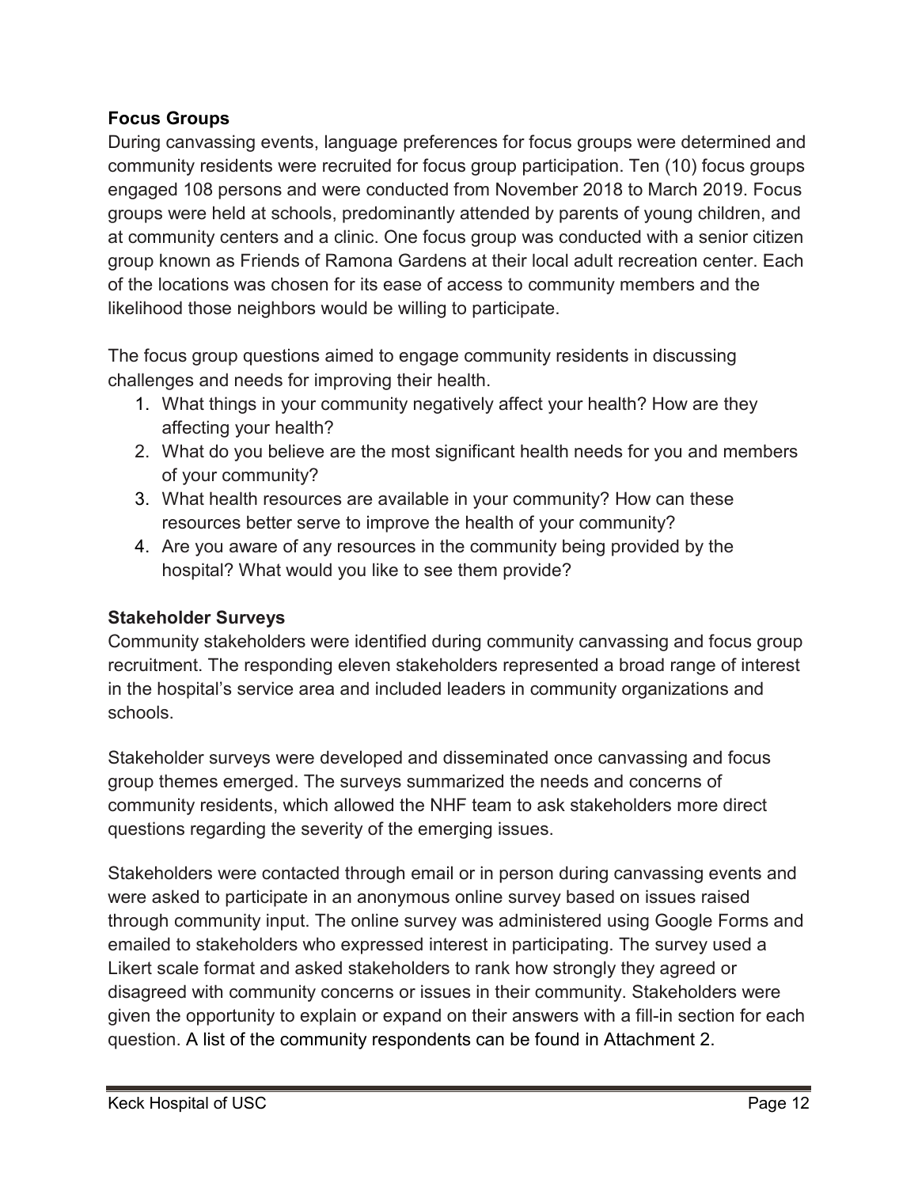### Focus Groups

During canvassing events, language preferences for focus groups were determined and community residents were recruited for focus group participation. Ten (10) focus groups engaged 108 persons and were conducted from November 2018 to March 2019. Focus groups were held at schools, predominantly attended by parents of young children, and at community centers and a clinic. One focus group was conducted with a senior citizen group known as Friends of Ramona Gardens at their local adult recreation center. Each of the locations was chosen for its ease of access to community members and the likelihood those neighbors would be willing to participate.

The focus group questions aimed to engage community residents in discussing challenges and needs for improving their health.

1. What things in your community negatively affect your health? How are they affecting your health?
2. What do you believe are the most significant health needs for you and members of your community?
3. What health resources are available in your community? How can these resources better serve to improve the health of your community?
4. Are you aware of any resources in the community being provided by the hospital? What would you like to see them provide?

### Stakeholder Surveys

Community stakeholders were identified during community canvassing and focus group recruitment. The responding eleven stakeholders represented a broad range of interest in the hospital's service area and included leaders in community organizations and schools.

Stakeholder surveys were developed and disseminated once canvassing and focus group themes emerged. The surveys summarized the needs and concerns of community residents, which allowed the NHF team to ask stakeholders more direct questions regarding the severity of the emerging issues.

Stakeholders were contacted through email or in person during canvassing events and were asked to participate in an anonymous online survey based on issues raised through community input. The online survey was administered using Google Forms and emailed to stakeholders who expressed interest in participating. The survey used a Likert scale format and asked stakeholders to rank how strongly they agreed or disagreed with community concerns or issues in their community. Stakeholders were given the opportunity to explain or expand on their answers with a fill-in section for each question. A list of the community respondents can be found in Attachment 2.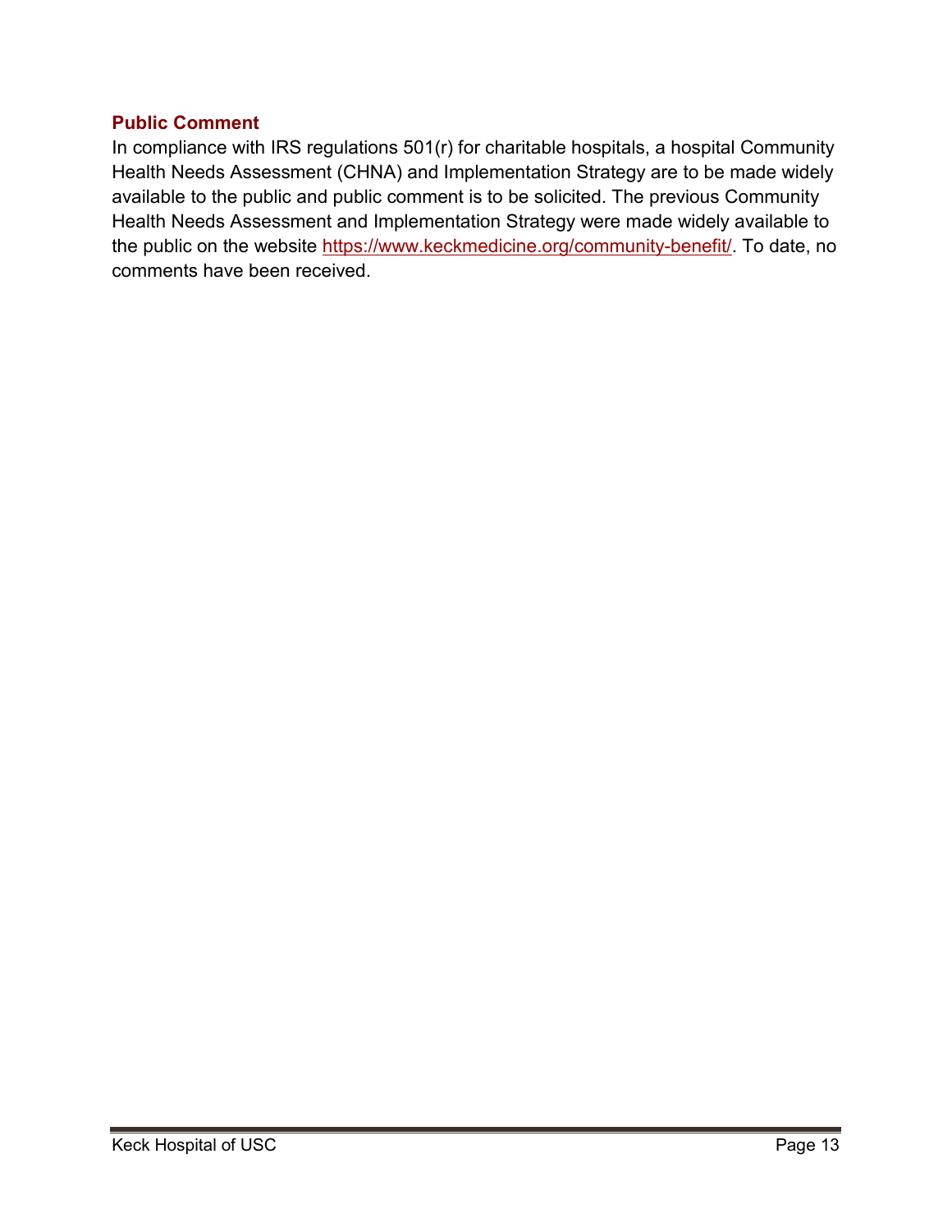## Public Comment

In compliance with IRS regulations 501(r) for charitable hospitals, a hospital Community Health Needs Assessment (CHNA) and Implementation Strategy are to be made widely available to the public and public comment is to be solicited. The previous Community Health Needs Assessment and Implementation Strategy were made widely available to the public on the website https://www.keckmedicine.org/community-benefit/. To date, no comments have been received.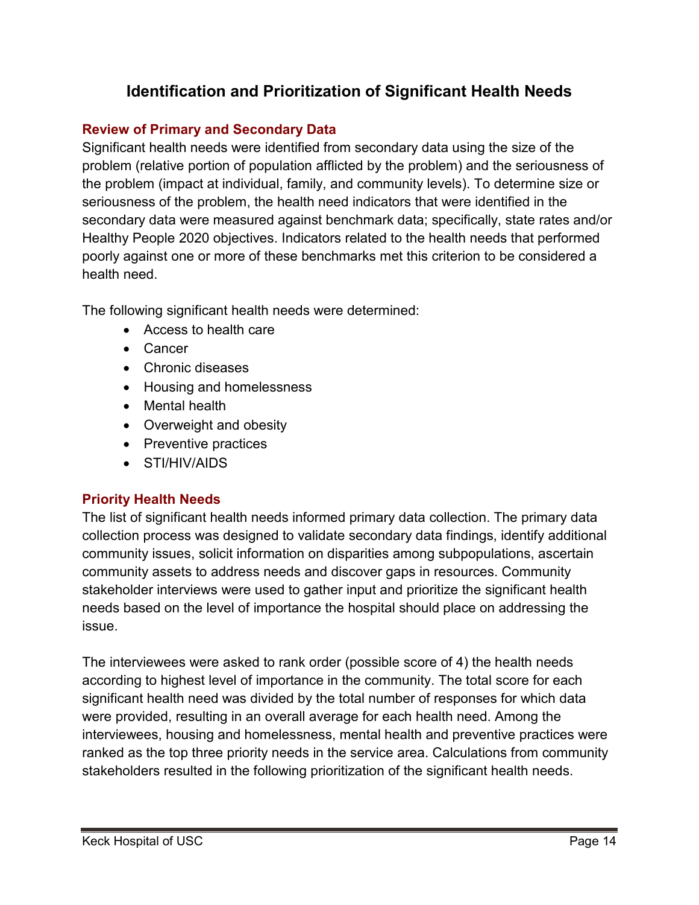# Identification and Prioritization of Significant Health Needs

## Review of Primary and Secondary Data

Significant health needs were identified from secondary data using the size of the problem (relative portion of population afflicted by the problem) and the seriousness of the problem (impact at individual, family, and community levels). To determine size or seriousness of the problem, the health need indicators that were identified in the secondary data were measured against benchmark data; specifically, state rates and/or Healthy People 2020 objectives. Indicators related to the health needs that performed poorly against one or more of these benchmarks met this criterion to be considered a health need.

The following significant health needs were determined:

- Access to health care
- Cancer
- Chronic diseases
- Housing and homelessness
- Mental health
- Overweight and obesity
- Preventive practices
- STI/HIV/AIDS

## Priority Health Needs

The list of significant health needs informed primary data collection. The primary data collection process was designed to validate secondary data findings, identify additional community issues, solicit information on disparities among subpopulations, ascertain community assets to address needs and discover gaps in resources. Community stakeholder interviews were used to gather input and prioritize the significant health needs based on the level of importance the hospital should place on addressing the issue.

The interviewees were asked to rank order (possible score of 4) the health needs according to highest level of importance in the community. The total score for each significant health need was divided by the total number of responses for which data were provided, resulting in an overall average for each health need. Among the interviewees, housing and homelessness, mental health and preventive practices were ranked as the top three priority needs in the service area. Calculations from community stakeholders resulted in the following prioritization of the significant health needs.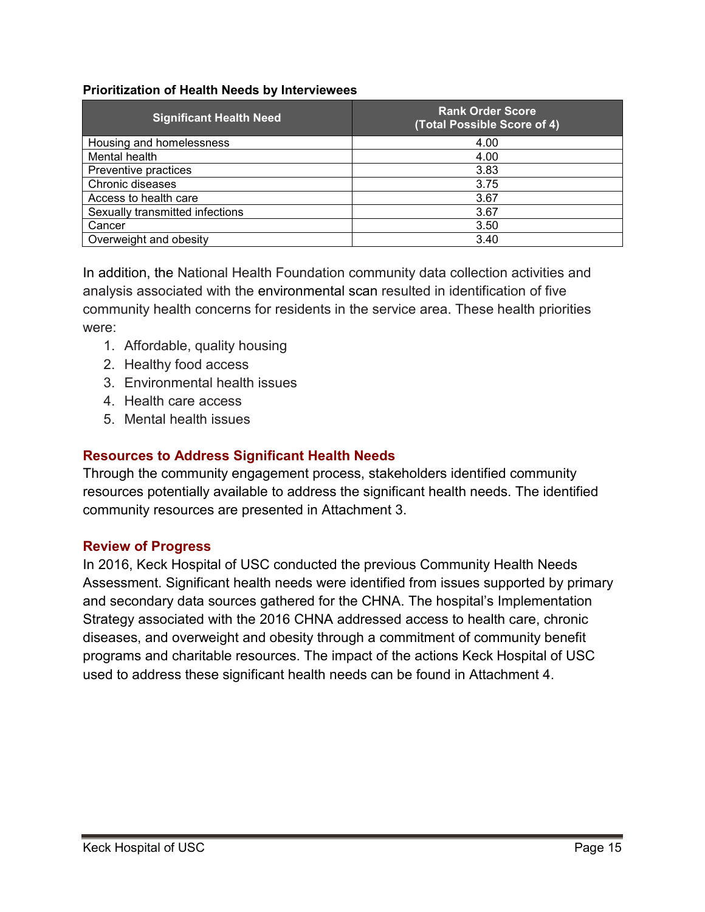**Prioritization of Health Needs by Interviewees**

| Significant Health Need | Rank Order Score (Total Possible Score of 4) |
|---|---|
| Housing and homelessness | 4.00 |
| Mental health | 4.00 |
| Preventive practices | 3.83 |
| Chronic diseases | 3.75 |
| Access to health care | 3.67 |
| Sexually transmitted infections | 3.67 |
| Cancer | 3.50 |
| Overweight and obesity | 3.40 |

In addition, the National Health Foundation community data collection activities and analysis associated with the environmental scan resulted in identification of five community health concerns for residents in the service area. These health priorities were:

1. Affordable, quality housing
2. Healthy food access
3. Environmental health issues
4. Health care access
5. Mental health issues

## Resources to Address Significant Health Needs

Through the community engagement process, stakeholders identified community resources potentially available to address the significant health needs. The identified community resources are presented in Attachment 3.

## Review of Progress

In 2016, Keck Hospital of USC conducted the previous Community Health Needs Assessment. Significant health needs were identified from issues supported by primary and secondary data sources gathered for the CHNA. The hospital's Implementation Strategy associated with the 2016 CHNA addressed access to health care, chronic diseases, and overweight and obesity through a commitment of community benefit programs and charitable resources. The impact of the actions Keck Hospital of USC used to address these significant health needs can be found in Attachment 4.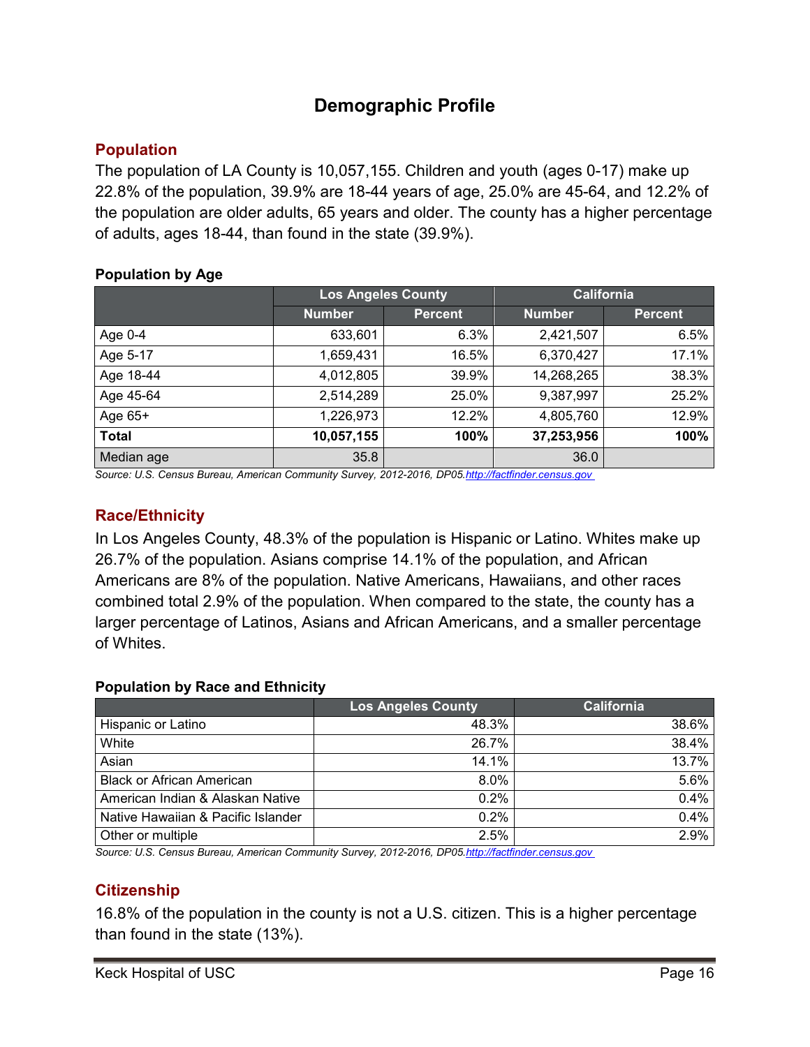# Demographic Profile

## Population

The population of LA County is 10,057,155. Children and youth (ages 0-17) make up 22.8% of the population, 39.9% are 18-44 years of age, 25.0% are 45-64, and 12.2% of the population are older adults, 65 years and older. The county has a higher percentage of adults, ages 18-44, than found in the state (39.9%).

**Population by Age**

| | Los Angeles County | | California | |
|---|---|---|---|---|
| | Number | Percent | Number | Percent |
| Age 0-4 | 633,601 | 6.3% | 2,421,507 | 6.5% |
| Age 5-17 | 1,659,431 | 16.5% | 6,370,427 | 17.1% |
| Age 18-44 | 4,012,805 | 39.9% | 14,268,265 | 38.3% |
| Age 45-64 | 2,514,289 | 25.0% | 9,387,997 | 25.2% |
| Age 65+ | 1,226,973 | 12.2% | 4,805,760 | 12.9% |
| **Total** | **10,057,155** | **100%** | **37,253,956** | **100%** |
| Median age | 35.8 | | 36.0 | |

*Source: U.S. Census Bureau, American Community Survey, 2012-2016, DP05.*[http://factfinder.census.gov](http://factfinder.census.gov)

## Race/Ethnicity

In Los Angeles County, 48.3% of the population is Hispanic or Latino. Whites make up 26.7% of the population. Asians comprise 14.1% of the population, and African Americans are 8% of the population. Native Americans, Hawaiians, and other races combined total 2.9% of the population. When compared to the state, the county has a larger percentage of Latinos, Asians and African Americans, and a smaller percentage of Whites.

**Population by Race and Ethnicity**

| | Los Angeles County | California |
|---|---|---|
| Hispanic or Latino | 48.3% | 38.6% |
| White | 26.7% | 38.4% |
| Asian | 14.1% | 13.7% |
| Black or African American | 8.0% | 5.6% |
| American Indian & Alaskan Native | 0.2% | 0.4% |
| Native Hawaiian & Pacific Islander | 0.2% | 0.4% |
| Other or multiple | 2.5% | 2.9% |

*Source: U.S. Census Bureau, American Community Survey, 2012-2016, DP05.*[http://factfinder.census.gov](http://factfinder.census.gov)

## Citizenship

16.8% of the population in the county is not a U.S. citizen. This is a higher percentage than found in the state (13%).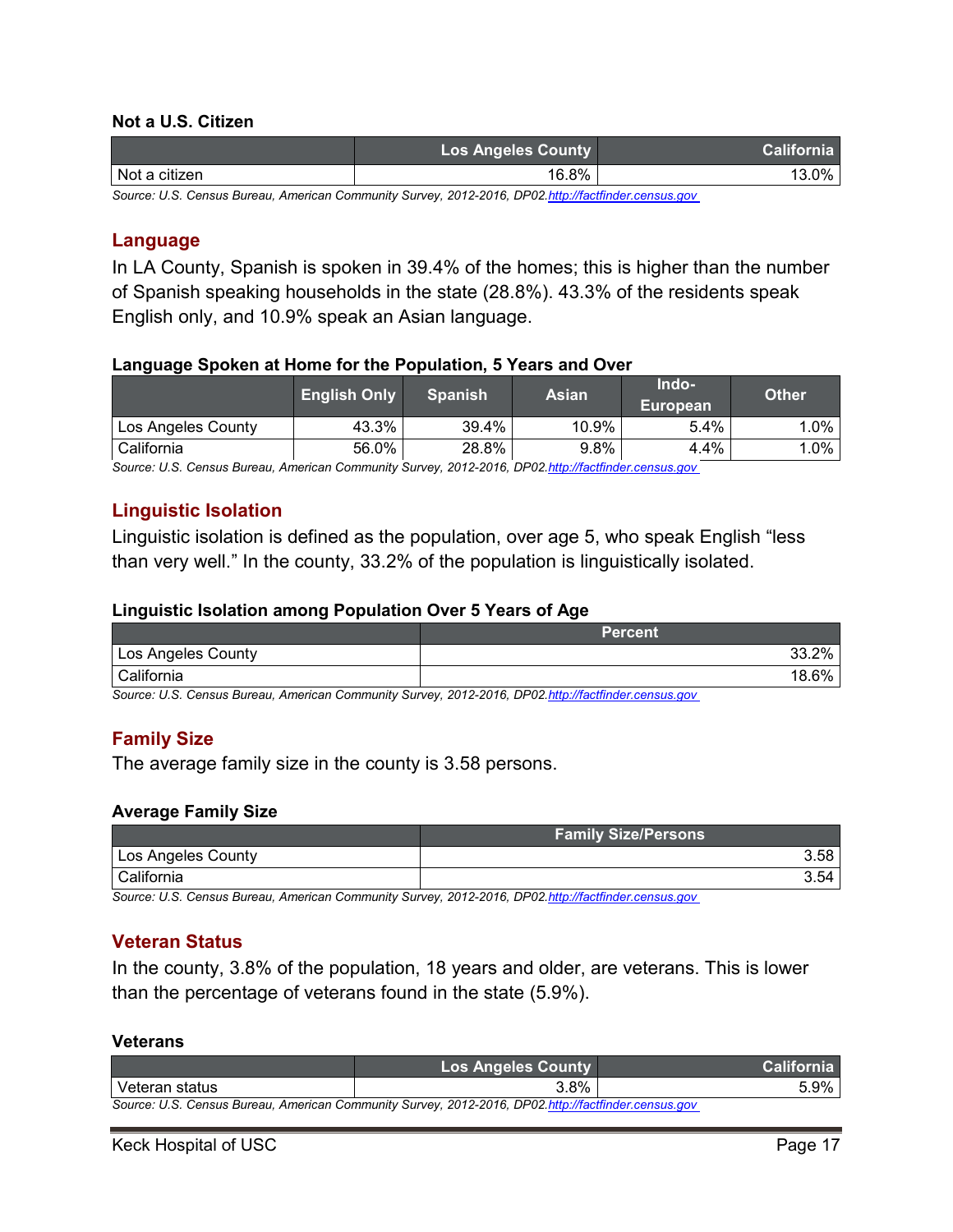**Not a U.S. Citizen**

| | Los Angeles County | California |
|---|---|---|
| Not a citizen | 16.8% | 13.0% |

*Source: U.S. Census Bureau, American Community Survey, 2012-2016, DP02.* *http://factfinder.census.gov*

## Language

In LA County, Spanish is spoken in 39.4% of the homes; this is higher than the number of Spanish speaking households in the state (28.8%). 43.3% of the residents speak English only, and 10.9% speak an Asian language.

**Language Spoken at Home for the Population, 5 Years and Over**

| | English Only | Spanish | Asian | Indo-European | Other |
|---|---|---|---|---|---|
| Los Angeles County | 43.3% | 39.4% | 10.9% | 5.4% | 1.0% |
| California | 56.0% | 28.8% | 9.8% | 4.4% | 1.0% |

*Source: U.S. Census Bureau, American Community Survey, 2012-2016, DP02.* *http://factfinder.census.gov*

## Linguistic Isolation

Linguistic isolation is defined as the population, over age 5, who speak English "less than very well." In the county, 33.2% of the population is linguistically isolated.

**Linguistic Isolation among Population Over 5 Years of Age**

| | Percent |
|---|---|
| Los Angeles County | 33.2% |
| California | 18.6% |

*Source: U.S. Census Bureau, American Community Survey, 2012-2016, DP02.* *http://factfinder.census.gov*

## Family Size

The average family size in the county is 3.58 persons.

**Average Family Size**

| | Family Size/Persons |
|---|---|
| Los Angeles County | 3.58 |
| California | 3.54 |

*Source: U.S. Census Bureau, American Community Survey, 2012-2016, DP02.* *http://factfinder.census.gov*

## Veteran Status

In the county, 3.8% of the population, 18 years and older, are veterans. This is lower than the percentage of veterans found in the state (5.9%).

**Veterans**

| | Los Angeles County | California |
|---|---|---|
| Veteran status | 3.8% | 5.9% |

*Source: U.S. Census Bureau, American Community Survey, 2012-2016, DP02.* *http://factfinder.census.gov*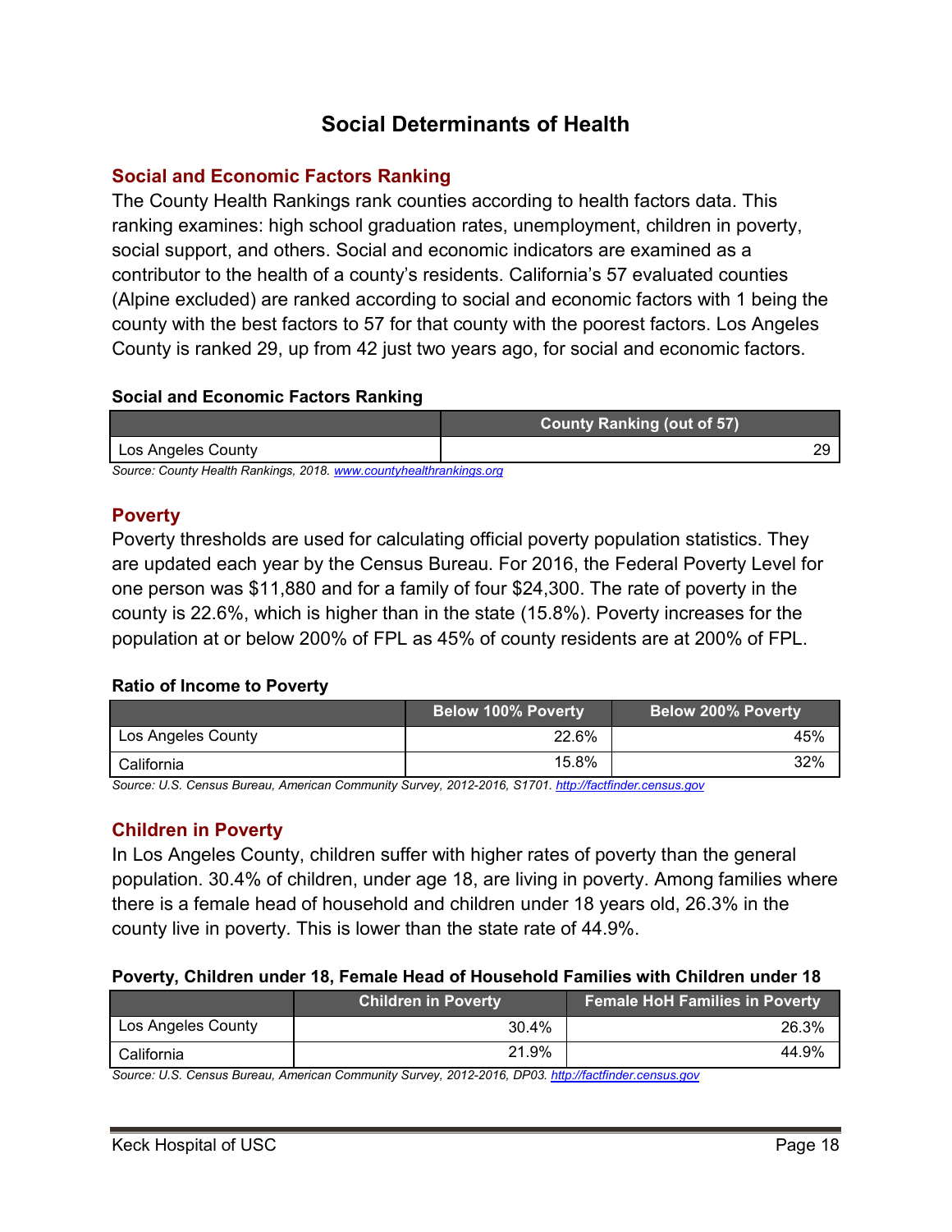# Social Determinants of Health

## Social and Economic Factors Ranking

The County Health Rankings rank counties according to health factors data. This ranking examines: high school graduation rates, unemployment, children in poverty, social support, and others. Social and economic indicators are examined as a contributor to the health of a county's residents. California's 57 evaluated counties (Alpine excluded) are ranked according to social and economic factors with 1 being the county with the best factors to 57 for that county with the poorest factors. Los Angeles County is ranked 29, up from 42 just two years ago, for social and economic factors.

**Social and Economic Factors Ranking**

| | County Ranking (out of 57) |
|---|---|
| Los Angeles County | 29 |

*Source: County Health Rankings, 2018. www.countyhealthrankings.org*

## Poverty

Poverty thresholds are used for calculating official poverty population statistics. They are updated each year by the Census Bureau. For 2016, the Federal Poverty Level for one person was $11,880 and for a family of four $24,300. The rate of poverty in the county is 22.6%, which is higher than in the state (15.8%). Poverty increases for the population at or below 200% of FPL as 45% of county residents are at 200% of FPL.

**Ratio of Income to Poverty**

| | Below 100% Poverty | Below 200% Poverty |
|---|---|---|
| Los Angeles County | 22.6% | 45% |
| California | 15.8% | 32% |

*Source: U.S. Census Bureau, American Community Survey, 2012-2016, S1701. http://factfinder.census.gov*

## Children in Poverty

In Los Angeles County, children suffer with higher rates of poverty than the general population. 30.4% of children, under age 18, are living in poverty. Among families where there is a female head of household and children under 18 years old, 26.3% in the county live in poverty. This is lower than the state rate of 44.9%.

**Poverty, Children under 18, Female Head of Household Families with Children under 18**

| | Children in Poverty | Female HoH Families in Poverty |
|---|---|---|
| Los Angeles County | 30.4% | 26.3% |
| California | 21.9% | 44.9% |

*Source: U.S. Census Bureau, American Community Survey, 2012-2016, DP03. http://factfinder.census.gov*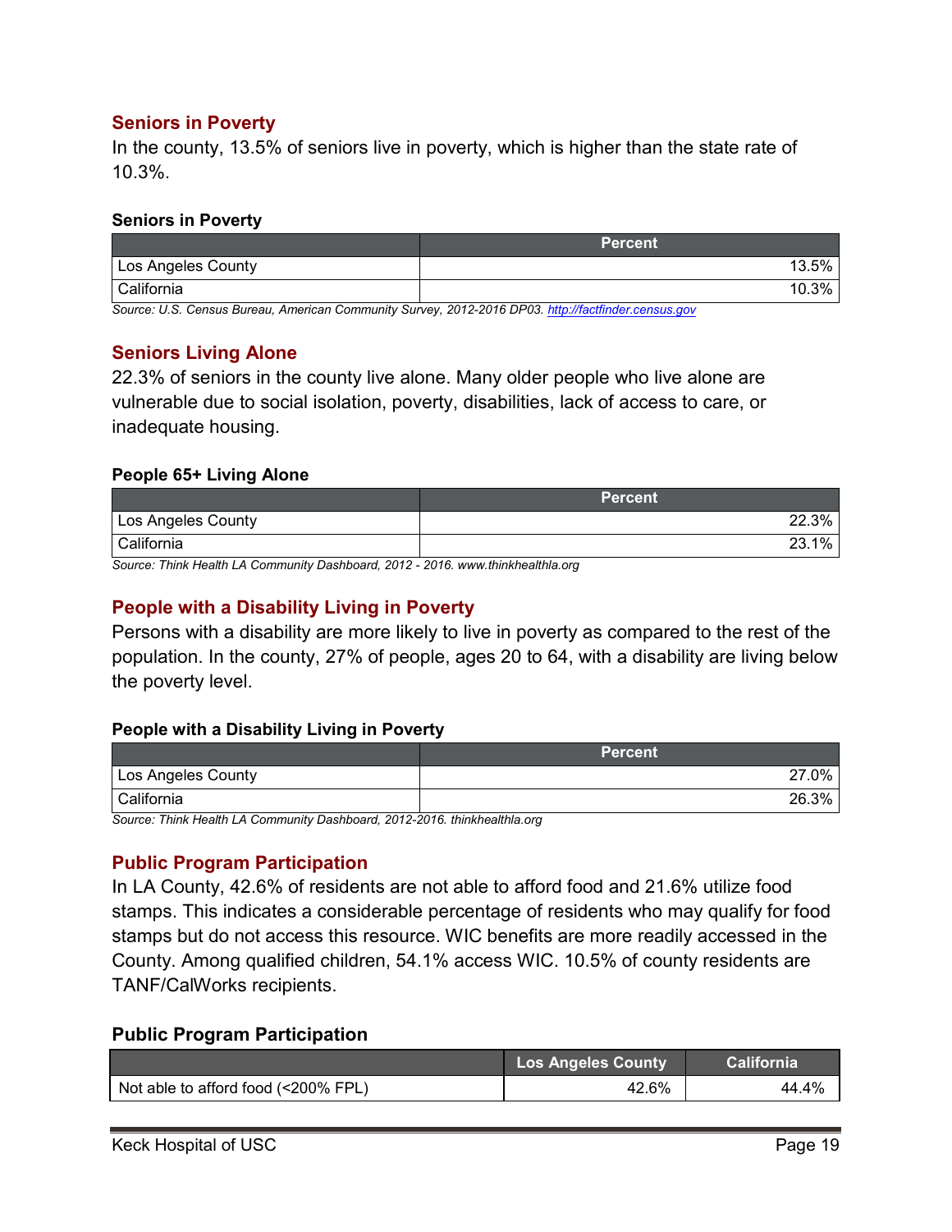## Seniors in Poverty

In the county, 13.5% of seniors live in poverty, which is higher than the state rate of 10.3%.

**Seniors in Poverty**

| | Percent |
|---|---|
| Los Angeles County | 13.5% |
| California | 10.3% |

*Source: U.S. Census Bureau, American Community Survey, 2012-2016 DP03. http://factfinder.census.gov*

## Seniors Living Alone

22.3% of seniors in the county live alone. Many older people who live alone are vulnerable due to social isolation, poverty, disabilities, lack of access to care, or inadequate housing.

**People 65+ Living Alone**

| | Percent |
|---|---|
| Los Angeles County | 22.3% |
| California | 23.1% |

*Source: Think Health LA Community Dashboard, 2012 - 2016. www.thinkhealthla.org*

## People with a Disability Living in Poverty

Persons with a disability are more likely to live in poverty as compared to the rest of the population. In the county, 27% of people, ages 20 to 64, with a disability are living below the poverty level.

**People with a Disability Living in Poverty**

| | Percent |
|---|---|
| Los Angeles County | 27.0% |
| California | 26.3% |

*Source: Think Health LA Community Dashboard, 2012-2016. thinkhealthla.org*

## Public Program Participation

In LA County, 42.6% of residents are not able to afford food and 21.6% utilize food stamps. This indicates a considerable percentage of residents who may qualify for food stamps but do not access this resource. WIC benefits are more readily accessed in the County. Among qualified children, 54.1% access WIC. 10.5% of county residents are TANF/CalWorks recipients.

**Public Program Participation**

| | Los Angeles County | California |
|---|---|---|
| Not able to afford food (<200% FPL) | 42.6% | 44.4% |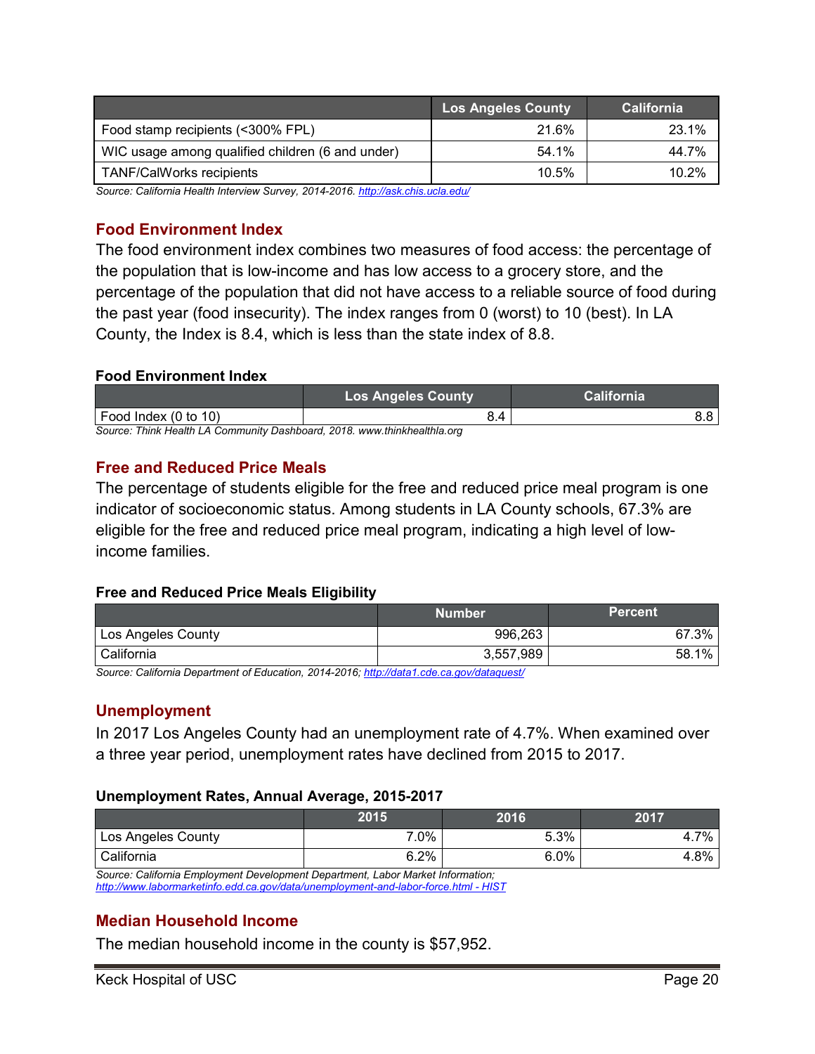| | Los Angeles County | California |
|---|---|---|
| Food stamp recipients (<300% FPL) | 21.6% | 23.1% |
| WIC usage among qualified children (6 and under) | 54.1% | 44.7% |
| TANF/CalWorks recipients | 10.5% | 10.2% |

*Source: California Health Interview Survey, 2014-2016. http://ask.chis.ucla.edu/*

## Food Environment Index

The food environment index combines two measures of food access: the percentage of the population that is low-income and has low access to a grocery store, and the percentage of the population that did not have access to a reliable source of food during the past year (food insecurity). The index ranges from 0 (worst) to 10 (best). In LA County, the Index is 8.4, which is less than the state index of 8.8.

**Food Environment Index**

| | Los Angeles County | California |
|---|---|---|
| Food Index (0 to 10) | 8.4 | 8.8 |

*Source: Think Health LA Community Dashboard, 2018. www.thinkhealthla.org*

## Free and Reduced Price Meals

The percentage of students eligible for the free and reduced price meal program is one indicator of socioeconomic status. Among students in LA County schools, 67.3% are eligible for the free and reduced price meal program, indicating a high level of low-income families.

**Free and Reduced Price Meals Eligibility**

| | Number | Percent |
|---|---|---|
| Los Angeles County | 996,263 | 67.3% |
| California | 3,557,989 | 58.1% |

*Source: California Department of Education, 2014-2016; http://data1.cde.ca.gov/dataquest/*

## Unemployment

In 2017 Los Angeles County had an unemployment rate of 4.7%. When examined over a three year period, unemployment rates have declined from 2015 to 2017.

**Unemployment Rates, Annual Average, 2015-2017**

| | 2015 | 2016 | 2017 |
|---|---|---|---|
| Los Angeles County | 7.0% | 5.3% | 4.7% |
| California | 6.2% | 6.0% | 4.8% |

*Source: California Employment Development Department, Labor Market Information; http://www.labormarketinfo.edd.ca.gov/data/unemployment-and-labor-force.html - HIST*

## Median Household Income

The median household income in the county is $57,952.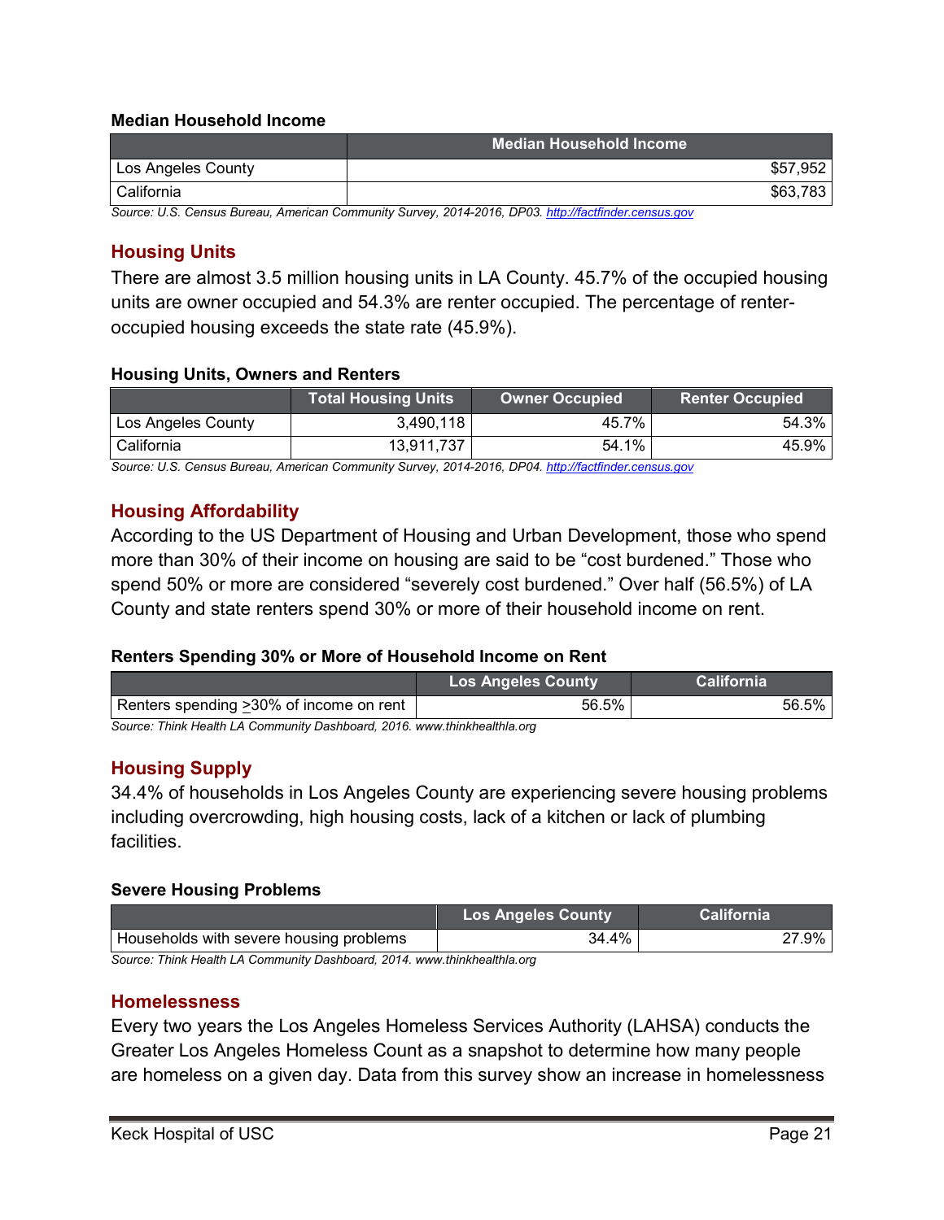**Median Household Income**

| | Median Household Income |
|---|---|
| Los Angeles County | $57,952 |
| California | $63,783 |

*Source: U.S. Census Bureau, American Community Survey, 2014-2016, DP03.* *http://factfinder.census.gov*

## Housing Units

There are almost 3.5 million housing units in LA County. 45.7% of the occupied housing units are owner occupied and 54.3% are renter occupied. The percentage of renter-occupied housing exceeds the state rate (45.9%).

**Housing Units, Owners and Renters**

| | Total Housing Units | Owner Occupied | Renter Occupied |
|---|---|---|---|
| Los Angeles County | 3,490,118 | 45.7% | 54.3% |
| California | 13,911,737 | 54.1% | 45.9% |

*Source: U.S. Census Bureau, American Community Survey, 2014-2016, DP04.* *http://factfinder.census.gov*

## Housing Affordability

According to the US Department of Housing and Urban Development, those who spend more than 30% of their income on housing are said to be "cost burdened." Those who spend 50% or more are considered "severely cost burdened." Over half (56.5%) of LA County and state renters spend 30% or more of their household income on rent.

**Renters Spending 30% or More of Household Income on Rent**

| | Los Angeles County | California |
|---|---|---|
| Renters spending ≥30% of income on rent | 56.5% | 56.5% |

*Source: Think Health LA Community Dashboard, 2016. www.thinkhealthla.org*

## Housing Supply

34.4% of households in Los Angeles County are experiencing severe housing problems including overcrowding, high housing costs, lack of a kitchen or lack of plumbing facilities.

**Severe Housing Problems**

| | Los Angeles County | California |
|---|---|---|
| Households with severe housing problems | 34.4% | 27.9% |

*Source: Think Health LA Community Dashboard, 2014. www.thinkhealthla.org*

## Homelessness

Every two years the Los Angeles Homeless Services Authority (LAHSA) conducts the Greater Los Angeles Homeless Count as a snapshot to determine how many people are homeless on a given day. Data from this survey show an increase in homelessness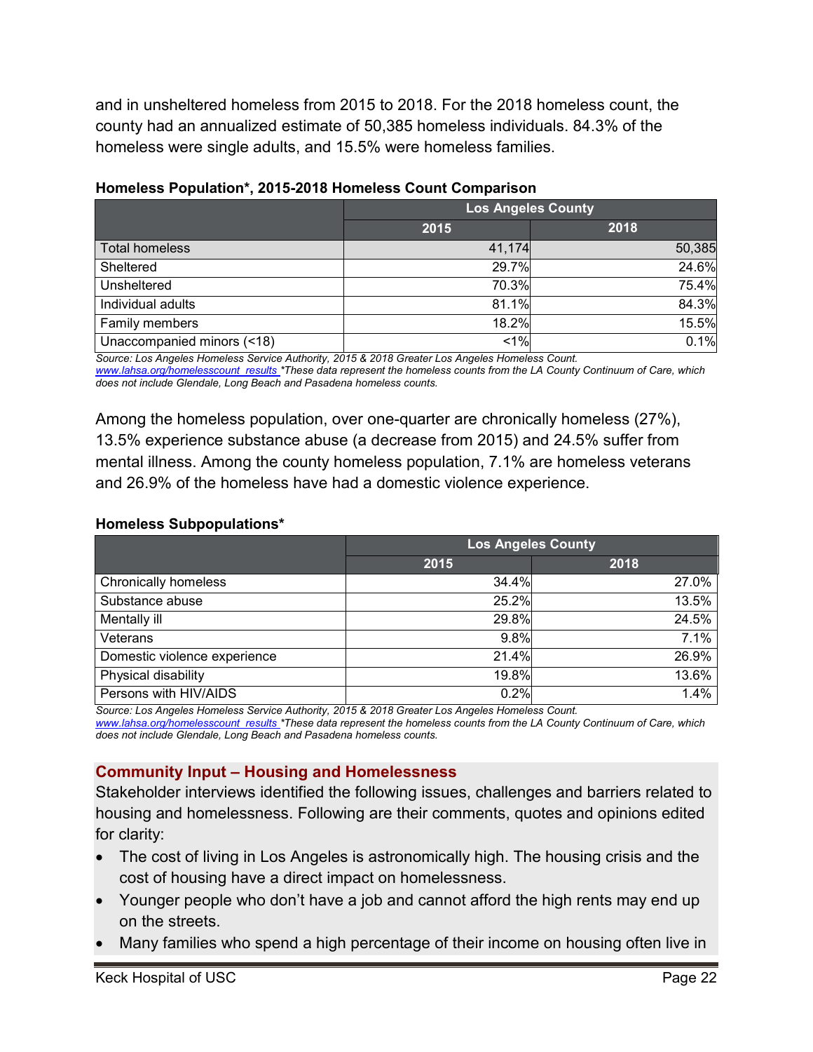and in unsheltered homeless from 2015 to 2018. For the 2018 homeless count, the county had an annualized estimate of 50,385 homeless individuals. 84.3% of the homeless were single adults, and 15.5% were homeless families.

**Homeless Population*, 2015-2018 Homeless Count Comparison**

| | Los Angeles County | |
|---|---|---|
| | 2015 | 2018 |
| Total homeless | 41,174 | 50,385 |
| Sheltered | 29.7% | 24.6% |
| Unsheltered | 70.3% | 75.4% |
| Individual adults | 81.1% | 84.3% |
| Family members | 18.2% | 15.5% |
| Unaccompanied minors (<18) | <1% | 0.1% |

*Source: Los Angeles Homeless Service Authority, 2015 & 2018 Greater Los Angeles Homeless Count. www.lahsa.org/homelesscount_results *These data represent the homeless counts from the LA County Continuum of Care, which does not include Glendale, Long Beach and Pasadena homeless counts.*

Among the homeless population, over one-quarter are chronically homeless (27%), 13.5% experience substance abuse (a decrease from 2015) and 24.5% suffer from mental illness. Among the county homeless population, 7.1% are homeless veterans and 26.9% of the homeless have had a domestic violence experience.

**Homeless Subpopulations***

| | Los Angeles County | |
|---|---|---|
| | 2015 | 2018 |
| Chronically homeless | 34.4% | 27.0% |
| Substance abuse | 25.2% | 13.5% |
| Mentally ill | 29.8% | 24.5% |
| Veterans | 9.8% | 7.1% |
| Domestic violence experience | 21.4% | 26.9% |
| Physical disability | 19.8% | 13.6% |
| Persons with HIV/AIDS | 0.2% | 1.4% |

*Source: Los Angeles Homeless Service Authority, 2015 & 2018 Greater Los Angeles Homeless Count. www.lahsa.org/homelesscount_results *These data represent the homeless counts from the LA County Continuum of Care, which does not include Glendale, Long Beach and Pasadena homeless counts.*

## Community Input – Housing and Homelessness

Stakeholder interviews identified the following issues, challenges and barriers related to housing and homelessness. Following are their comments, quotes and opinions edited for clarity:

- The cost of living in Los Angeles is astronomically high. The housing crisis and the cost of housing have a direct impact on homelessness.
- Younger people who don't have a job and cannot afford the high rents may end up on the streets.
- Many families who spend a high percentage of their income on housing often live in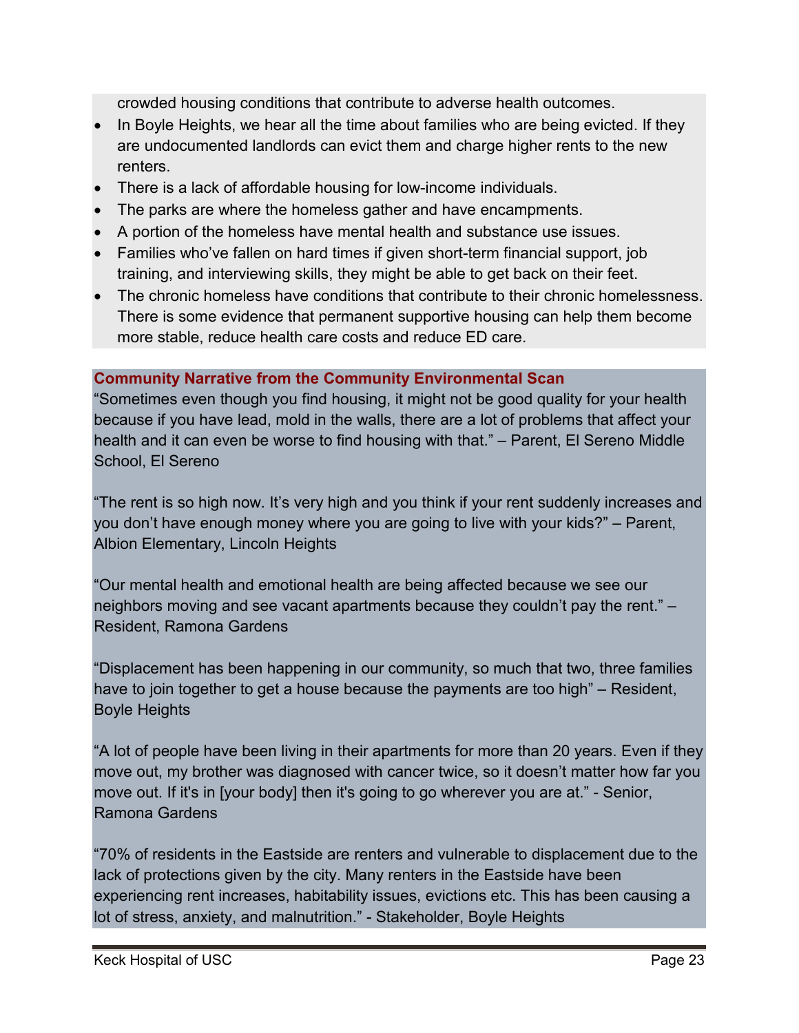crowded housing conditions that contribute to adverse health outcomes.

- In Boyle Heights, we hear all the time about families who are being evicted. If they are undocumented landlords can evict them and charge higher rents to the new renters.
- There is a lack of affordable housing for low-income individuals.
- The parks are where the homeless gather and have encampments.
- A portion of the homeless have mental health and substance use issues.
- Families who've fallen on hard times if given short-term financial support, job training, and interviewing skills, they might be able to get back on their feet.
- The chronic homeless have conditions that contribute to their chronic homelessness. There is some evidence that permanent supportive housing can help them become more stable, reduce health care costs and reduce ED care.

**Community Narrative from the Community Environmental Scan**

"Sometimes even though you find housing, it might not be good quality for your health because if you have lead, mold in the walls, there are a lot of problems that affect your health and it can even be worse to find housing with that." – Parent, El Sereno Middle School, El Sereno

"The rent is so high now. It's very high and you think if your rent suddenly increases and you don't have enough money where you are going to live with your kids?" – Parent, Albion Elementary, Lincoln Heights

"Our mental health and emotional health are being affected because we see our neighbors moving and see vacant apartments because they couldn't pay the rent." – Resident, Ramona Gardens

"Displacement has been happening in our community, so much that two, three families have to join together to get a house because the payments are too high" – Resident, Boyle Heights

"A lot of people have been living in their apartments for more than 20 years. Even if they move out, my brother was diagnosed with cancer twice, so it doesn't matter how far you move out. If it's in [your body] then it's going to go wherever you are at." - Senior, Ramona Gardens

"70% of residents in the Eastside are renters and vulnerable to displacement due to the lack of protections given by the city. Many renters in the Eastside have been experiencing rent increases, habitability issues, evictions etc. This has been causing a lot of stress, anxiety, and malnutrition." - Stakeholder, Boyle Heights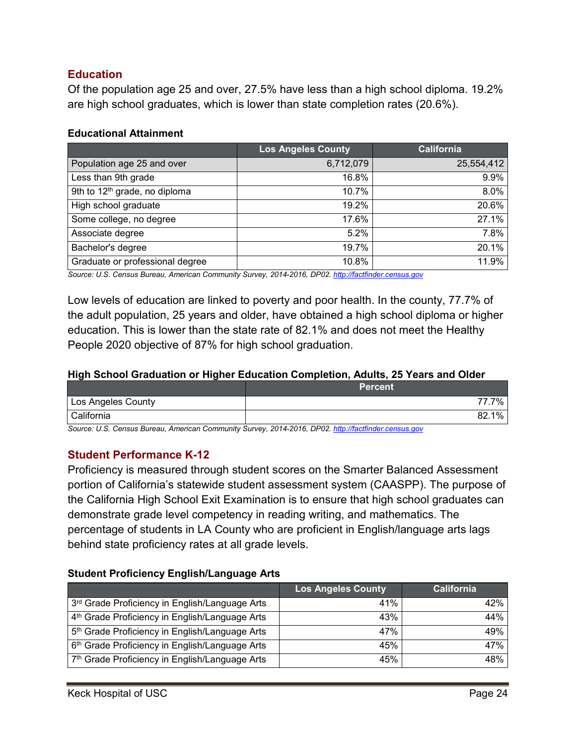## Education

Of the population age 25 and over, 27.5% have less than a high school diploma. 19.2% are high school graduates, which is lower than state completion rates (20.6%).

**Educational Attainment**

| | Los Angeles County | California |
|---|---:|---:|
| Population age 25 and over | 6,712,079 | 25,554,412 |
| Less than 9th grade | 16.8% | 9.9% |
| 9th to 12th grade, no diploma | 10.7% | 8.0% |
| High school graduate | 19.2% | 20.6% |
| Some college, no degree | 17.6% | 27.1% |
| Associate degree | 5.2% | 7.8% |
| Bachelor's degree | 19.7% | 20.1% |
| Graduate or professional degree | 10.8% | 11.9% |

*Source: U.S. Census Bureau, American Community Survey, 2014-2016, DP02.* *http://factfinder.census.gov*

Low levels of education are linked to poverty and poor health. In the county, 77.7% of the adult population, 25 years and older, have obtained a high school diploma or higher education. This is lower than the state rate of 82.1% and does not meet the Healthy People 2020 objective of 87% for high school graduation.

**High School Graduation or Higher Education Completion, Adults, 25 Years and Older**

| | Percent |
|---|---:|
| Los Angeles County | 77.7% |
| California | 82.1% |

*Source: U.S. Census Bureau, American Community Survey, 2014-2016, DP02.* *http://factfinder.census.gov*

## Student Performance K-12

Proficiency is measured through student scores on the Smarter Balanced Assessment portion of California's statewide student assessment system (CAASPP). The purpose of the California High School Exit Examination is to ensure that high school graduates can demonstrate grade level competency in reading writing, and mathematics. The percentage of students in LA County who are proficient in English/language arts lags behind state proficiency rates at all grade levels.

**Student Proficiency English/Language Arts**

| | Los Angeles County | California |
|---|---:|---:|
| 3rd Grade Proficiency in English/Language Arts | 41% | 42% |
| 4th Grade Proficiency in English/Language Arts | 43% | 44% |
| 5th Grade Proficiency in English/Language Arts | 47% | 49% |
| 6th Grade Proficiency in English/Language Arts | 45% | 47% |
| 7th Grade Proficiency in English/Language Arts | 45% | 48% |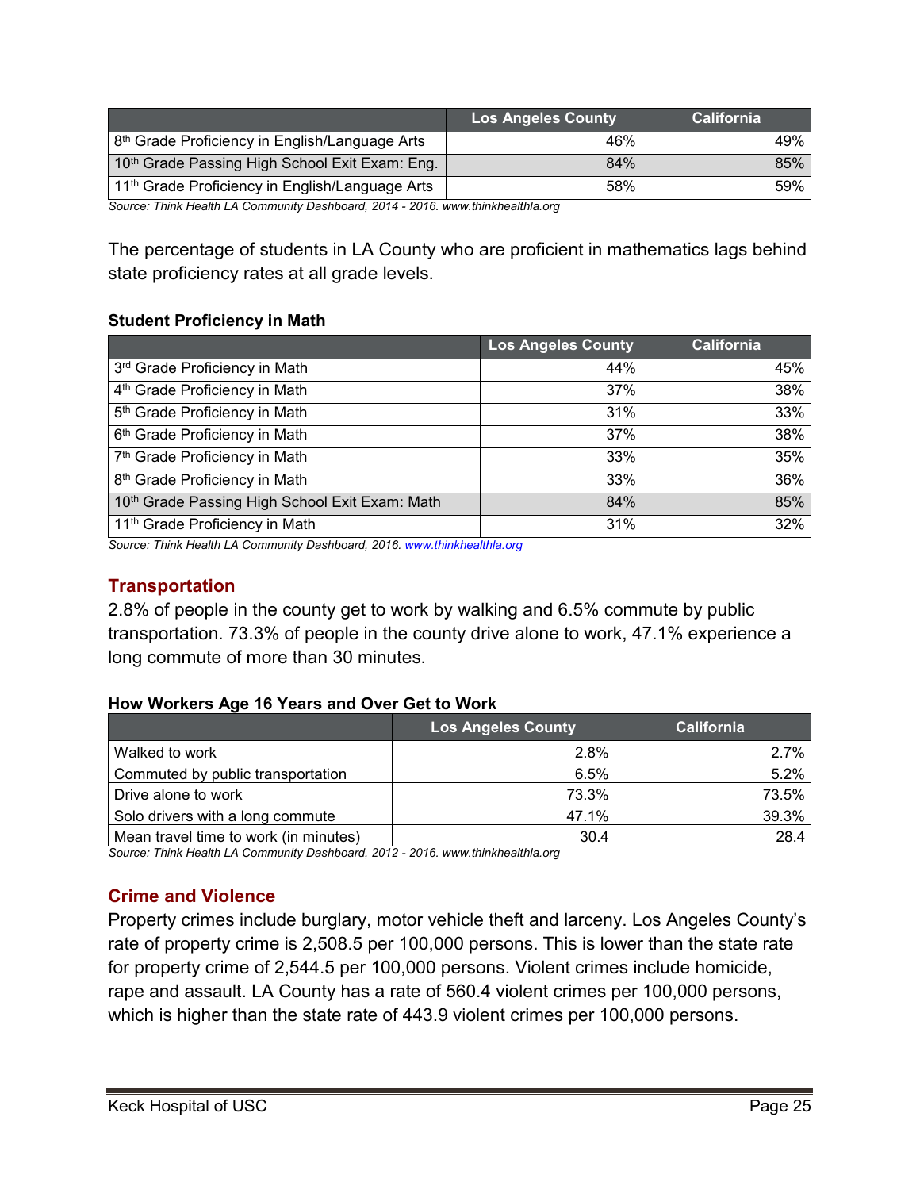| | Los Angeles County | California |
|---|---|---|
| 8th Grade Proficiency in English/Language Arts | 46% | 49% |
| 10th Grade Passing High School Exit Exam: Eng. | 84% | 85% |
| 11th Grade Proficiency in English/Language Arts | 58% | 59% |

*Source: Think Health LA Community Dashboard, 2014 - 2016. www.thinkhealthla.org*

The percentage of students in LA County who are proficient in mathematics lags behind state proficiency rates at all grade levels.

**Student Proficiency in Math**

| | Los Angeles County | California |
|---|---|---|
| 3rd Grade Proficiency in Math | 44% | 45% |
| 4th Grade Proficiency in Math | 37% | 38% |
| 5th Grade Proficiency in Math | 31% | 33% |
| 6th Grade Proficiency in Math | 37% | 38% |
| 7th Grade Proficiency in Math | 33% | 35% |
| 8th Grade Proficiency in Math | 33% | 36% |
| 10th Grade Passing High School Exit Exam: Math | 84% | 85% |
| 11th Grade Proficiency in Math | 31% | 32% |

*Source: Think Health LA Community Dashboard, 2016. www.thinkhealthla.org*

## Transportation

2.8% of people in the county get to work by walking and 6.5% commute by public transportation. 73.3% of people in the county drive alone to work, 47.1% experience a long commute of more than 30 minutes.

**How Workers Age 16 Years and Over Get to Work**

| | Los Angeles County | California |
|---|---|---|
| Walked to work | 2.8% | 2.7% |
| Commuted by public transportation | 6.5% | 5.2% |
| Drive alone to work | 73.3% | 73.5% |
| Solo drivers with a long commute | 47.1% | 39.3% |
| Mean travel time to work (in minutes) | 30.4 | 28.4 |

*Source: Think Health LA Community Dashboard, 2012 - 2016. www.thinkhealthla.org*

## Crime and Violence

Property crimes include burglary, motor vehicle theft and larceny. Los Angeles County's rate of property crime is 2,508.5 per 100,000 persons. This is lower than the state rate for property crime of 2,544.5 per 100,000 persons. Violent crimes include homicide, rape and assault. LA County has a rate of 560.4 violent crimes per 100,000 persons, which is higher than the state rate of 443.9 violent crimes per 100,000 persons.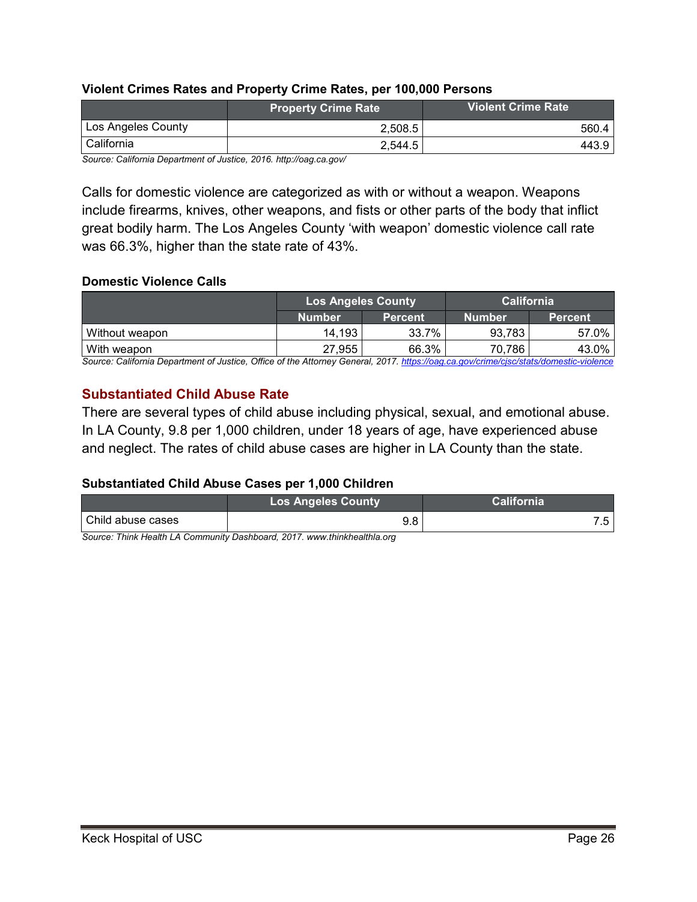**Violent Crimes Rates and Property Crime Rates, per 100,000 Persons**

| | Property Crime Rate | Violent Crime Rate |
|---|---|---|
| Los Angeles County | 2,508.5 | 560.4 |
| California | 2,544.5 | 443.9 |

*Source: California Department of Justice, 2016. http://oag.ca.gov/*

Calls for domestic violence are categorized as with or without a weapon. Weapons include firearms, knives, other weapons, and fists or other parts of the body that inflict great bodily harm. The Los Angeles County 'with weapon' domestic violence call rate was 66.3%, higher than the state rate of 43%.

**Domestic Violence Calls**

| | Los Angeles County | | California | |
|---|---|---|---|---|
| | Number | Percent | Number | Percent |
| Without weapon | 14,193 | 33.7% | 93,783 | 57.0% |
| With weapon | 27,955 | 66.3% | 70,786 | 43.0% |

*Source: California Department of Justice, Office of the Attorney General, 2017. https://oag.ca.gov/crime/cjsc/stats/domestic-violence*

## Substantiated Child Abuse Rate

There are several types of child abuse including physical, sexual, and emotional abuse. In LA County, 9.8 per 1,000 children, under 18 years of age, have experienced abuse and neglect. The rates of child abuse cases are higher in LA County than the state.

**Substantiated Child Abuse Cases per 1,000 Children**

| | Los Angeles County | California |
|---|---|---|
| Child abuse cases | 9.8 | 7.5 |

*Source: Think Health LA Community Dashboard, 2017. www.thinkhealthla.org*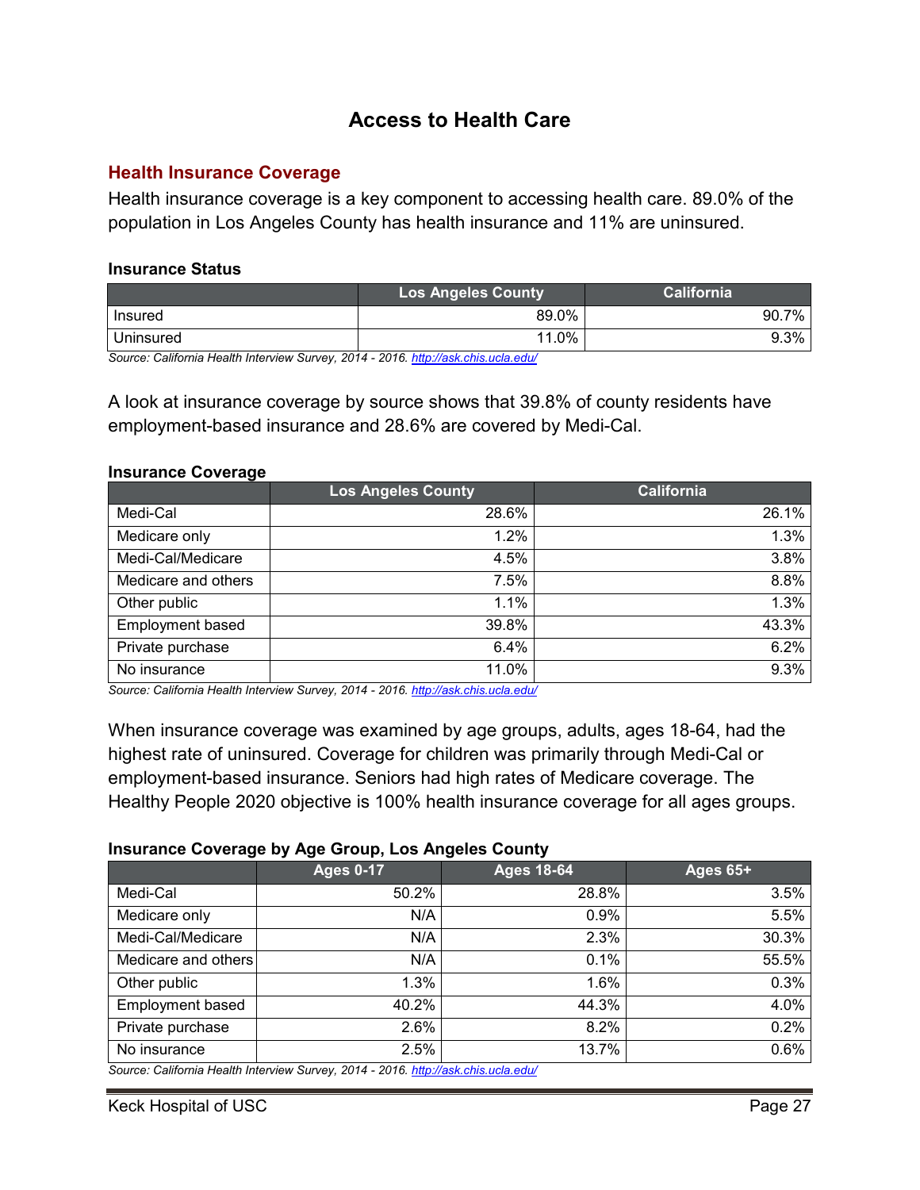# Access to Health Care

## Health Insurance Coverage

Health insurance coverage is a key component to accessing health care. 89.0% of the population in Los Angeles County has health insurance and 11% are uninsured.

**Insurance Status**

| | Los Angeles County | California |
|---|---|---|
| Insured | 89.0% | 90.7% |
| Uninsured | 11.0% | 9.3% |

*Source: California Health Interview Survey, 2014 - 2016. http://ask.chis.ucla.edu/*

A look at insurance coverage by source shows that 39.8% of county residents have employment-based insurance and 28.6% are covered by Medi-Cal.

**Insurance Coverage**

| | Los Angeles County | California |
|---|---|---|
| Medi-Cal | 28.6% | 26.1% |
| Medicare only | 1.2% | 1.3% |
| Medi-Cal/Medicare | 4.5% | 3.8% |
| Medicare and others | 7.5% | 8.8% |
| Other public | 1.1% | 1.3% |
| Employment based | 39.8% | 43.3% |
| Private purchase | 6.4% | 6.2% |
| No insurance | 11.0% | 9.3% |

*Source: California Health Interview Survey, 2014 - 2016. http://ask.chis.ucla.edu/*

When insurance coverage was examined by age groups, adults, ages 18-64, had the highest rate of uninsured. Coverage for children was primarily through Medi-Cal or employment-based insurance. Seniors had high rates of Medicare coverage. The Healthy People 2020 objective is 100% health insurance coverage for all ages groups.

**Insurance Coverage by Age Group, Los Angeles County**

| | Ages 0-17 | Ages 18-64 | Ages 65+ |
|---|---|---|---|
| Medi-Cal | 50.2% | 28.8% | 3.5% |
| Medicare only | N/A | 0.9% | 5.5% |
| Medi-Cal/Medicare | N/A | 2.3% | 30.3% |
| Medicare and others | N/A | 0.1% | 55.5% |
| Other public | 1.3% | 1.6% | 0.3% |
| Employment based | 40.2% | 44.3% | 4.0% |
| Private purchase | 2.6% | 8.2% | 0.2% |
| No insurance | 2.5% | 13.7% | 0.6% |

*Source: California Health Interview Survey, 2014 - 2016. http://ask.chis.ucla.edu/*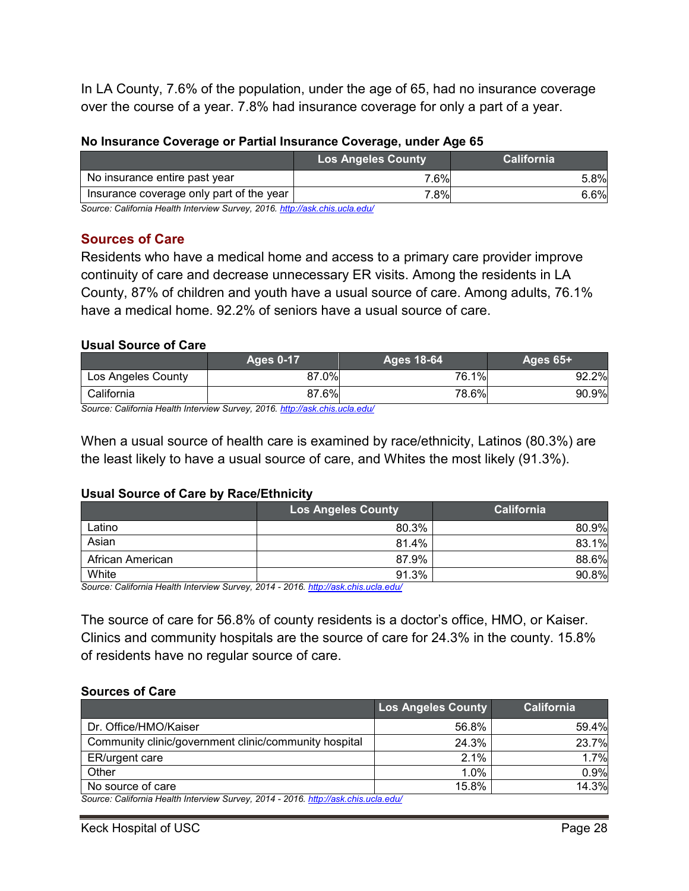In LA County, 7.6% of the population, under the age of 65, had no insurance coverage over the course of a year. 7.8% had insurance coverage for only a part of a year.

**No Insurance Coverage or Partial Insurance Coverage, under Age 65**

| | Los Angeles County | California |
|---|---|---|
| No insurance entire past year | 7.6% | 5.8% |
| Insurance coverage only part of the year | 7.8% | 6.6% |

*Source: California Health Interview Survey, 2016. http://ask.chis.ucla.edu/*

## Sources of Care

Residents who have a medical home and access to a primary care provider improve continuity of care and decrease unnecessary ER visits. Among the residents in LA County, 87% of children and youth have a usual source of care. Among adults, 76.1% have a medical home. 92.2% of seniors have a usual source of care.

**Usual Source of Care**

| | Ages 0-17 | Ages 18-64 | Ages 65+ |
|---|---|---|---|
| Los Angeles County | 87.0% | 76.1% | 92.2% |
| California | 87.6% | 78.6% | 90.9% |

*Source: California Health Interview Survey, 2016. http://ask.chis.ucla.edu/*

When a usual source of health care is examined by race/ethnicity, Latinos (80.3%) are the least likely to have a usual source of care, and Whites the most likely (91.3%).

**Usual Source of Care by Race/Ethnicity**

| | Los Angeles County | California |
|---|---|---|
| Latino | 80.3% | 80.9% |
| Asian | 81.4% | 83.1% |
| African American | 87.9% | 88.6% |
| White | 91.3% | 90.8% |

*Source: California Health Interview Survey, 2014 - 2016. http://ask.chis.ucla.edu/*

The source of care for 56.8% of county residents is a doctor's office, HMO, or Kaiser. Clinics and community hospitals are the source of care for 24.3% in the county. 15.8% of residents have no regular source of care.

**Sources of Care**

| | Los Angeles County | California |
|---|---|---|
| Dr. Office/HMO/Kaiser | 56.8% | 59.4% |
| Community clinic/government clinic/community hospital | 24.3% | 23.7% |
| ER/urgent care | 2.1% | 1.7% |
| Other | 1.0% | 0.9% |
| No source of care | 15.8% | 14.3% |

*Source: California Health Interview Survey, 2014 - 2016. http://ask.chis.ucla.edu/*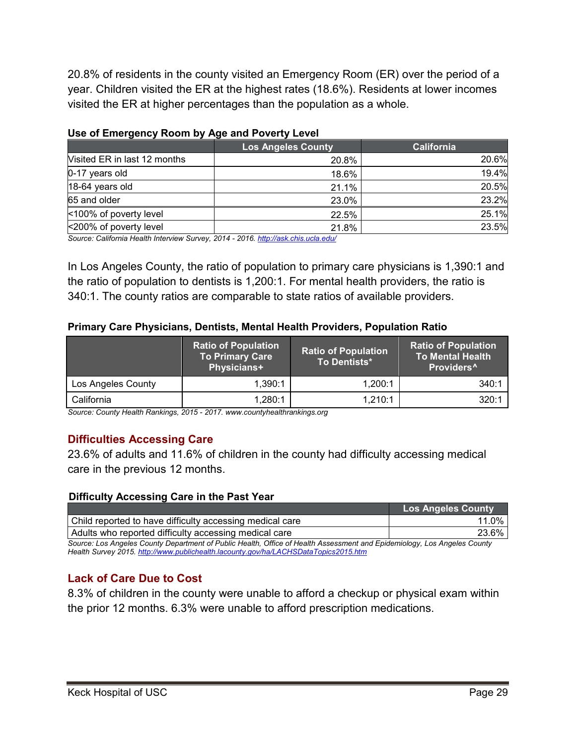20.8% of residents in the county visited an Emergency Room (ER) over the period of a year. Children visited the ER at the highest rates (18.6%). Residents at lower incomes visited the ER at higher percentages than the population as a whole.

**Use of Emergency Room by Age and Poverty Level**

| | Los Angeles County | California |
|---|---|---|
| Visited ER in last 12 months | 20.8% | 20.6% |
| 0-17 years old | 18.6% | 19.4% |
| 18-64 years old | 21.1% | 20.5% |
| 65 and older | 23.0% | 23.2% |
| <100% of poverty level | 22.5% | 25.1% |
| <200% of poverty level | 21.8% | 23.5% |

*Source: California Health Interview Survey, 2014 - 2016. http://ask.chis.ucla.edu/*

In Los Angeles County, the ratio of population to primary care physicians is 1,390:1 and the ratio of population to dentists is 1,200:1. For mental health providers, the ratio is 340:1. The county ratios are comparable to state ratios of available providers.

**Primary Care Physicians, Dentists, Mental Health Providers, Population Ratio**

| | Ratio of Population To Primary Care Physicians+ | Ratio of Population To Dentists* | Ratio of Population To Mental Health Providers^ |
|---|---|---|---|
| Los Angeles County | 1,390:1 | 1,200:1 | 340:1 |
| California | 1,280:1 | 1,210:1 | 320:1 |

*Source: County Health Rankings, 2015 - 2017. www.countyhealthrankings.org*

## Difficulties Accessing Care

23.6% of adults and 11.6% of children in the county had difficulty accessing medical care in the previous 12 months.

**Difficulty Accessing Care in the Past Year**

| | Los Angeles County |
|---|---|
| Child reported to have difficulty accessing medical care | 11.0% |
| Adults who reported difficulty accessing medical care | 23.6% |

*Source: Los Angeles County Department of Public Health, Office of Health Assessment and Epidemiology, Los Angeles County Health Survey 2015. http://www.publichealth.lacounty.gov/ha/LACHSDataTopics2015.htm*

## Lack of Care Due to Cost

8.3% of children in the county were unable to afford a checkup or physical exam within the prior 12 months. 6.3% were unable to afford prescription medications.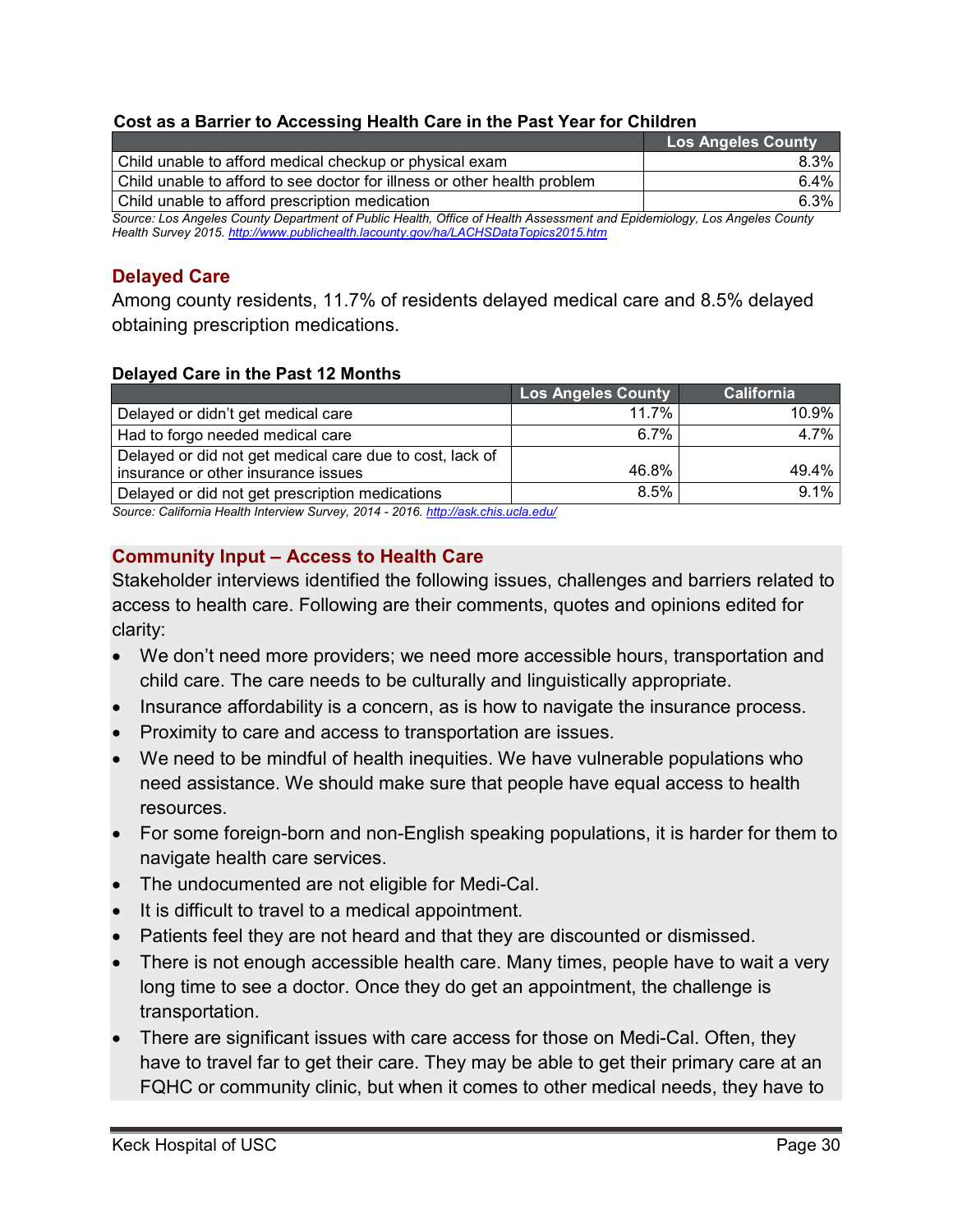**Cost as a Barrier to Accessing Health Care in the Past Year for Children**

| | Los Angeles County |
|---|---|
| Child unable to afford medical checkup or physical exam | 8.3% |
| Child unable to afford to see doctor for illness or other health problem | 6.4% |
| Child unable to afford prescription medication | 6.3% |

*Source: Los Angeles County Department of Public Health, Office of Health Assessment and Epidemiology, Los Angeles County Health Survey 2015. http://www.publichealth.lacounty.gov/ha/LACHSDataTopics2015.htm*

## Delayed Care

Among county residents, 11.7% of residents delayed medical care and 8.5% delayed obtaining prescription medications.

**Delayed Care in the Past 12 Months**

| | Los Angeles County | California |
|---|---|---|
| Delayed or didn't get medical care | 11.7% | 10.9% |
| Had to forgo needed medical care | 6.7% | 4.7% |
| Delayed or did not get medical care due to cost, lack of insurance or other insurance issues | 46.8% | 49.4% |
| Delayed or did not get prescription medications | 8.5% | 9.1% |

*Source: California Health Interview Survey, 2014 - 2016. http://ask.chis.ucla.edu/*

## Community Input – Access to Health Care

Stakeholder interviews identified the following issues, challenges and barriers related to access to health care. Following are their comments, quotes and opinions edited for clarity:

- We don't need more providers; we need more accessible hours, transportation and child care. The care needs to be culturally and linguistically appropriate.
- Insurance affordability is a concern, as is how to navigate the insurance process.
- Proximity to care and access to transportation are issues.
- We need to be mindful of health inequities. We have vulnerable populations who need assistance. We should make sure that people have equal access to health resources.
- For some foreign-born and non-English speaking populations, it is harder for them to navigate health care services.
- The undocumented are not eligible for Medi-Cal.
- It is difficult to travel to a medical appointment.
- Patients feel they are not heard and that they are discounted or dismissed.
- There is not enough accessible health care. Many times, people have to wait a very long time to see a doctor. Once they do get an appointment, the challenge is transportation.
- There are significant issues with care access for those on Medi-Cal. Often, they have to travel far to get their care. They may be able to get their primary care at an FQHC or community clinic, but when it comes to other medical needs, they have to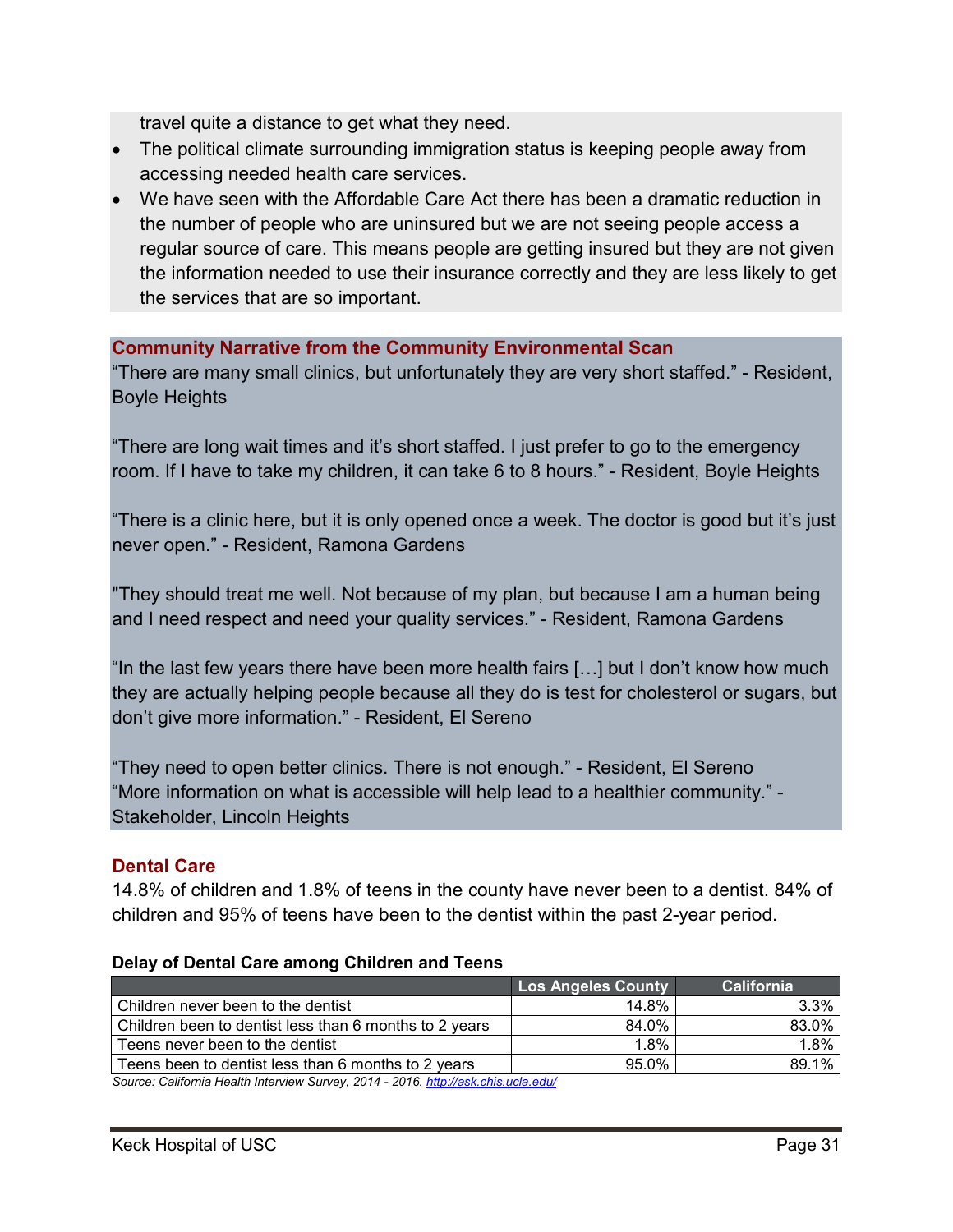travel quite a distance to get what they need.

- The political climate surrounding immigration status is keeping people away from accessing needed health care services.
- We have seen with the Affordable Care Act there has been a dramatic reduction in the number of people who are uninsured but we are not seeing people access a regular source of care. This means people are getting insured but they are not given the information needed to use their insurance correctly and they are less likely to get the services that are so important.

**Community Narrative from the Community Environmental Scan**

"There are many small clinics, but unfortunately they are very short staffed." - Resident, Boyle Heights

"There are long wait times and it's short staffed. I just prefer to go to the emergency room. If I have to take my children, it can take 6 to 8 hours." - Resident, Boyle Heights

"There is a clinic here, but it is only opened once a week. The doctor is good but it's just never open." - Resident, Ramona Gardens

"They should treat me well. Not because of my plan, but because I am a human being and I need respect and need your quality services." - Resident, Ramona Gardens

"In the last few years there have been more health fairs […] but I don't know how much they are actually helping people because all they do is test for cholesterol or sugars, but don't give more information." - Resident, El Sereno

"They need to open better clinics. There is not enough." - Resident, El Sereno
"More information on what is accessible will help lead to a healthier community." - Stakeholder, Lincoln Heights

## Dental Care

14.8% of children and 1.8% of teens in the county have never been to a dentist. 84% of children and 95% of teens have been to the dentist within the past 2-year period.

**Delay of Dental Care among Children and Teens**

| | Los Angeles County | California |
|---|---|---|
| Children never been to the dentist | 14.8% | 3.3% |
| Children been to dentist less than 6 months to 2 years | 84.0% | 83.0% |
| Teens never been to the dentist | 1.8% | 1.8% |
| Teens been to dentist less than 6 months to 2 years | 95.0% | 89.1% |

*Source: California Health Interview Survey, 2014 - 2016. http://ask.chis.ucla.edu/*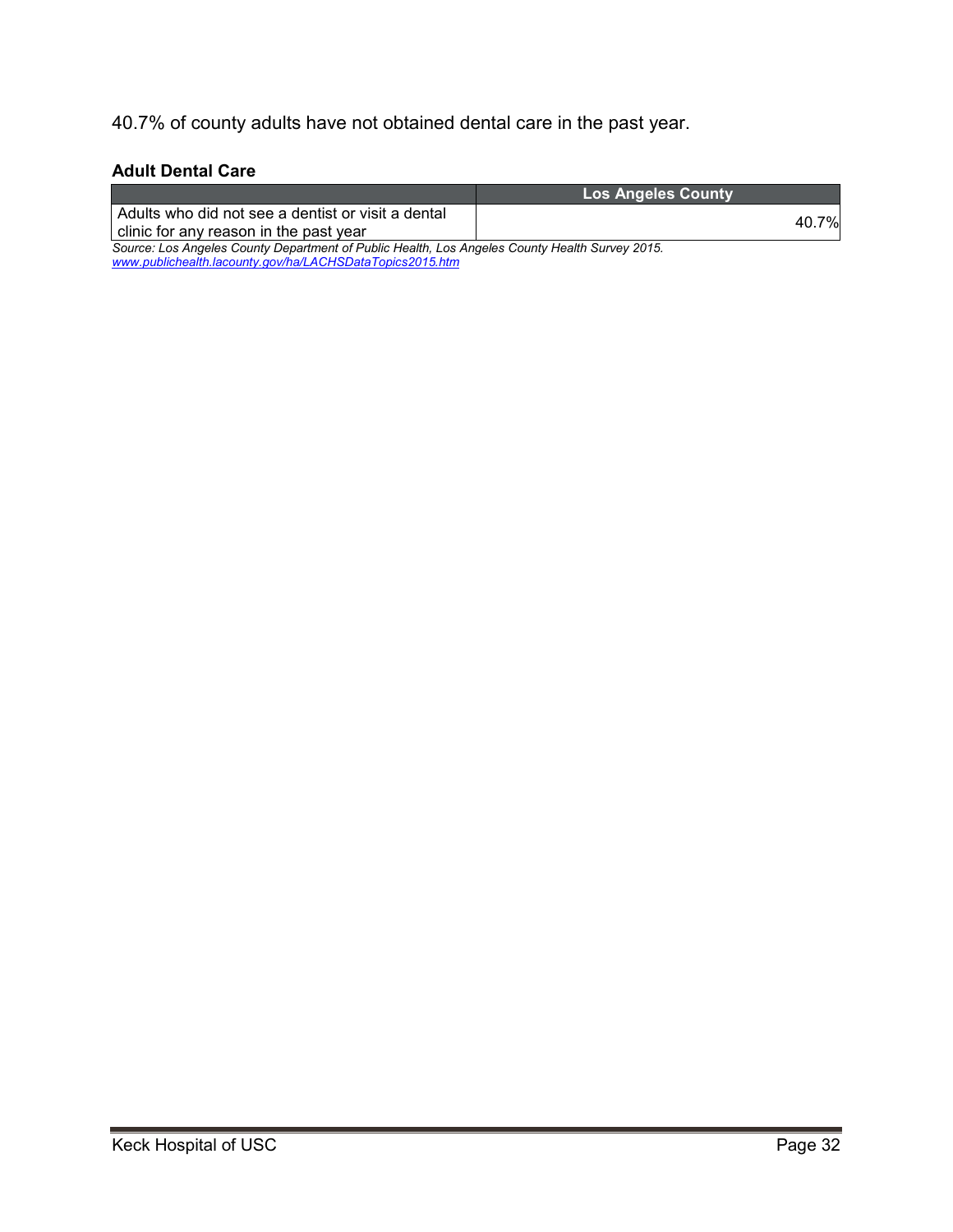40.7% of county adults have not obtained dental care in the past year.

**Adult Dental Care**

| | Los Angeles County |
|---|---|
| Adults who did not see a dentist or visit a dental clinic for any reason in the past year | 40.7% |

*Source: Los Angeles County Department of Public Health, Los Angeles County Health Survey 2015.*
*www.publichealth.lacounty.gov/ha/LACHSDataTopics2015.htm*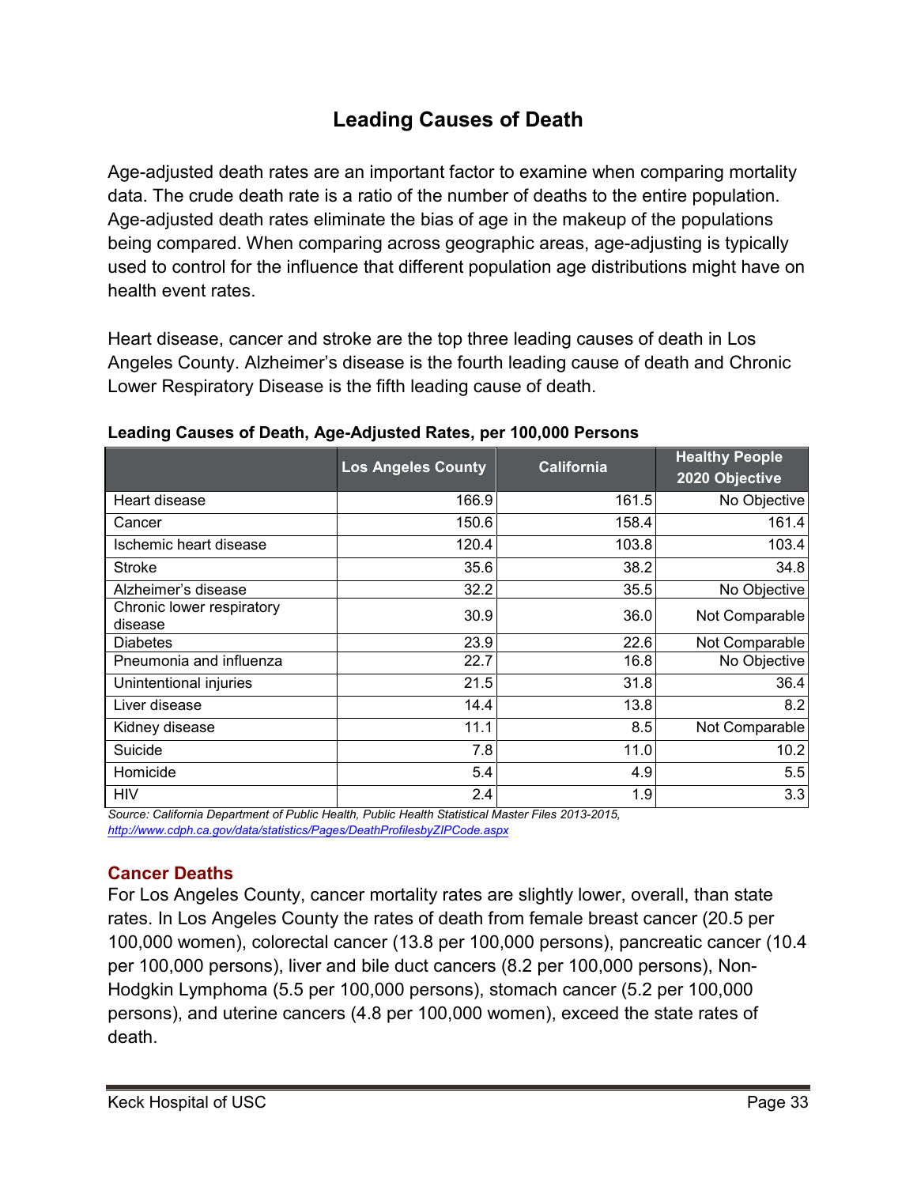## Leading Causes of Death

Age-adjusted death rates are an important factor to examine when comparing mortality data. The crude death rate is a ratio of the number of deaths to the entire population. Age-adjusted death rates eliminate the bias of age in the makeup of the populations being compared. When comparing across geographic areas, age-adjusting is typically used to control for the influence that different population age distributions might have on health event rates.

Heart disease, cancer and stroke are the top three leading causes of death in Los Angeles County. Alzheimer's disease is the fourth leading cause of death and Chronic Lower Respiratory Disease is the fifth leading cause of death.

**Leading Causes of Death, Age-Adjusted Rates, per 100,000 Persons**

| | Los Angeles County | California | Healthy People 2020 Objective |
|---|---|---|---|
| Heart disease | 166.9 | 161.5 | No Objective |
| Cancer | 150.6 | 158.4 | 161.4 |
| Ischemic heart disease | 120.4 | 103.8 | 103.4 |
| Stroke | 35.6 | 38.2 | 34.8 |
| Alzheimer's disease | 32.2 | 35.5 | No Objective |
| Chronic lower respiratory disease | 30.9 | 36.0 | Not Comparable |
| Diabetes | 23.9 | 22.6 | Not Comparable |
| Pneumonia and influenza | 22.7 | 16.8 | No Objective |
| Unintentional injuries | 21.5 | 31.8 | 36.4 |
| Liver disease | 14.4 | 13.8 | 8.2 |
| Kidney disease | 11.1 | 8.5 | Not Comparable |
| Suicide | 7.8 | 11.0 | 10.2 |
| Homicide | 5.4 | 4.9 | 5.5 |
| HIV | 2.4 | 1.9 | 3.3 |

*Source: California Department of Public Health, Public Health Statistical Master Files 2013-2015, http://www.cdph.ca.gov/data/statistics/Pages/DeathProfilesbyZIPCode.aspx*

### Cancer Deaths

For Los Angeles County, cancer mortality rates are slightly lower, overall, than state rates. In Los Angeles County the rates of death from female breast cancer (20.5 per 100,000 women), colorectal cancer (13.8 per 100,000 persons), pancreatic cancer (10.4 per 100,000 persons), liver and bile duct cancers (8.2 per 100,000 persons), Non-Hodgkin Lymphoma (5.5 per 100,000 persons), stomach cancer (5.2 per 100,000 persons), and uterine cancers (4.8 per 100,000 women), exceed the state rates of death.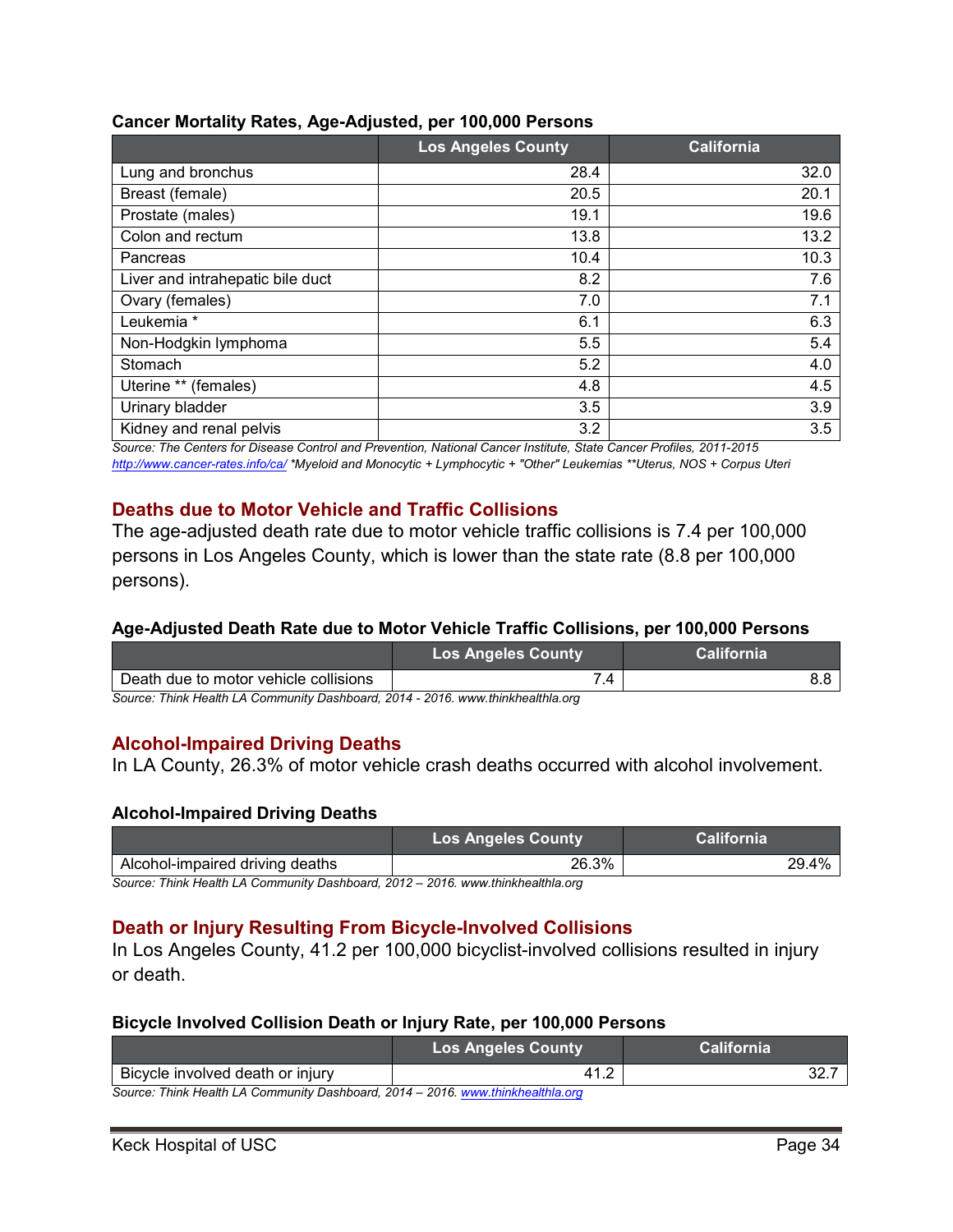**Cancer Mortality Rates, Age-Adjusted, per 100,000 Persons**

| | Los Angeles County | California |
|---|---|---|
| Lung and bronchus | 28.4 | 32.0 |
| Breast (female) | 20.5 | 20.1 |
| Prostate (males) | 19.1 | 19.6 |
| Colon and rectum | 13.8 | 13.2 |
| Pancreas | 10.4 | 10.3 |
| Liver and intrahepatic bile duct | 8.2 | 7.6 |
| Ovary (females) | 7.0 | 7.1 |
| Leukemia * | 6.1 | 6.3 |
| Non-Hodgkin lymphoma | 5.5 | 5.4 |
| Stomach | 5.2 | 4.0 |
| Uterine ** (females) | 4.8 | 4.5 |
| Urinary bladder | 3.5 | 3.9 |
| Kidney and renal pelvis | 3.2 | 3.5 |

*Source: The Centers for Disease Control and Prevention, National Cancer Institute, State Cancer Profiles, 2011-2015 http://www.cancer-rates.info/ca/ *Myeloid and Monocytic + Lymphocytic + "Other" Leukemias **Uterus, NOS + Corpus Uteri*

## Deaths due to Motor Vehicle and Traffic Collisions

The age-adjusted death rate due to motor vehicle traffic collisions is 7.4 per 100,000 persons in Los Angeles County, which is lower than the state rate (8.8 per 100,000 persons).

**Age-Adjusted Death Rate due to Motor Vehicle Traffic Collisions, per 100,000 Persons**

| | Los Angeles County | California |
|---|---|---|
| Death due to motor vehicle collisions | 7.4 | 8.8 |

*Source: Think Health LA Community Dashboard, 2014 - 2016. www.thinkhealthla.org*

## Alcohol-Impaired Driving Deaths

In LA County, 26.3% of motor vehicle crash deaths occurred with alcohol involvement.

**Alcohol-Impaired Driving Deaths**

| | Los Angeles County | California |
|---|---|---|
| Alcohol-impaired driving deaths | 26.3% | 29.4% |

*Source: Think Health LA Community Dashboard, 2012 – 2016. www.thinkhealthla.org*

## Death or Injury Resulting From Bicycle-Involved Collisions

In Los Angeles County, 41.2 per 100,000 bicyclist-involved collisions resulted in injury or death.

**Bicycle Involved Collision Death or Injury Rate, per 100,000 Persons**

| | Los Angeles County | California |
|---|---|---|
| Bicycle involved death or injury | 41.2 | 32.7 |

*Source: Think Health LA Community Dashboard, 2014 – 2016. www.thinkhealthla.org*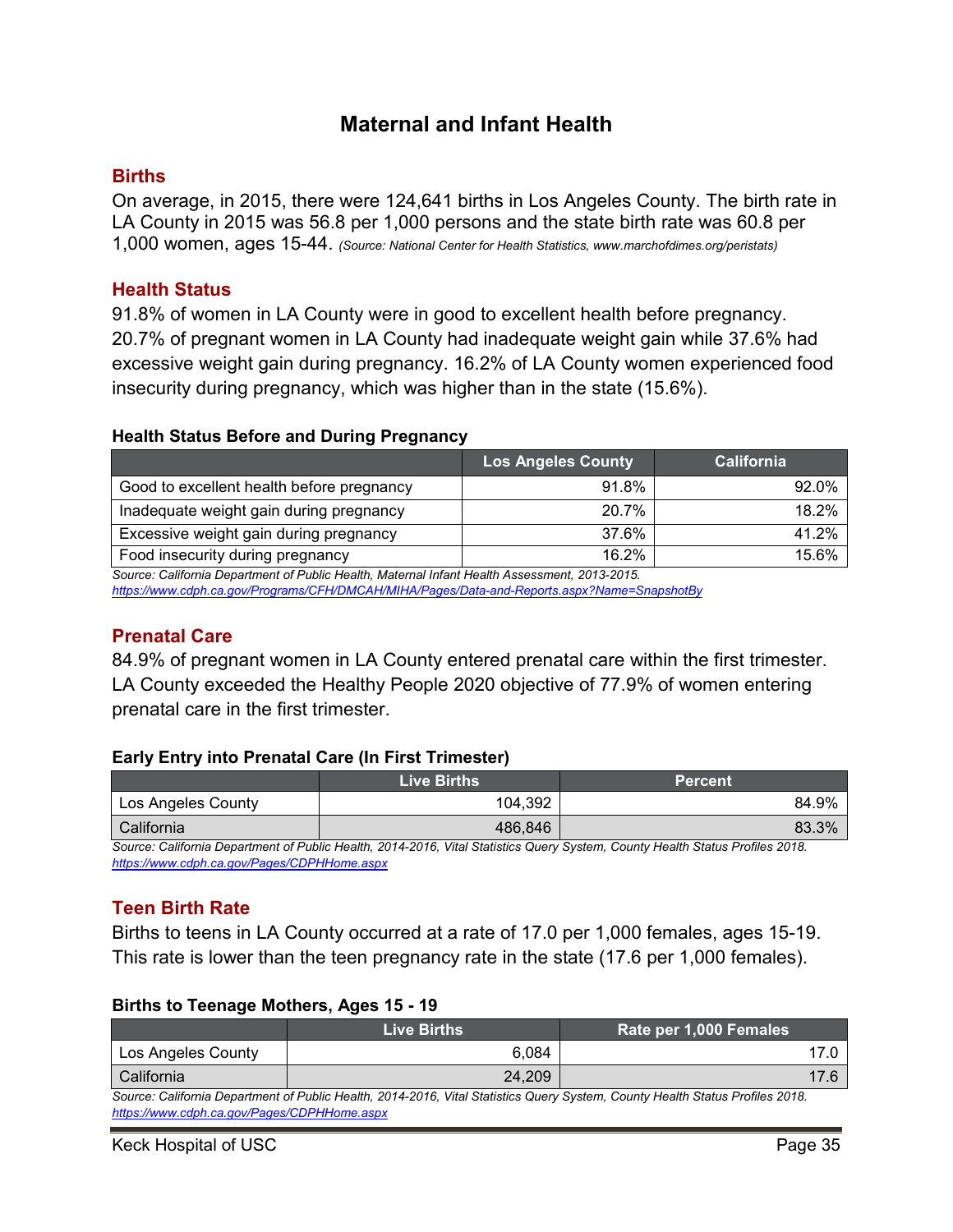# Maternal and Infant Health

## Births

On average, in 2015, there were 124,641 births in Los Angeles County. The birth rate in LA County in 2015 was 56.8 per 1,000 persons and the state birth rate was 60.8 per 1,000 women, ages 15-44. *(Source: National Center for Health Statistics, www.marchofdimes.org/peristats)*

## Health Status

91.8% of women in LA County were in good to excellent health before pregnancy. 20.7% of pregnant women in LA County had inadequate weight gain while 37.6% had excessive weight gain during pregnancy. 16.2% of LA County women experienced food insecurity during pregnancy, which was higher than in the state (15.6%).

**Health Status Before and During Pregnancy**

| | Los Angeles County | California |
|---|---|---|
| Good to excellent health before pregnancy | 91.8% | 92.0% |
| Inadequate weight gain during pregnancy | 20.7% | 18.2% |
| Excessive weight gain during pregnancy | 37.6% | 41.2% |
| Food insecurity during pregnancy | 16.2% | 15.6% |

*Source: California Department of Public Health, Maternal Infant Health Assessment, 2013-2015.*
*https://www.cdph.ca.gov/Programs/CFH/DMCAH/MIHA/Pages/Data-and-Reports.aspx?Name=SnapshotBy*

## Prenatal Care

84.9% of pregnant women in LA County entered prenatal care within the first trimester. LA County exceeded the Healthy People 2020 objective of 77.9% of women entering prenatal care in the first trimester.

**Early Entry into Prenatal Care (In First Trimester)**

| | Live Births | Percent |
|---|---|---|
| Los Angeles County | 104,392 | 84.9% |
| California | 486,846 | 83.3% |

*Source: California Department of Public Health, 2014-2016, Vital Statistics Query System, County Health Status Profiles 2018.*
*https://www.cdph.ca.gov/Pages/CDPHHome.aspx*

## Teen Birth Rate

Births to teens in LA County occurred at a rate of 17.0 per 1,000 females, ages 15-19. This rate is lower than the teen pregnancy rate in the state (17.6 per 1,000 females).

**Births to Teenage Mothers, Ages 15 - 19**

| | Live Births | Rate per 1,000 Females |
|---|---|---|
| Los Angeles County | 6,084 | 17.0 |
| California | 24,209 | 17.6 |

*Source: California Department of Public Health, 2014-2016, Vital Statistics Query System, County Health Status Profiles 2018.*
*https://www.cdph.ca.gov/Pages/CDPHHome.aspx*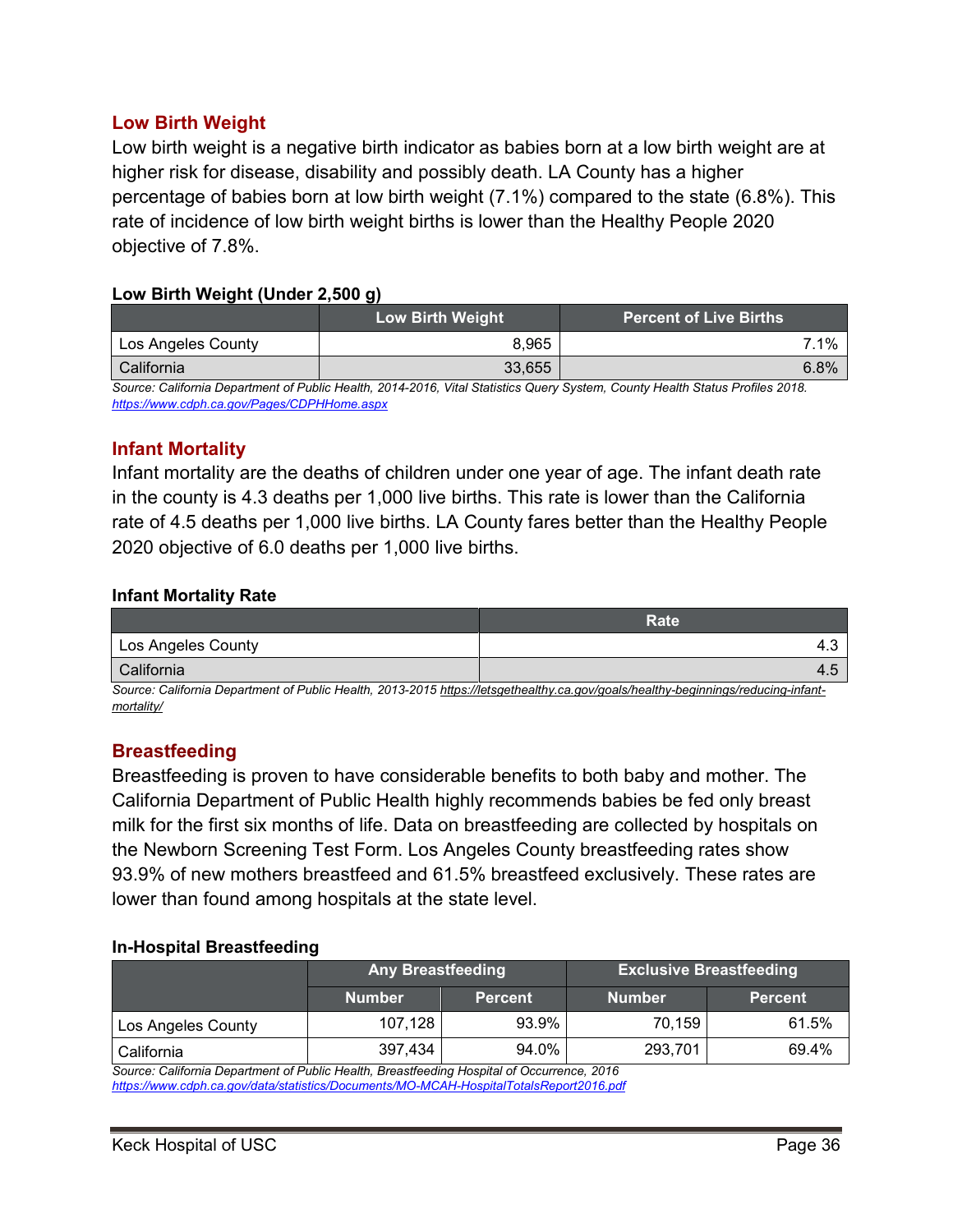## Low Birth Weight

Low birth weight is a negative birth indicator as babies born at a low birth weight are at higher risk for disease, disability and possibly death. LA County has a higher percentage of babies born at low birth weight (7.1%) compared to the state (6.8%). This rate of incidence of low birth weight births is lower than the Healthy People 2020 objective of 7.8%.

**Low Birth Weight (Under 2,500 g)**

| | Low Birth Weight | Percent of Live Births |
|---|---|---|
| Los Angeles County | 8,965 | 7.1% |
| California | 33,655 | 6.8% |

*Source: California Department of Public Health, 2014-2016, Vital Statistics Query System, County Health Status Profiles 2018.* *https://www.cdph.ca.gov/Pages/CDPHHome.aspx*

## Infant Mortality

Infant mortality are the deaths of children under one year of age. The infant death rate in the county is 4.3 deaths per 1,000 live births. This rate is lower than the California rate of 4.5 deaths per 1,000 live births. LA County fares better than the Healthy People 2020 objective of 6.0 deaths per 1,000 live births.

**Infant Mortality Rate**

| | Rate |
|---|---|
| Los Angeles County | 4.3 |
| California | 4.5 |

*Source: California Department of Public Health, 2013-2015* *https://letsgethealthy.ca.gov/goals/healthy-beginnings/reducing-infant-mortality/*

## Breastfeeding

Breastfeeding is proven to have considerable benefits to both baby and mother. The California Department of Public Health highly recommends babies be fed only breast milk for the first six months of life. Data on breastfeeding are collected by hospitals on the Newborn Screening Test Form. Los Angeles County breastfeeding rates show 93.9% of new mothers breastfeed and 61.5% breastfeed exclusively. These rates are lower than found among hospitals at the state level.

**In-Hospital Breastfeeding**

| | Any Breastfeeding | | Exclusive Breastfeeding | |
|---|---|---|---|---|
| | Number | Percent | Number | Percent |
| Los Angeles County | 107,128 | 93.9% | 70,159 | 61.5% |
| California | 397,434 | 94.0% | 293,701 | 69.4% |

*Source: California Department of Public Health, Breastfeeding Hospital of Occurrence, 2016* *https://www.cdph.ca.gov/data/statistics/Documents/MO-MCAH-HospitalTotalsReport2016.pdf*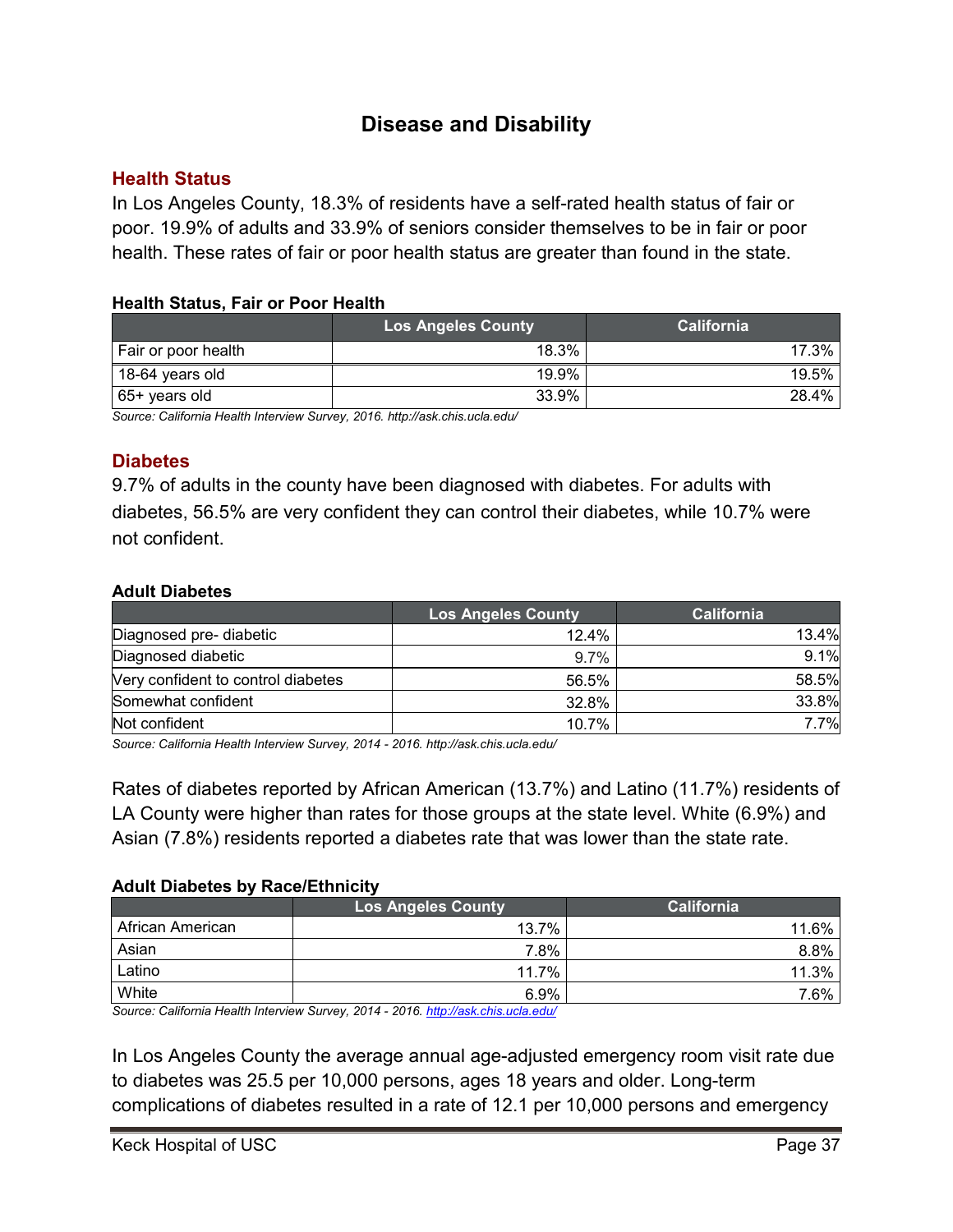# Disease and Disability

## Health Status

In Los Angeles County, 18.3% of residents have a self-rated health status of fair or poor. 19.9% of adults and 33.9% of seniors consider themselves to be in fair or poor health. These rates of fair or poor health status are greater than found in the state.

**Health Status, Fair or Poor Health**

| | Los Angeles County | California |
|---|---|---|
| Fair or poor health | 18.3% | 17.3% |
| 18-64 years old | 19.9% | 19.5% |
| 65+ years old | 33.9% | 28.4% |

*Source: California Health Interview Survey, 2016. http://ask.chis.ucla.edu/*

## Diabetes

9.7% of adults in the county have been diagnosed with diabetes. For adults with diabetes, 56.5% are very confident they can control their diabetes, while 10.7% were not confident.

**Adult Diabetes**

| | Los Angeles County | California |
|---|---|---|
| Diagnosed pre- diabetic | 12.4% | 13.4% |
| Diagnosed diabetic | 9.7% | 9.1% |
| Very confident to control diabetes | 56.5% | 58.5% |
| Somewhat confident | 32.8% | 33.8% |
| Not confident | 10.7% | 7.7% |

*Source: California Health Interview Survey, 2014 - 2016. http://ask.chis.ucla.edu/*

Rates of diabetes reported by African American (13.7%) and Latino (11.7%) residents of LA County were higher than rates for those groups at the state level. White (6.9%) and Asian (7.8%) residents reported a diabetes rate that was lower than the state rate.

**Adult Diabetes by Race/Ethnicity**

| | Los Angeles County | California |
|---|---|---|
| African American | 13.7% | 11.6% |
| Asian | 7.8% | 8.8% |
| Latino | 11.7% | 11.3% |
| White | 6.9% | 7.6% |

*Source: California Health Interview Survey, 2014 - 2016. http://ask.chis.ucla.edu/*

In Los Angeles County the average annual age-adjusted emergency room visit rate due to diabetes was 25.5 per 10,000 persons, ages 18 years and older. Long-term complications of diabetes resulted in a rate of 12.1 per 10,000 persons and emergency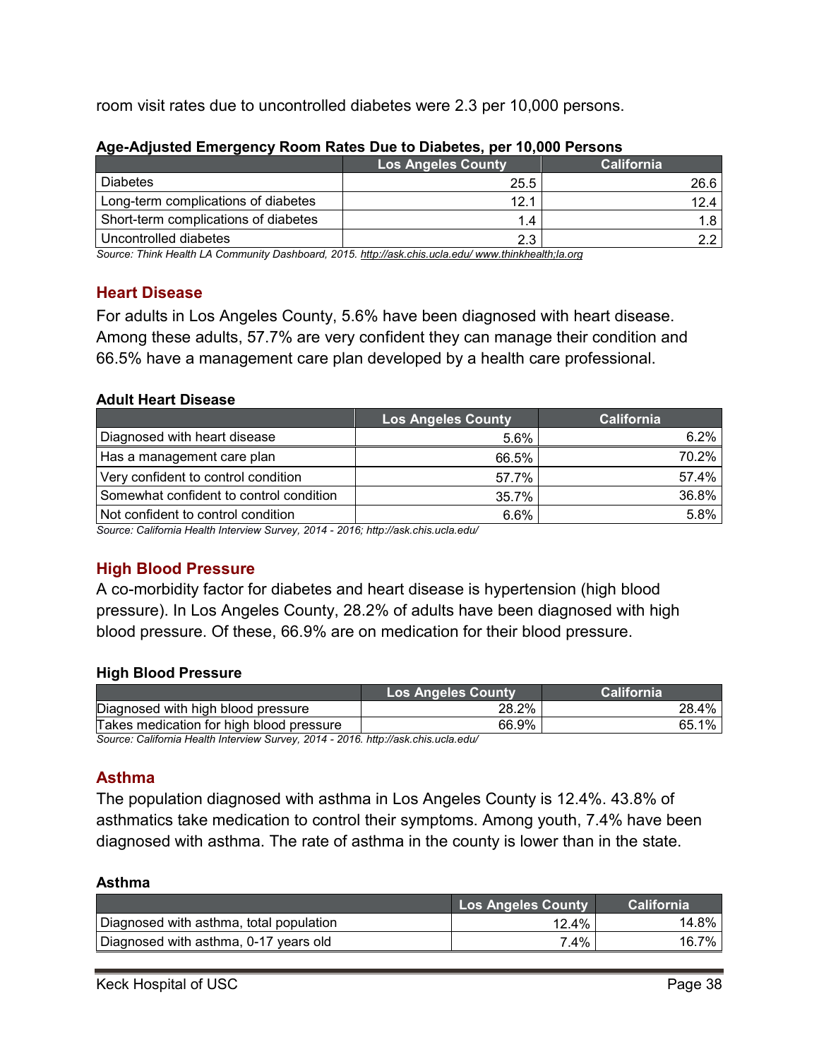room visit rates due to uncontrolled diabetes were 2.3 per 10,000 persons.

**Age-Adjusted Emergency Room Rates Due to Diabetes, per 10,000 Persons**

| | Los Angeles County | California |
|---|---|---|
| Diabetes | 25.5 | 26.6 |
| Long-term complications of diabetes | 12.1 | 12.4 |
| Short-term complications of diabetes | 1.4 | 1.8 |
| Uncontrolled diabetes | 2.3 | 2.2 |

*Source: Think Health LA Community Dashboard, 2015. http://ask.chis.ucla.edu/ www.thinkhealth;la.org*

## Heart Disease

For adults in Los Angeles County, 5.6% have been diagnosed with heart disease. Among these adults, 57.7% are very confident they can manage their condition and 66.5% have a management care plan developed by a health care professional.

**Adult Heart Disease**

| | Los Angeles County | California |
|---|---|---|
| Diagnosed with heart disease | 5.6% | 6.2% |
| Has a management care plan | 66.5% | 70.2% |
| Very confident to control condition | 57.7% | 57.4% |
| Somewhat confident to control condition | 35.7% | 36.8% |
| Not confident to control condition | 6.6% | 5.8% |

*Source: California Health Interview Survey, 2014 - 2016; http://ask.chis.ucla.edu/*

## High Blood Pressure

A co-morbidity factor for diabetes and heart disease is hypertension (high blood pressure). In Los Angeles County, 28.2% of adults have been diagnosed with high blood pressure. Of these, 66.9% are on medication for their blood pressure.

**High Blood Pressure**

| | Los Angeles County | California |
|---|---|---|
| Diagnosed with high blood pressure | 28.2% | 28.4% |
| Takes medication for high blood pressure | 66.9% | 65.1% |

*Source: California Health Interview Survey, 2014 - 2016. http://ask.chis.ucla.edu/*

## Asthma

The population diagnosed with asthma in Los Angeles County is 12.4%. 43.8% of asthmatics take medication to control their symptoms. Among youth, 7.4% have been diagnosed with asthma. The rate of asthma in the county is lower than in the state.

**Asthma**

| | Los Angeles County | California |
|---|---|---|
| Diagnosed with asthma, total population | 12.4% | 14.8% |
| Diagnosed with asthma, 0-17 years old | 7.4% | 16.7% |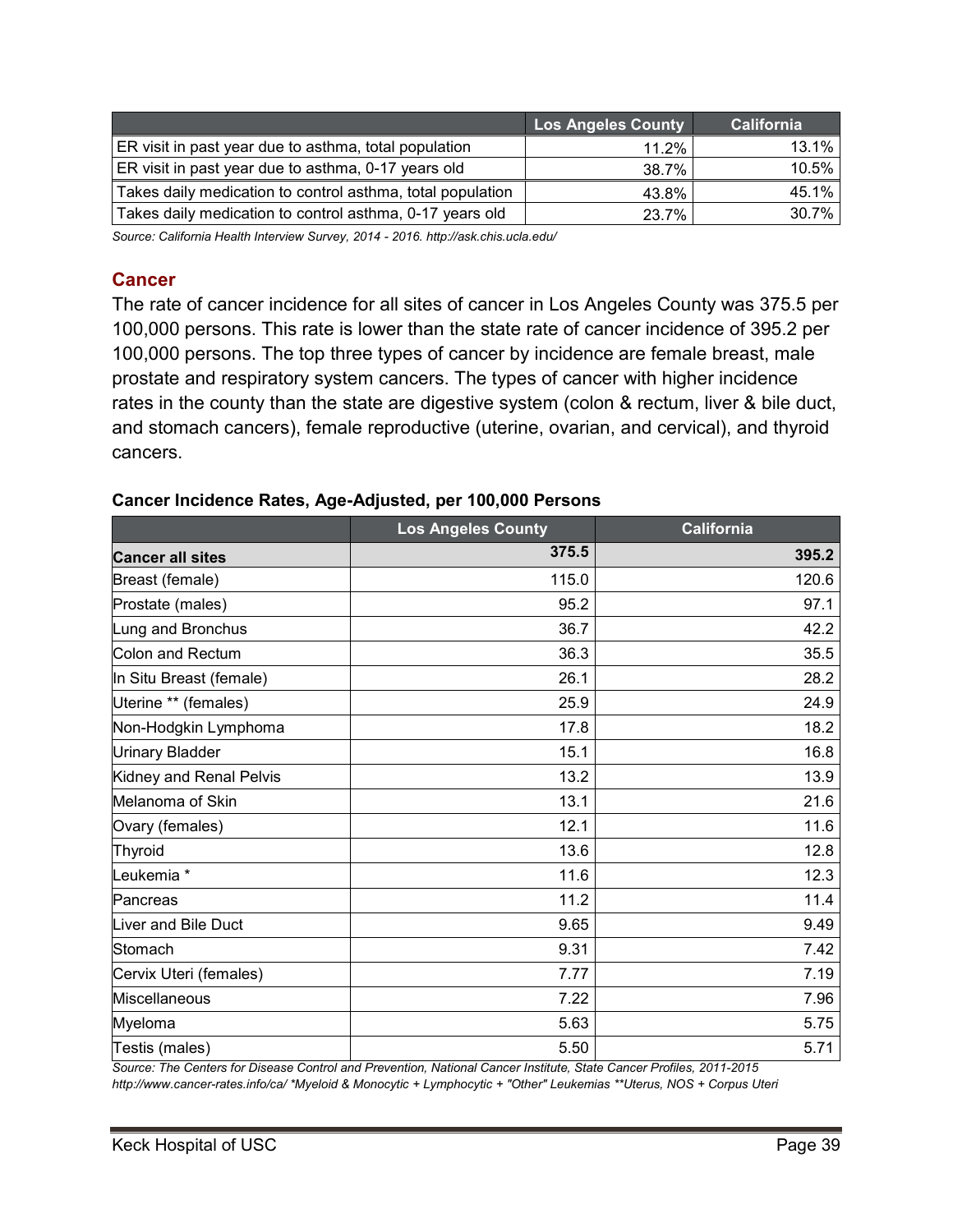| | Los Angeles County | California |
|---|---|---|
| ER visit in past year due to asthma, total population | 11.2% | 13.1% |
| ER visit in past year due to asthma, 0-17 years old | 38.7% | 10.5% |
| Takes daily medication to control asthma, total population | 43.8% | 45.1% |
| Takes daily medication to control asthma, 0-17 years old | 23.7% | 30.7% |

*Source: California Health Interview Survey, 2014 - 2016. http://ask.chis.ucla.edu/*

## Cancer

The rate of cancer incidence for all sites of cancer in Los Angeles County was 375.5 per 100,000 persons. This rate is lower than the state rate of cancer incidence of 395.2 per 100,000 persons. The top three types of cancer by incidence are female breast, male prostate and respiratory system cancers. The types of cancer with higher incidence rates in the county than the state are digestive system (colon & rectum, liver & bile duct, and stomach cancers), female reproductive (uterine, ovarian, and cervical), and thyroid cancers.

**Cancer Incidence Rates, Age-Adjusted, per 100,000 Persons**

| | Los Angeles County | California |
|---|---|---|
| **Cancer all sites** | **375.5** | **395.2** |
| Breast (female) | 115.0 | 120.6 |
| Prostate (males) | 95.2 | 97.1 |
| Lung and Bronchus | 36.7 | 42.2 |
| Colon and Rectum | 36.3 | 35.5 |
| In Situ Breast (female) | 26.1 | 28.2 |
| Uterine ** (females) | 25.9 | 24.9 |
| Non-Hodgkin Lymphoma | 17.8 | 18.2 |
| Urinary Bladder | 15.1 | 16.8 |
| Kidney and Renal Pelvis | 13.2 | 13.9 |
| Melanoma of Skin | 13.1 | 21.6 |
| Ovary (females) | 12.1 | 11.6 |
| Thyroid | 13.6 | 12.8 |
| Leukemia * | 11.6 | 12.3 |
| Pancreas | 11.2 | 11.4 |
| Liver and Bile Duct | 9.65 | 9.49 |
| Stomach | 9.31 | 7.42 |
| Cervix Uteri (females) | 7.77 | 7.19 |
| Miscellaneous | 7.22 | 7.96 |
| Myeloma | 5.63 | 5.75 |
| Testis (males) | 5.50 | 5.71 |

*Source: The Centers for Disease Control and Prevention, National Cancer Institute, State Cancer Profiles, 2011-2015 http://www.cancer-rates.info/ca/ *Myeloid & Monocytic + Lymphocytic + "Other" Leukemias **Uterus, NOS + Corpus Uteri*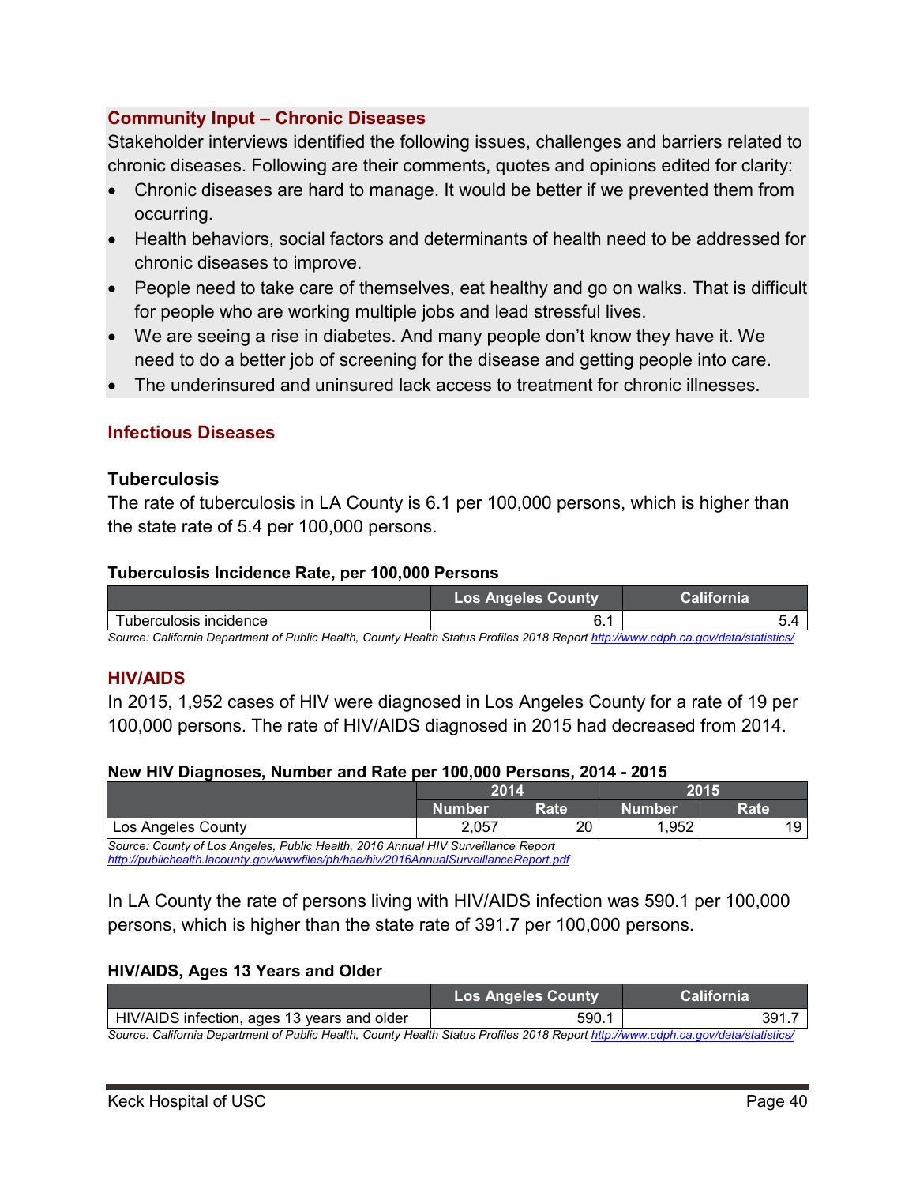### Community Input – Chronic Diseases

Stakeholder interviews identified the following issues, challenges and barriers related to chronic diseases. Following are their comments, quotes and opinions edited for clarity:

- Chronic diseases are hard to manage. It would be better if we prevented them from occurring.
- Health behaviors, social factors and determinants of health need to be addressed for chronic diseases to improve.
- People need to take care of themselves, eat healthy and go on walks. That is difficult for people who are working multiple jobs and lead stressful lives.
- We are seeing a rise in diabetes. And many people don't know they have it. We need to do a better job of screening for the disease and getting people into care.
- The underinsured and uninsured lack access to treatment for chronic illnesses.

## Infectious Diseases

### Tuberculosis

The rate of tuberculosis in LA County is 6.1 per 100,000 persons, which is higher than the state rate of 5.4 per 100,000 persons.

**Tuberculosis Incidence Rate, per 100,000 Persons**

| | Los Angeles County | California |
|---|---|---|
| Tuberculosis incidence | 6.1 | 5.4 |

*Source: California Department of Public Health, County Health Status Profiles 2018 Report* http://www.cdph.ca.gov/data/statistics/

### HIV/AIDS

In 2015, 1,952 cases of HIV were diagnosed in Los Angeles County for a rate of 19 per 100,000 persons. The rate of HIV/AIDS diagnosed in 2015 had decreased from 2014.

**New HIV Diagnoses, Number and Rate per 100,000 Persons, 2014 - 2015**

| | 2014 | | 2015 | |
|---|---|---|---|---|
| | Number | Rate | Number | Rate |
| Los Angeles County | 2,057 | 20 | 1,952 | 19 |

*Source: County of Los Angeles, Public Health, 2016 Annual HIV Surveillance Report*
http://publichealth.lacounty.gov/wwwfiles/ph/hae/hiv/2016AnnualSurveillanceReport.pdf

In LA County the rate of persons living with HIV/AIDS infection was 590.1 per 100,000 persons, which is higher than the state rate of 391.7 per 100,000 persons.

**HIV/AIDS, Ages 13 Years and Older**

| | Los Angeles County | California |
|---|---|---|
| HIV/AIDS infection, ages 13 years and older | 590.1 | 391.7 |

*Source: California Department of Public Health, County Health Status Profiles 2018 Report* http://www.cdph.ca.gov/data/statistics/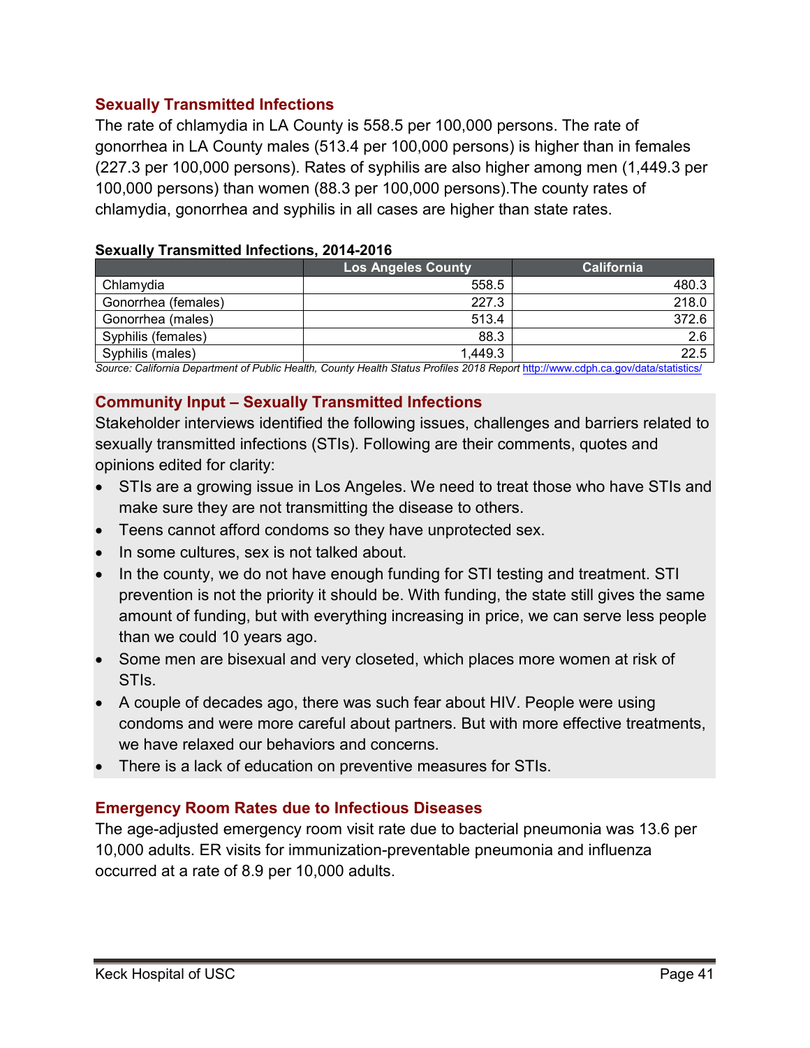## Sexually Transmitted Infections

The rate of chlamydia in LA County is 558.5 per 100,000 persons. The rate of gonorrhea in LA County males (513.4 per 100,000 persons) is higher than in females (227.3 per 100,000 persons). Rates of syphilis are also higher among men (1,449.3 per 100,000 persons) than women (88.3 per 100,000 persons).The county rates of chlamydia, gonorrhea and syphilis in all cases are higher than state rates.

**Sexually Transmitted Infections, 2014-2016**

| | Los Angeles County | California |
|---|---|---|
| Chlamydia | 558.5 | 480.3 |
| Gonorrhea (females) | 227.3 | 218.0 |
| Gonorrhea (males) | 513.4 | 372.6 |
| Syphilis (females) | 88.3 | 2.6 |
| Syphilis (males) | 1,449.3 | 22.5 |

*Source: California Department of Public Health, County Health Status Profiles 2018 Report* http://www.cdph.ca.gov/data/statistics/

### Community Input – Sexually Transmitted Infections

Stakeholder interviews identified the following issues, challenges and barriers related to sexually transmitted infections (STIs). Following are their comments, quotes and opinions edited for clarity:

- STIs are a growing issue in Los Angeles. We need to treat those who have STIs and make sure they are not transmitting the disease to others.
- Teens cannot afford condoms so they have unprotected sex.
- In some cultures, sex is not talked about.
- In the county, we do not have enough funding for STI testing and treatment. STI prevention is not the priority it should be. With funding, the state still gives the same amount of funding, but with everything increasing in price, we can serve less people than we could 10 years ago.
- Some men are bisexual and very closeted, which places more women at risk of STIs.
- A couple of decades ago, there was such fear about HIV. People were using condoms and were more careful about partners. But with more effective treatments, we have relaxed our behaviors and concerns.
- There is a lack of education on preventive measures for STIs.

## Emergency Room Rates due to Infectious Diseases

The age-adjusted emergency room visit rate due to bacterial pneumonia was 13.6 per 10,000 adults. ER visits for immunization-preventable pneumonia and influenza occurred at a rate of 8.9 per 10,000 adults.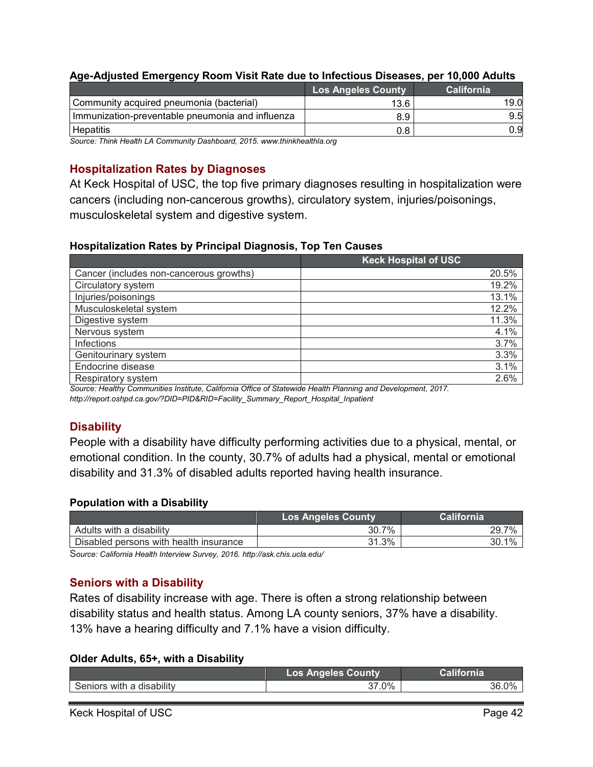**Age-Adjusted Emergency Room Visit Rate due to Infectious Diseases, per 10,000 Adults**

| | Los Angeles County | California |
|---|---|---|
| Community acquired pneumonia (bacterial) | 13.6 | 19.0 |
| Immunization-preventable pneumonia and influenza | 8.9 | 9.5 |
| Hepatitis | 0.8 | 0.9 |

*Source: Think Health LA Community Dashboard, 2015. www.thinkhealthla.org*

## Hospitalization Rates by Diagnoses

At Keck Hospital of USC, the top five primary diagnoses resulting in hospitalization were cancers (including non-cancerous growths), circulatory system, injuries/poisonings, musculoskeletal system and digestive system.

**Hospitalization Rates by Principal Diagnosis, Top Ten Causes**

| | Keck Hospital of USC |
|---|---|
| Cancer (includes non-cancerous growths) | 20.5% |
| Circulatory system | 19.2% |
| Injuries/poisonings | 13.1% |
| Musculoskeletal system | 12.2% |
| Digestive system | 11.3% |
| Nervous system | 4.1% |
| Infections | 3.7% |
| Genitourinary system | 3.3% |
| Endocrine disease | 3.1% |
| Respiratory system | 2.6% |

*Source: Healthy Communities Institute, California Office of Statewide Health Planning and Development, 2017. http://report.oshpd.ca.gov/?DID=PID&RID=Facility_Summary_Report_Hospital_Inpatient*

## Disability

People with a disability have difficulty performing activities due to a physical, mental, or emotional condition. In the county, 30.7% of adults had a physical, mental or emotional disability and 31.3% of disabled adults reported having health insurance.

**Population with a Disability**

| | Los Angeles County | California |
|---|---|---|
| Adults with a disability | 30.7% | 29.7% |
| Disabled persons with health insurance | 31.3% | 30.1% |

*Source: California Health Interview Survey, 2016. http://ask.chis.ucla.edu/*

## Seniors with a Disability

Rates of disability increase with age. There is often a strong relationship between disability status and health status. Among LA county seniors, 37% have a disability. 13% have a hearing difficulty and 7.1% have a vision difficulty.

**Older Adults, 65+, with a Disability**

| | Los Angeles County | California |
|---|---|---|
| Seniors with a disability | 37.0% | 36.0% |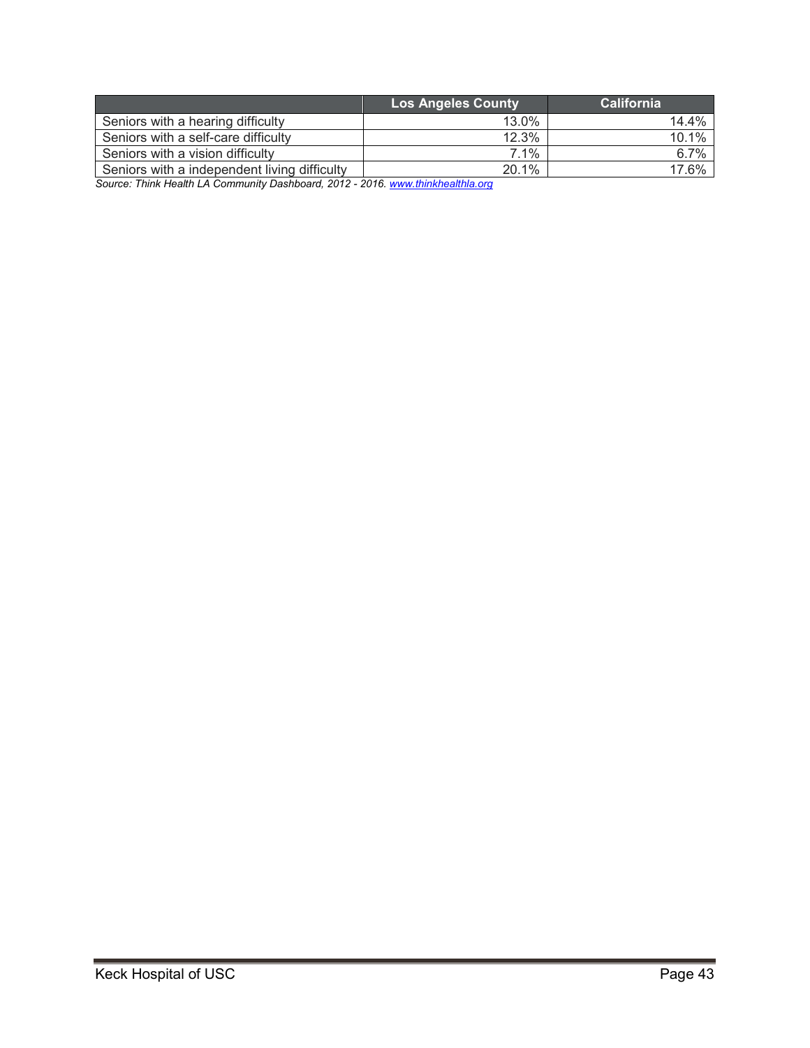| | Los Angeles County | California |
|---|---|---|
| Seniors with a hearing difficulty | 13.0% | 14.4% |
| Seniors with a self-care difficulty | 12.3% | 10.1% |
| Seniors with a vision difficulty | 7.1% | 6.7% |
| Seniors with a independent living difficulty | 20.1% | 17.6% |

*Source: Think Health LA Community Dashboard, 2012 - 2016. [www.thinkhealthla.org](www.thinkhealthla.org)*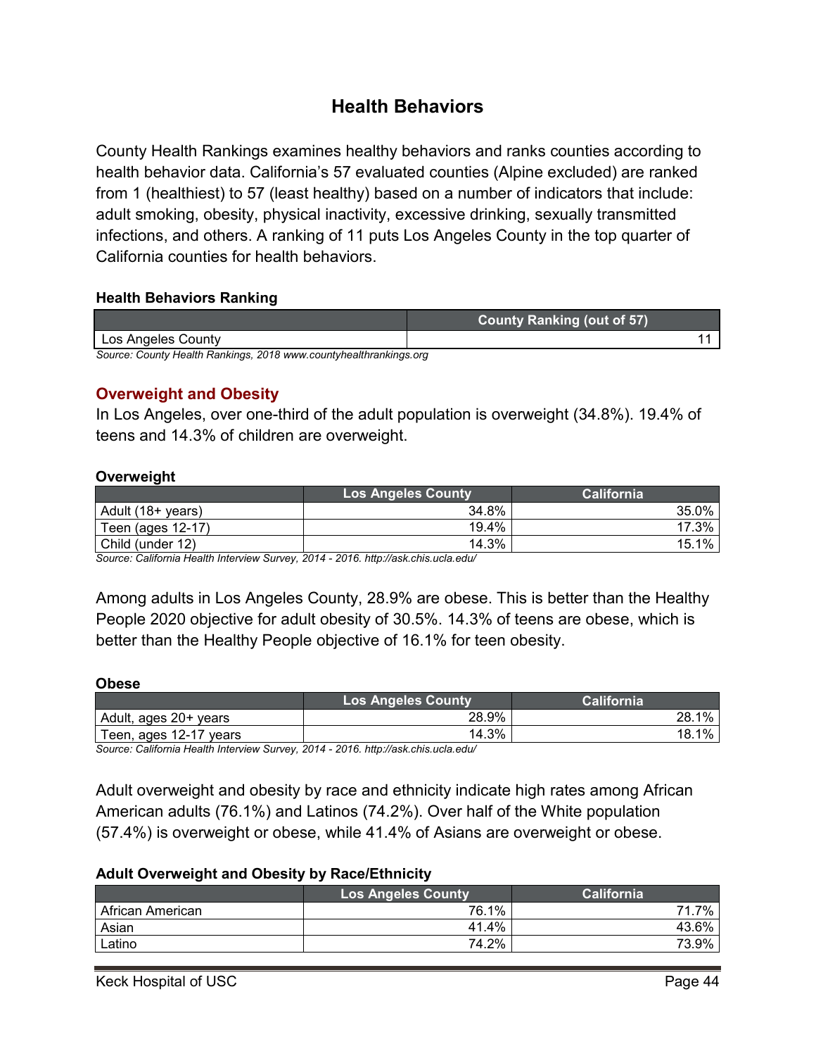## Health Behaviors

County Health Rankings examines healthy behaviors and ranks counties according to health behavior data. California's 57 evaluated counties (Alpine excluded) are ranked from 1 (healthiest) to 57 (least healthy) based on a number of indicators that include: adult smoking, obesity, physical inactivity, excessive drinking, sexually transmitted infections, and others. A ranking of 11 puts Los Angeles County in the top quarter of California counties for health behaviors.

**Health Behaviors Ranking**

| | County Ranking (out of 57) |
|---|---|
| Los Angeles County | 11 |

*Source: County Health Rankings, 2018 www.countyhealthrankings.org*

### Overweight and Obesity

In Los Angeles, over one-third of the adult population is overweight (34.8%). 19.4% of teens and 14.3% of children are overweight.

**Overweight**

| | Los Angeles County | California |
|---|---|---|
| Adult (18+ years) | 34.8% | 35.0% |
| Teen (ages 12-17) | 19.4% | 17.3% |
| Child (under 12) | 14.3% | 15.1% |

*Source: California Health Interview Survey, 2014 - 2016. http://ask.chis.ucla.edu/*

Among adults in Los Angeles County, 28.9% are obese. This is better than the Healthy People 2020 objective for adult obesity of 30.5%. 14.3% of teens are obese, which is better than the Healthy People objective of 16.1% for teen obesity.

**Obese**

| | Los Angeles County | California |
|---|---|---|
| Adult, ages 20+ years | 28.9% | 28.1% |
| Teen, ages 12-17 years | 14.3% | 18.1% |

*Source: California Health Interview Survey, 2014 - 2016. http://ask.chis.ucla.edu/*

Adult overweight and obesity by race and ethnicity indicate high rates among African American adults (76.1%) and Latinos (74.2%). Over half of the White population (57.4%) is overweight or obese, while 41.4% of Asians are overweight or obese.

**Adult Overweight and Obesity by Race/Ethnicity**

| | Los Angeles County | California |
|---|---|---|
| African American | 76.1% | 71.7% |
| Asian | 41.4% | 43.6% |
| Latino | 74.2% | 73.9% |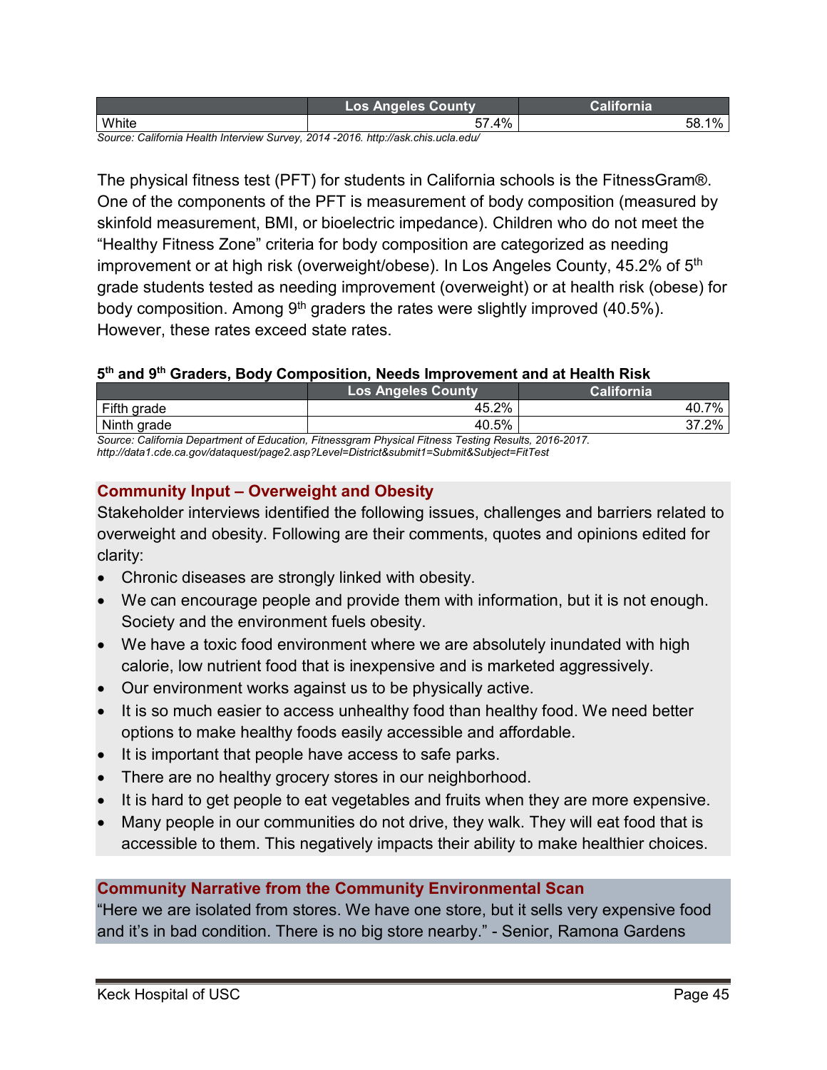| | Los Angeles County | California |
|---|---|---|
| White | 57.4% | 58.1% |

*Source: California Health Interview Survey, 2014 -2016. http://ask.chis.ucla.edu/*

The physical fitness test (PFT) for students in California schools is the FitnessGram®. One of the components of the PFT is measurement of body composition (measured by skinfold measurement, BMI, or bioelectric impedance). Children who do not meet the "Healthy Fitness Zone" criteria for body composition are categorized as needing improvement or at high risk (overweight/obese). In Los Angeles County, 45.2% of 5th grade students tested as needing improvement (overweight) or at health risk (obese) for body composition. Among 9th graders the rates were slightly improved (40.5%). However, these rates exceed state rates.

**5th and 9th Graders, Body Composition, Needs Improvement and at Health Risk**

| | Los Angeles County | California |
|---|---|---|
| Fifth grade | 45.2% | 40.7% |
| Ninth grade | 40.5% | 37.2% |

*Source: California Department of Education, Fitnessgram Physical Fitness Testing Results, 2016-2017. http://data1.cde.ca.gov/dataquest/page2.asp?Level=District&submit1=Submit&Subject=FitTest*

### Community Input – Overweight and Obesity

Stakeholder interviews identified the following issues, challenges and barriers related to overweight and obesity. Following are their comments, quotes and opinions edited for clarity:

- Chronic diseases are strongly linked with obesity.
- We can encourage people and provide them with information, but it is not enough. Society and the environment fuels obesity.
- We have a toxic food environment where we are absolutely inundated with high calorie, low nutrient food that is inexpensive and is marketed aggressively.
- Our environment works against us to be physically active.
- It is so much easier to access unhealthy food than healthy food. We need better options to make healthy foods easily accessible and affordable.
- It is important that people have access to safe parks.
- There are no healthy grocery stores in our neighborhood.
- It is hard to get people to eat vegetables and fruits when they are more expensive.
- Many people in our communities do not drive, they walk. They will eat food that is accessible to them. This negatively impacts their ability to make healthier choices.

### Community Narrative from the Community Environmental Scan

"Here we are isolated from stores. We have one store, but it sells very expensive food and it's in bad condition. There is no big store nearby." - Senior, Ramona Gardens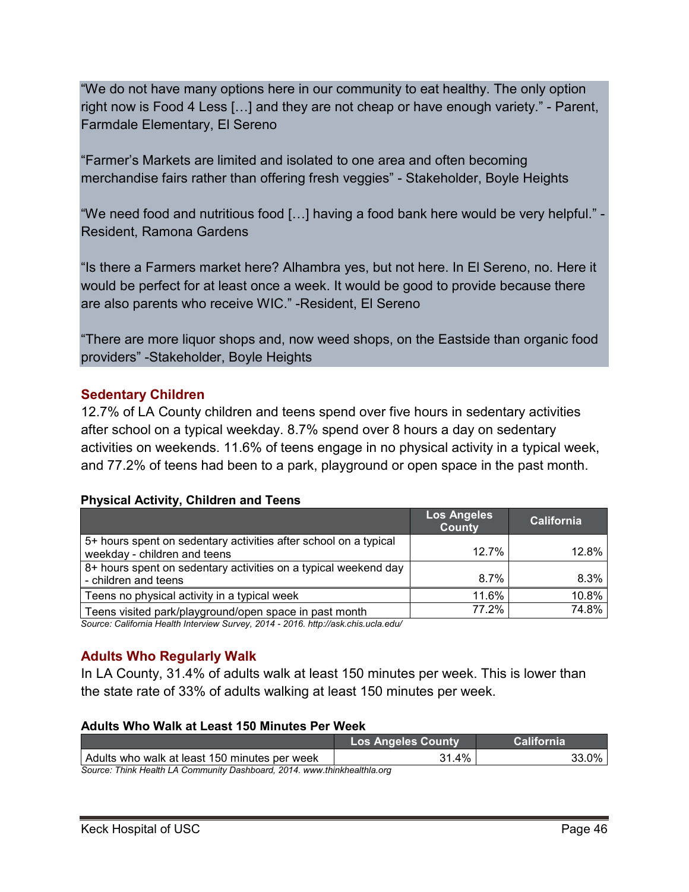"We do not have many options here in our community to eat healthy. The only option right now is Food 4 Less […] and they are not cheap or have enough variety." - Parent, Farmdale Elementary, El Sereno

"Farmer's Markets are limited and isolated to one area and often becoming merchandise fairs rather than offering fresh veggies" - Stakeholder, Boyle Heights

"We need food and nutritious food […] having a food bank here would be very helpful." - Resident, Ramona Gardens

"Is there a Farmers market here? Alhambra yes, but not here. In El Sereno, no. Here it would be perfect for at least once a week. It would be good to provide because there are also parents who receive WIC." -Resident, El Sereno

"There are more liquor shops and, now weed shops, on the Eastside than organic food providers" -Stakeholder, Boyle Heights

## Sedentary Children

12.7% of LA County children and teens spend over five hours in sedentary activities after school on a typical weekday. 8.7% spend over 8 hours a day on sedentary activities on weekends. 11.6% of teens engage in no physical activity in a typical week, and 77.2% of teens had been to a park, playground or open space in the past month.

**Physical Activity, Children and Teens**

| | Los Angeles County | California |
|---|---|---|
| 5+ hours spent on sedentary activities after school on a typical weekday - children and teens | 12.7% | 12.8% |
| 8+ hours spent on sedentary activities on a typical weekend day - children and teens | 8.7% | 8.3% |
| Teens no physical activity in a typical week | 11.6% | 10.8% |
| Teens visited park/playground/open space in past month | 77.2% | 74.8% |

*Source: California Health Interview Survey, 2014 - 2016. http://ask.chis.ucla.edu/*

## Adults Who Regularly Walk

In LA County, 31.4% of adults walk at least 150 minutes per week. This is lower than the state rate of 33% of adults walking at least 150 minutes per week.

**Adults Who Walk at Least 150 Minutes Per Week**

| | Los Angeles County | California |
|---|---|---|
| Adults who walk at least 150 minutes per week | 31.4% | 33.0% |

*Source: Think Health LA Community Dashboard, 2014. www.thinkhealthla.org*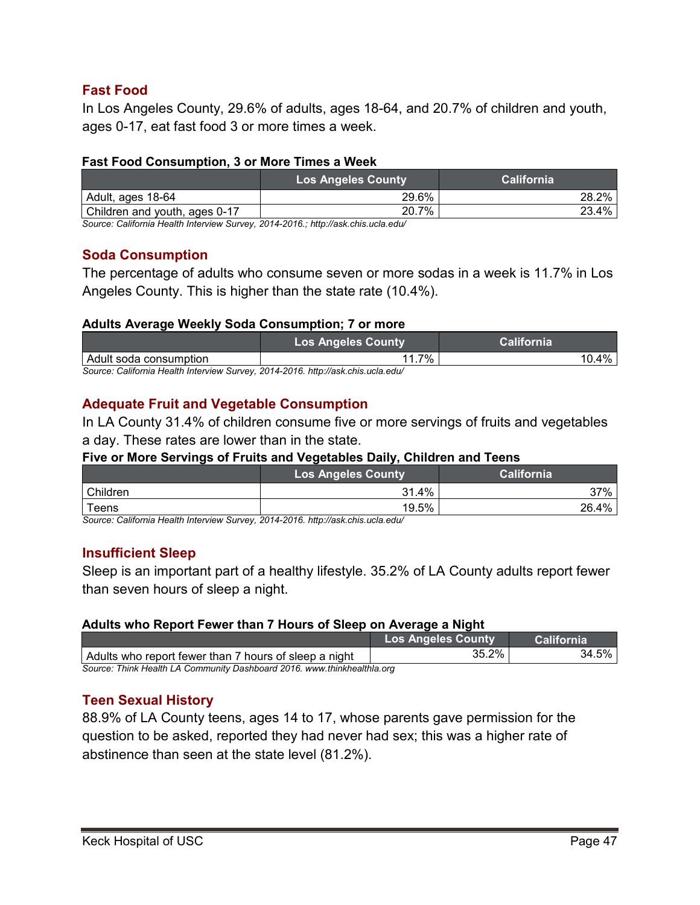## Fast Food

In Los Angeles County, 29.6% of adults, ages 18-64, and 20.7% of children and youth, ages 0-17, eat fast food 3 or more times a week.

**Fast Food Consumption, 3 or More Times a Week**

| | Los Angeles County | California |
|---|---|---|
| Adult, ages 18-64 | 29.6% | 28.2% |
| Children and youth, ages 0-17 | 20.7% | 23.4% |

*Source: California Health Interview Survey, 2014-2016.; http://ask.chis.ucla.edu/*

## Soda Consumption

The percentage of adults who consume seven or more sodas in a week is 11.7% in Los Angeles County. This is higher than the state rate (10.4%).

**Adults Average Weekly Soda Consumption; 7 or more**

| | Los Angeles County | California |
|---|---|---|
| Adult soda consumption | 11.7% | 10.4% |

*Source: California Health Interview Survey, 2014-2016. http://ask.chis.ucla.edu/*

## Adequate Fruit and Vegetable Consumption

In LA County 31.4% of children consume five or more servings of fruits and vegetables a day. These rates are lower than in the state.

**Five or More Servings of Fruits and Vegetables Daily, Children and Teens**

| | Los Angeles County | California |
|---|---|---|
| Children | 31.4% | 37% |
| Teens | 19.5% | 26.4% |

*Source: California Health Interview Survey, 2014-2016. http://ask.chis.ucla.edu/*

## Insufficient Sleep

Sleep is an important part of a healthy lifestyle. 35.2% of LA County adults report fewer than seven hours of sleep a night.

**Adults who Report Fewer than 7 Hours of Sleep on Average a Night**

| | Los Angeles County | California |
|---|---|---|
| Adults who report fewer than 7 hours of sleep a night | 35.2% | 34.5% |

*Source: Think Health LA Community Dashboard 2016. www.thinkhealthla.org*

## Teen Sexual History

88.9% of LA County teens, ages 14 to 17, whose parents gave permission for the question to be asked, reported they had never had sex; this was a higher rate of abstinence than seen at the state level (81.2%).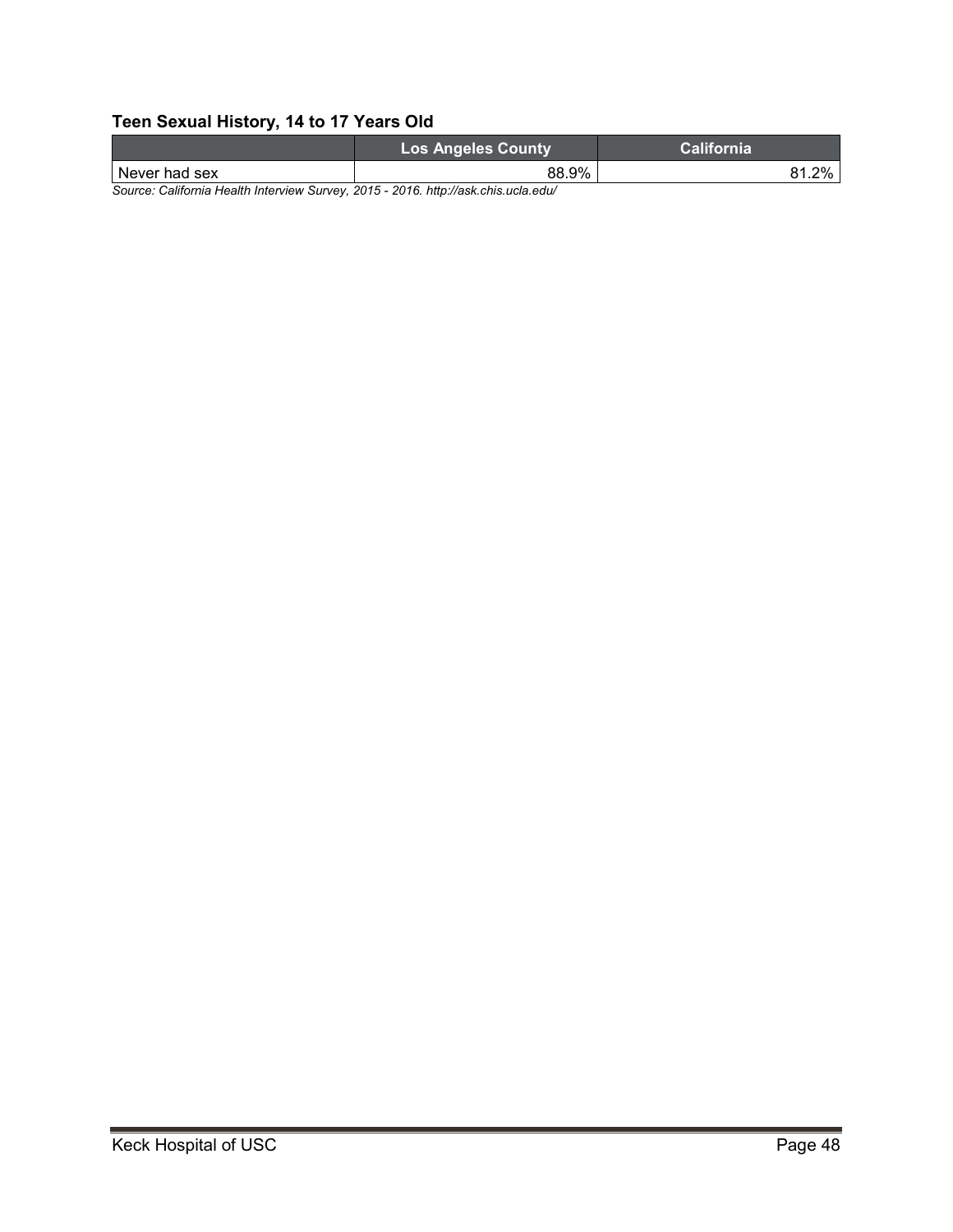### Teen Sexual History, 14 to 17 Years Old

| | Los Angeles County | California |
|---|---|---|
| Never had sex | 88.9% | 81.2% |

*Source: California Health Interview Survey, 2015 - 2016. http://ask.chis.ucla.edu/*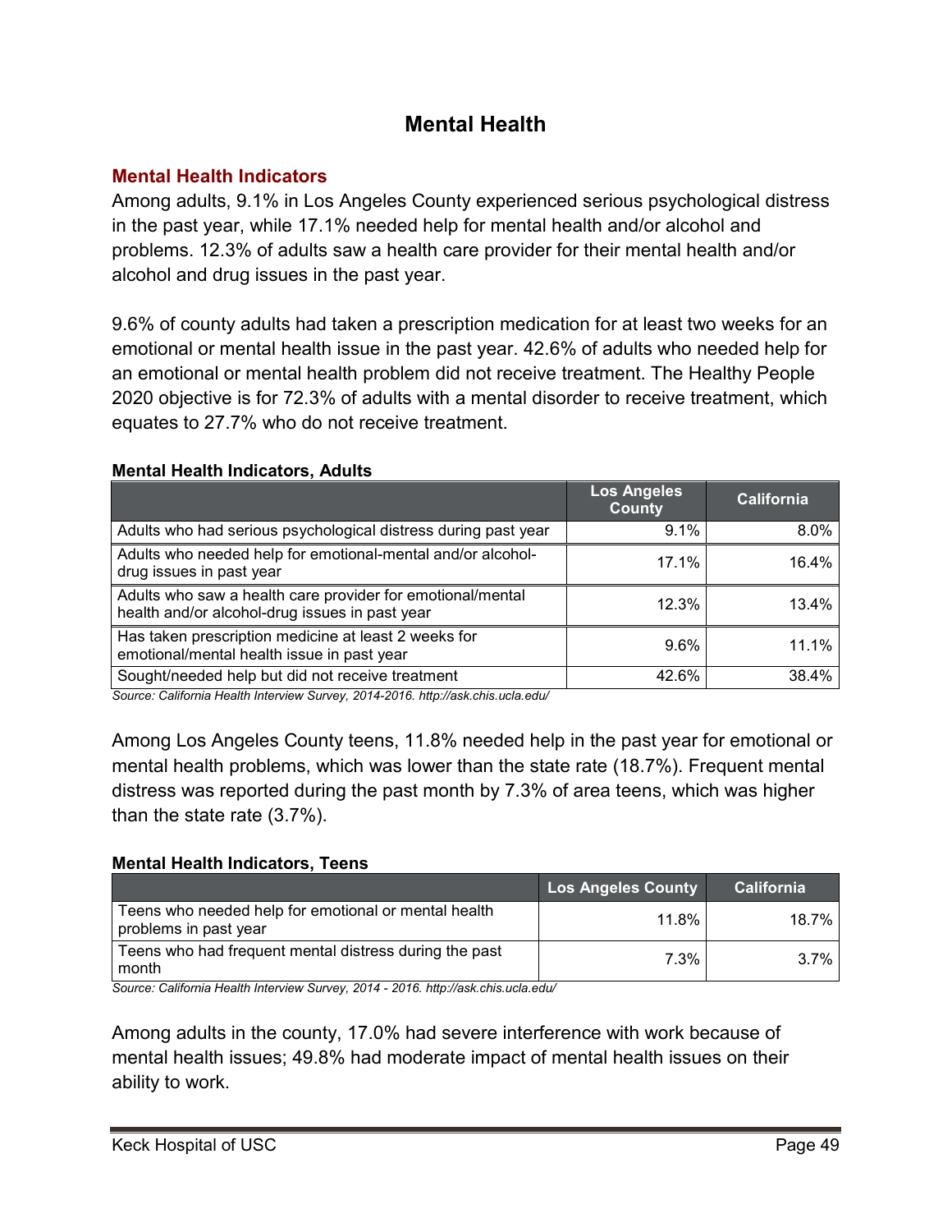# Mental Health

## Mental Health Indicators

Among adults, 9.1% in Los Angeles County experienced serious psychological distress in the past year, while 17.1% needed help for mental health and/or alcohol and problems. 12.3% of adults saw a health care provider for their mental health and/or alcohol and drug issues in the past year.

9.6% of county adults had taken a prescription medication for at least two weeks for an emotional or mental health issue in the past year. 42.6% of adults who needed help for an emotional or mental health problem did not receive treatment. The Healthy People 2020 objective is for 72.3% of adults with a mental disorder to receive treatment, which equates to 27.7% who do not receive treatment.

**Mental Health Indicators, Adults**

| | Los Angeles County | California |
|---|---|---|
| Adults who had serious psychological distress during past year | 9.1% | 8.0% |
| Adults who needed help for emotional-mental and/or alcohol-drug issues in past year | 17.1% | 16.4% |
| Adults who saw a health care provider for emotional/mental health and/or alcohol-drug issues in past year | 12.3% | 13.4% |
| Has taken prescription medicine at least 2 weeks for emotional/mental health issue in past year | 9.6% | 11.1% |
| Sought/needed help but did not receive treatment | 42.6% | 38.4% |

*Source: California Health Interview Survey, 2014-2016. http://ask.chis.ucla.edu/*

Among Los Angeles County teens, 11.8% needed help in the past year for emotional or mental health problems, which was lower than the state rate (18.7%). Frequent mental distress was reported during the past month by 7.3% of area teens, which was higher than the state rate (3.7%).

**Mental Health Indicators, Teens**

| | Los Angeles County | California |
|---|---|---|
| Teens who needed help for emotional or mental health problems in past year | 11.8% | 18.7% |
| Teens who had frequent mental distress during the past month | 7.3% | 3.7% |

*Source: California Health Interview Survey, 2014 - 2016. http://ask.chis.ucla.edu/*

Among adults in the county, 17.0% had severe interference with work because of mental health issues; 49.8% had moderate impact of mental health issues on their ability to work.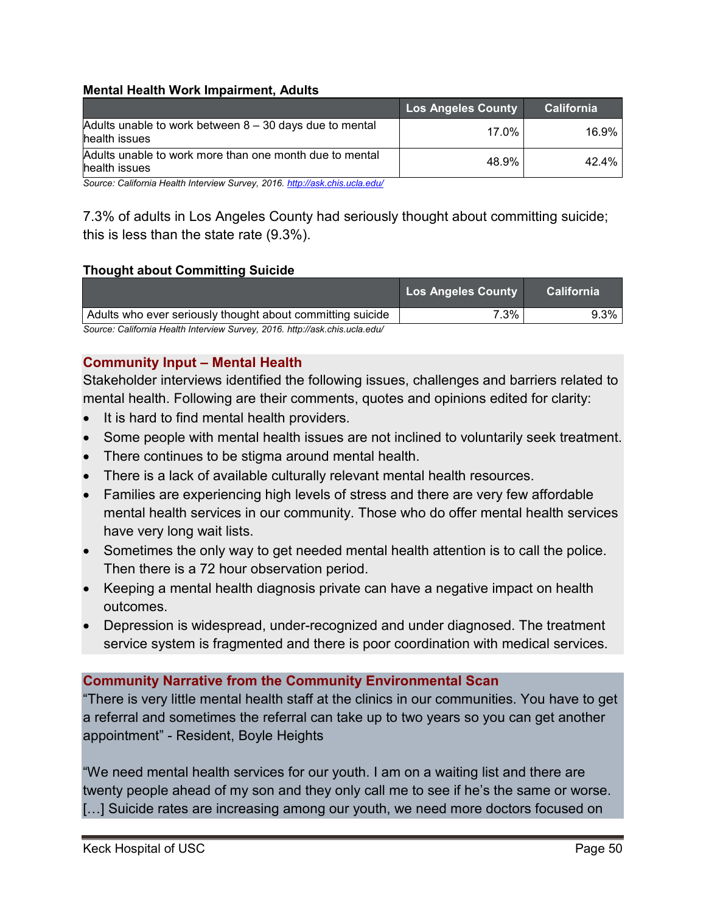**Mental Health Work Impairment, Adults**

| | Los Angeles County | California |
|---|---|---|
| Adults unable to work between 8 – 30 days due to mental health issues | 17.0% | 16.9% |
| Adults unable to work more than one month due to mental health issues | 48.9% | 42.4% |

*Source: California Health Interview Survey, 2016. http://ask.chis.ucla.edu/*

7.3% of adults in Los Angeles County had seriously thought about committing suicide; this is less than the state rate (9.3%).

**Thought about Committing Suicide**

| | Los Angeles County | California |
|---|---|---|
| Adults who ever seriously thought about committing suicide | 7.3% | 9.3% |

*Source: California Health Interview Survey, 2016. http://ask.chis.ucla.edu/*

## Community Input – Mental Health

Stakeholder interviews identified the following issues, challenges and barriers related to mental health. Following are their comments, quotes and opinions edited for clarity:

- It is hard to find mental health providers.
- Some people with mental health issues are not inclined to voluntarily seek treatment.
- There continues to be stigma around mental health.
- There is a lack of available culturally relevant mental health resources.
- Families are experiencing high levels of stress and there are very few affordable mental health services in our community. Those who do offer mental health services have very long wait lists.
- Sometimes the only way to get needed mental health attention is to call the police. Then there is a 72 hour observation period.
- Keeping a mental health diagnosis private can have a negative impact on health outcomes.
- Depression is widespread, under-recognized and under diagnosed. The treatment service system is fragmented and there is poor coordination with medical services.

## Community Narrative from the Community Environmental Scan

"There is very little mental health staff at the clinics in our communities. You have to get a referral and sometimes the referral can take up to two years so you can get another appointment" - Resident, Boyle Heights

"We need mental health services for our youth. I am on a waiting list and there are twenty people ahead of my son and they only call me to see if he's the same or worse. […] Suicide rates are increasing among our youth, we need more doctors focused on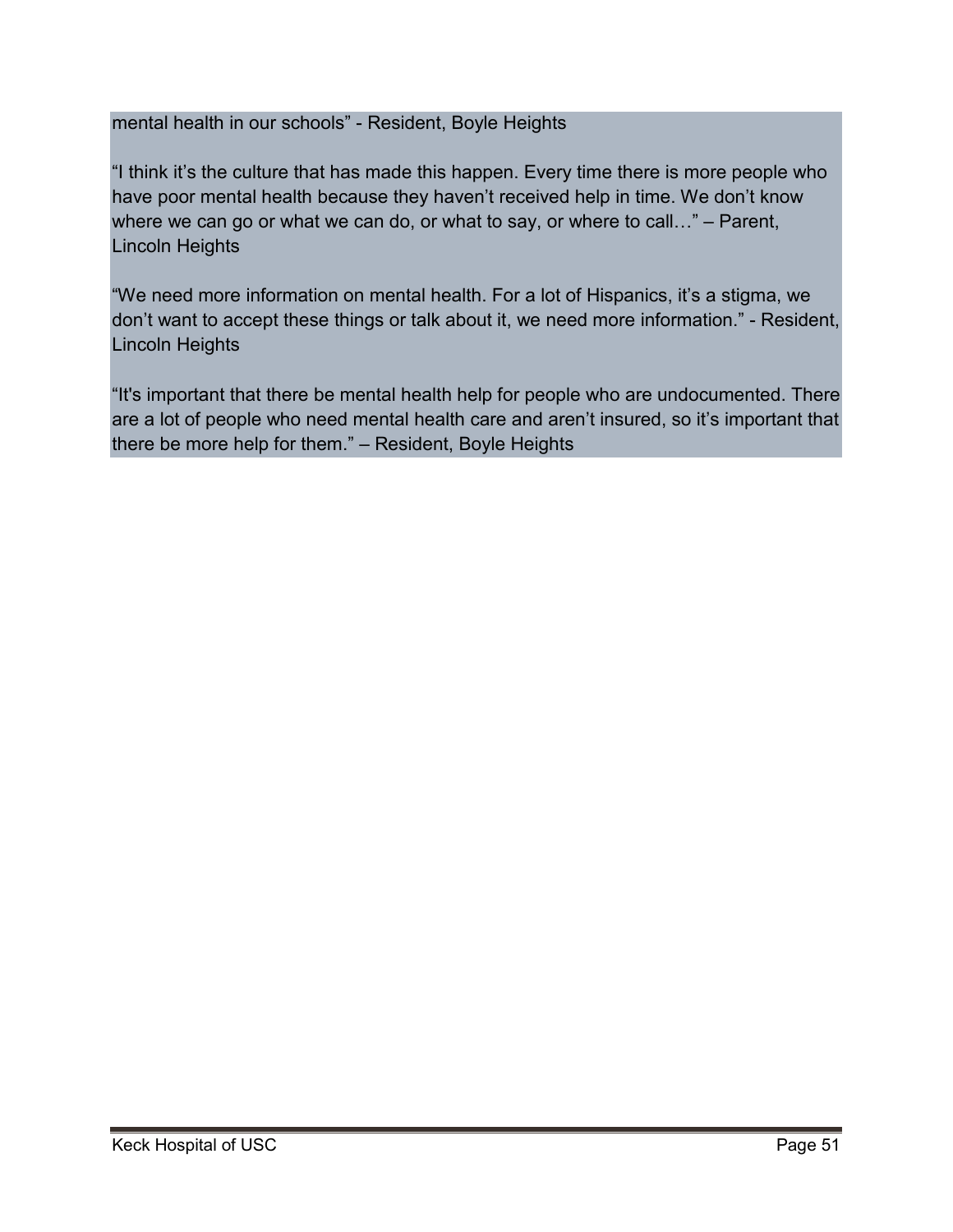mental health in our schools" - Resident, Boyle Heights

"I think it's the culture that has made this happen. Every time there is more people who have poor mental health because they haven't received help in time. We don't know where we can go or what we can do, or what to say, or where to call…" – Parent, Lincoln Heights

"We need more information on mental health. For a lot of Hispanics, it's a stigma, we don't want to accept these things or talk about it, we need more information." - Resident, Lincoln Heights

"It's important that there be mental health help for people who are undocumented. There are a lot of people who need mental health care and aren't insured, so it's important that there be more help for them." – Resident, Boyle Heights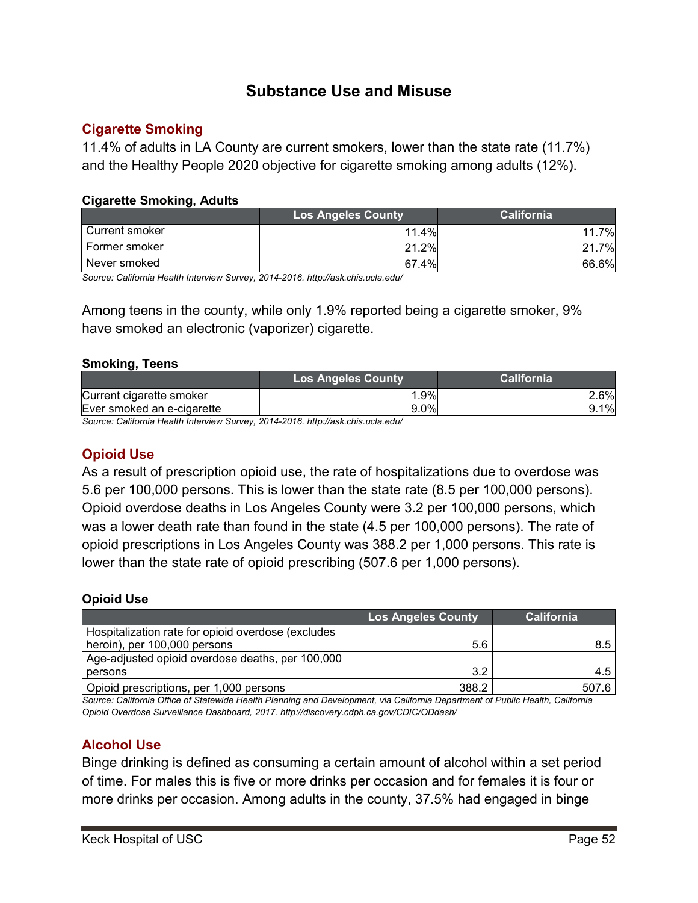# Substance Use and Misuse

## Cigarette Smoking

11.4% of adults in LA County are current smokers, lower than the state rate (11.7%) and the Healthy People 2020 objective for cigarette smoking among adults (12%).

**Cigarette Smoking, Adults**

| | Los Angeles County | California |
|---|---|---|
| Current smoker | 11.4% | 11.7% |
| Former smoker | 21.2% | 21.7% |
| Never smoked | 67.4% | 66.6% |

*Source: California Health Interview Survey, 2014-2016. http://ask.chis.ucla.edu/*

Among teens in the county, while only 1.9% reported being a cigarette smoker, 9% have smoked an electronic (vaporizer) cigarette.

**Smoking, Teens**

| | Los Angeles County | California |
|---|---|---|
| Current cigarette smoker | 1.9% | 2.6% |
| Ever smoked an e-cigarette | 9.0% | 9.1% |

*Source: California Health Interview Survey, 2014-2016. http://ask.chis.ucla.edu/*

## Opioid Use

As a result of prescription opioid use, the rate of hospitalizations due to overdose was 5.6 per 100,000 persons. This is lower than the state rate (8.5 per 100,000 persons). Opioid overdose deaths in Los Angeles County were 3.2 per 100,000 persons, which was a lower death rate than found in the state (4.5 per 100,000 persons). The rate of opioid prescriptions in Los Angeles County was 388.2 per 1,000 persons. This rate is lower than the state rate of opioid prescribing (507.6 per 1,000 persons).

**Opioid Use**

| | Los Angeles County | California |
|---|---|---|
| Hospitalization rate for opioid overdose (excludes heroin), per 100,000 persons | 5.6 | 8.5 |
| Age-adjusted opioid overdose deaths, per 100,000 persons | 3.2 | 4.5 |
| Opioid prescriptions, per 1,000 persons | 388.2 | 507.6 |

*Source: California Office of Statewide Health Planning and Development, via California Department of Public Health, California Opioid Overdose Surveillance Dashboard, 2017. http://discovery.cdph.ca.gov/CDIC/ODdash/*

## Alcohol Use

Binge drinking is defined as consuming a certain amount of alcohol within a set period of time. For males this is five or more drinks per occasion and for females it is four or more drinks per occasion. Among adults in the county, 37.5% had engaged in binge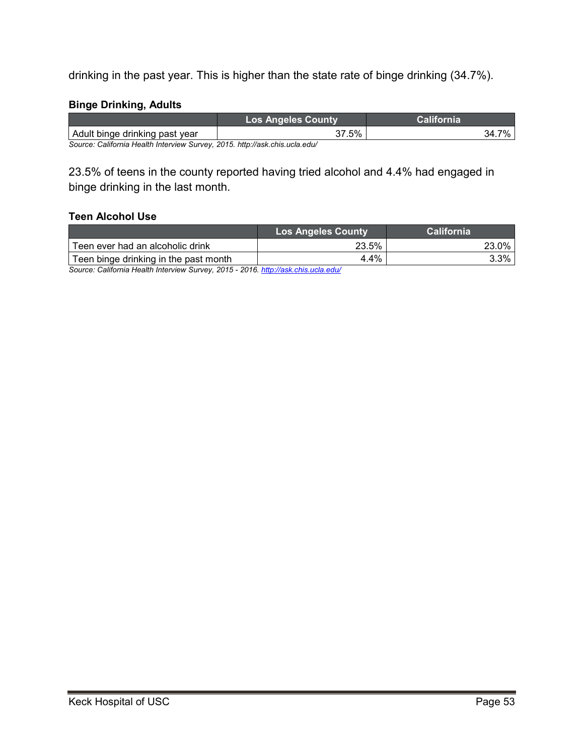drinking in the past year. This is higher than the state rate of binge drinking (34.7%).

**Binge Drinking, Adults**

| | Los Angeles County | California |
|---|---|---|
| Adult binge drinking past year | 37.5% | 34.7% |

*Source: California Health Interview Survey, 2015. http://ask.chis.ucla.edu/*

23.5% of teens in the county reported having tried alcohol and 4.4% had engaged in binge drinking in the last month.

**Teen Alcohol Use**

| | Los Angeles County | California |
|---|---|---|
| Teen ever had an alcoholic drink | 23.5% | 23.0% |
| Teen binge drinking in the past month | 4.4% | 3.3% |

*Source: California Health Interview Survey, 2015 - 2016. http://ask.chis.ucla.edu/*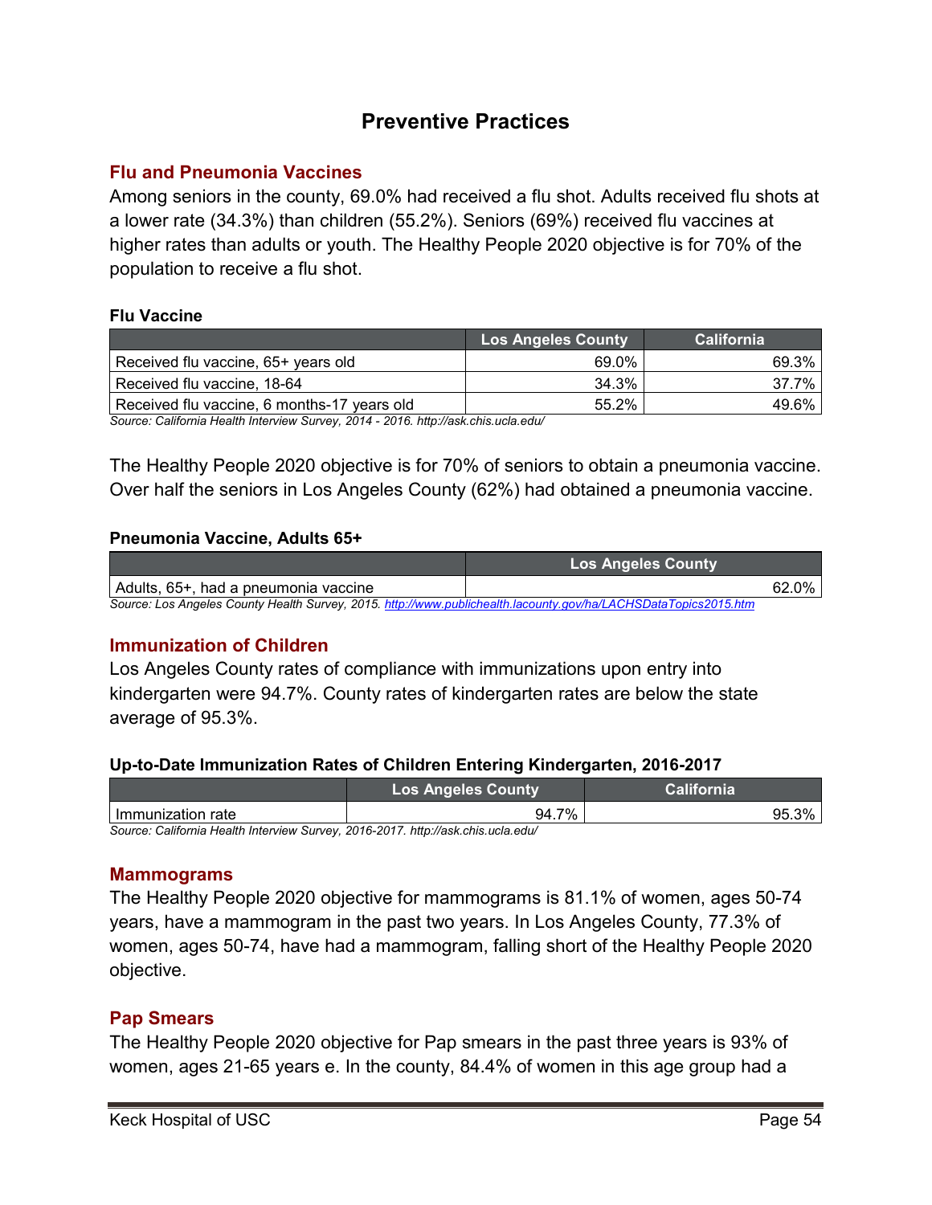## Preventive Practices

### Flu and Pneumonia Vaccines

Among seniors in the county, 69.0% had received a flu shot. Adults received flu shots at a lower rate (34.3%) than children (55.2%). Seniors (69%) received flu vaccines at higher rates than adults or youth. The Healthy People 2020 objective is for 70% of the population to receive a flu shot.

**Flu Vaccine**

| | Los Angeles County | California |
|---|---|---|
| Received flu vaccine, 65+ years old | 69.0% | 69.3% |
| Received flu vaccine, 18-64 | 34.3% | 37.7% |
| Received flu vaccine, 6 months-17 years old | 55.2% | 49.6% |

*Source: California Health Interview Survey, 2014 - 2016. http://ask.chis.ucla.edu/*

The Healthy People 2020 objective is for 70% of seniors to obtain a pneumonia vaccine. Over half the seniors in Los Angeles County (62%) had obtained a pneumonia vaccine.

**Pneumonia Vaccine, Adults 65+**

| | Los Angeles County |
|---|---|
| Adults, 65+, had a pneumonia vaccine | 62.0% |

*Source: Los Angeles County Health Survey, 2015. http://www.publichealth.lacounty.gov/ha/LACHSDataTopics2015.htm*

### Immunization of Children

Los Angeles County rates of compliance with immunizations upon entry into kindergarten were 94.7%. County rates of kindergarten rates are below the state average of 95.3%.

**Up-to-Date Immunization Rates of Children Entering Kindergarten, 2016-2017**

| | Los Angeles County | California |
|---|---|---|
| Immunization rate | 94.7% | 95.3% |

*Source: California Health Interview Survey, 2016-2017. http://ask.chis.ucla.edu/*

### Mammograms

The Healthy People 2020 objective for mammograms is 81.1% of women, ages 50-74 years, have a mammogram in the past two years. In Los Angeles County, 77.3% of women, ages 50-74, have had a mammogram, falling short of the Healthy People 2020 objective.

### Pap Smears

The Healthy People 2020 objective for Pap smears in the past three years is 93% of women, ages 21-65 years e. In the county, 84.4% of women in this age group had a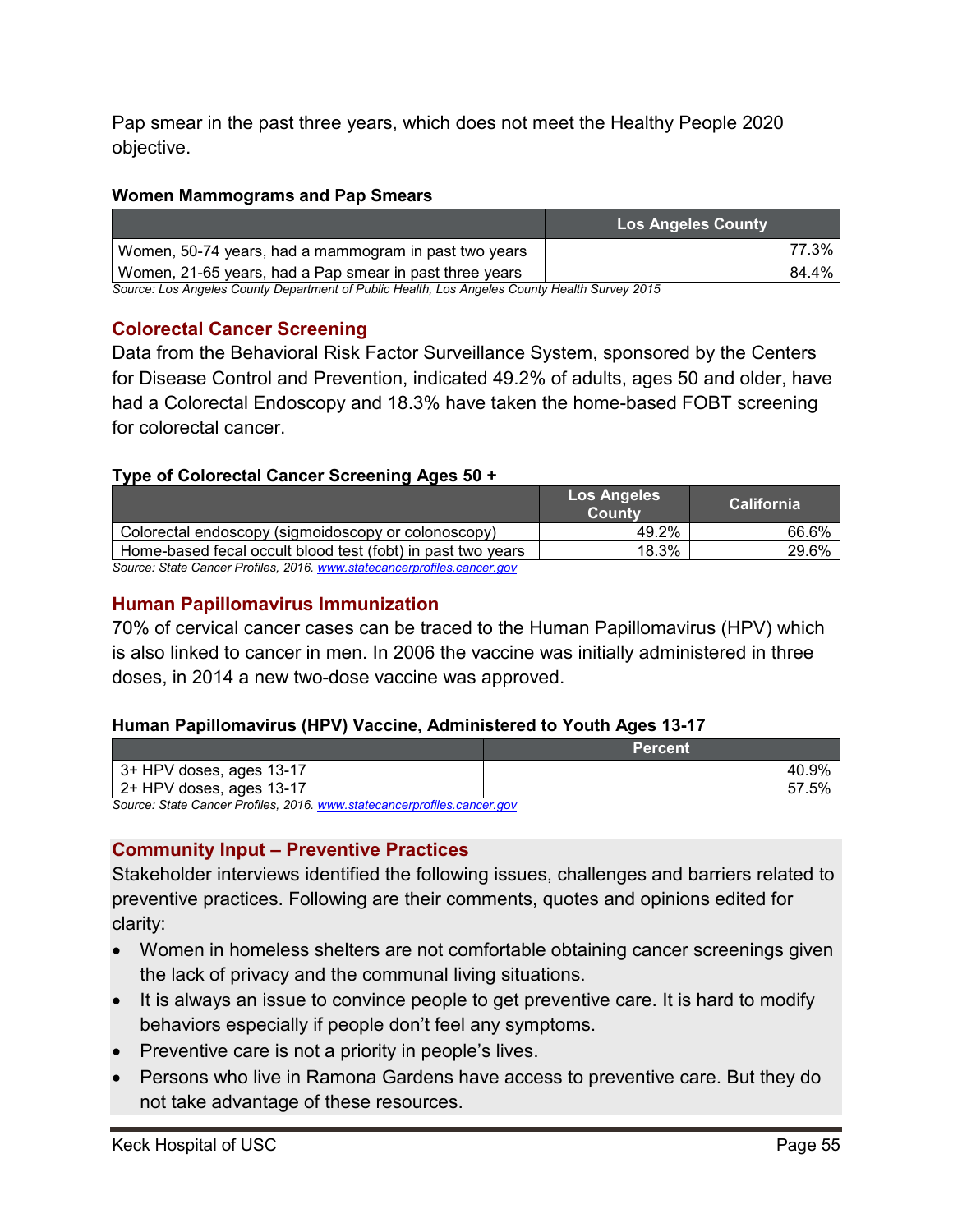Pap smear in the past three years, which does not meet the Healthy People 2020 objective.

**Women Mammograms and Pap Smears**

| | Los Angeles County |
|---|---|
| Women, 50-74 years, had a mammogram in past two years | 77.3% |
| Women, 21-65 years, had a Pap smear in past three years | 84.4% |

*Source: Los Angeles County Department of Public Health, Los Angeles County Health Survey 2015*

## Colorectal Cancer Screening

Data from the Behavioral Risk Factor Surveillance System, sponsored by the Centers for Disease Control and Prevention, indicated 49.2% of adults, ages 50 and older, have had a Colorectal Endoscopy and 18.3% have taken the home-based FOBT screening for colorectal cancer.

**Type of Colorectal Cancer Screening Ages 50 +**

| | Los Angeles County | California |
|---|---|---|
| Colorectal endoscopy (sigmoidoscopy or colonoscopy) | 49.2% | 66.6% |
| Home-based fecal occult blood test (fobt) in past two years | 18.3% | 29.6% |

*Source: State Cancer Profiles, 2016. www.statecancerprofiles.cancer.gov*

## Human Papillomavirus Immunization

70% of cervical cancer cases can be traced to the Human Papillomavirus (HPV) which is also linked to cancer in men. In 2006 the vaccine was initially administered in three doses, in 2014 a new two-dose vaccine was approved.

**Human Papillomavirus (HPV) Vaccine, Administered to Youth Ages 13-17**

| | Percent |
|---|---|
| 3+ HPV doses, ages 13-17 | 40.9% |
| 2+ HPV doses, ages 13-17 | 57.5% |

*Source: State Cancer Profiles, 2016. www.statecancerprofiles.cancer.gov*

## Community Input – Preventive Practices

Stakeholder interviews identified the following issues, challenges and barriers related to preventive practices. Following are their comments, quotes and opinions edited for clarity:

- Women in homeless shelters are not comfortable obtaining cancer screenings given the lack of privacy and the communal living situations.
- It is always an issue to convince people to get preventive care. It is hard to modify behaviors especially if people don't feel any symptoms.
- Preventive care is not a priority in people's lives.
- Persons who live in Ramona Gardens have access to preventive care. But they do not take advantage of these resources.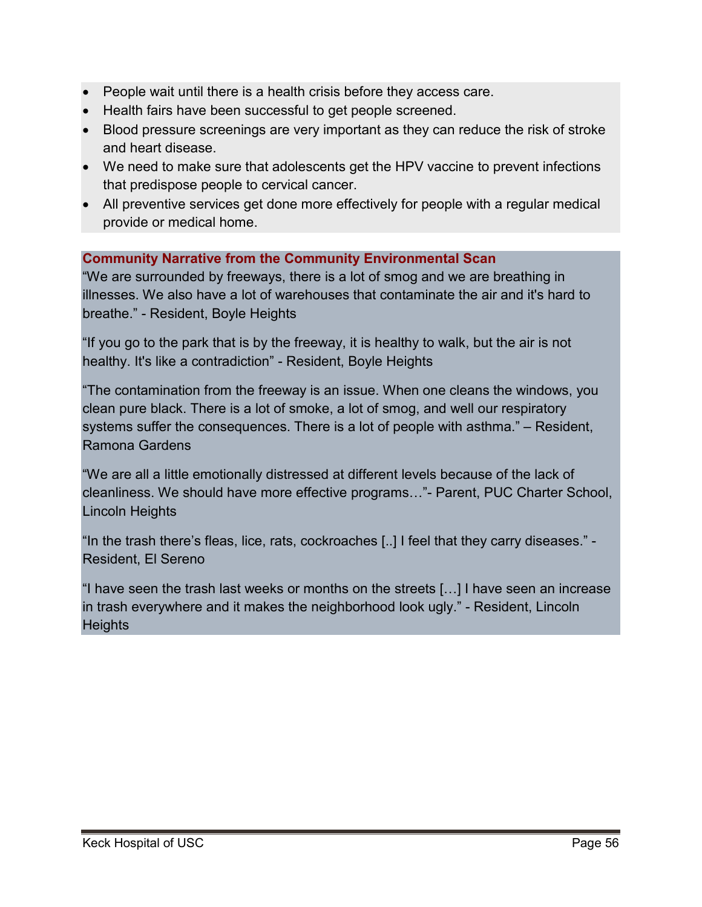- People wait until there is a health crisis before they access care.
- Health fairs have been successful to get people screened.
- Blood pressure screenings are very important as they can reduce the risk of stroke and heart disease.
- We need to make sure that adolescents get the HPV vaccine to prevent infections that predispose people to cervical cancer.
- All preventive services get done more effectively for people with a regular medical provide or medical home.

**Community Narrative from the Community Environmental Scan**

"We are surrounded by freeways, there is a lot of smog and we are breathing in illnesses. We also have a lot of warehouses that contaminate the air and it's hard to breathe." - Resident, Boyle Heights

"If you go to the park that is by the freeway, it is healthy to walk, but the air is not healthy. It's like a contradiction" - Resident, Boyle Heights

"The contamination from the freeway is an issue. When one cleans the windows, you clean pure black. There is a lot of smoke, a lot of smog, and well our respiratory systems suffer the consequences. There is a lot of people with asthma." – Resident, Ramona Gardens

"We are all a little emotionally distressed at different levels because of the lack of cleanliness. We should have more effective programs…"- Parent, PUC Charter School, Lincoln Heights

"In the trash there's fleas, lice, rats, cockroaches [..] I feel that they carry diseases." - Resident, El Sereno

"I have seen the trash last weeks or months on the streets […] I have seen an increase in trash everywhere and it makes the neighborhood look ugly." - Resident, Lincoln Heights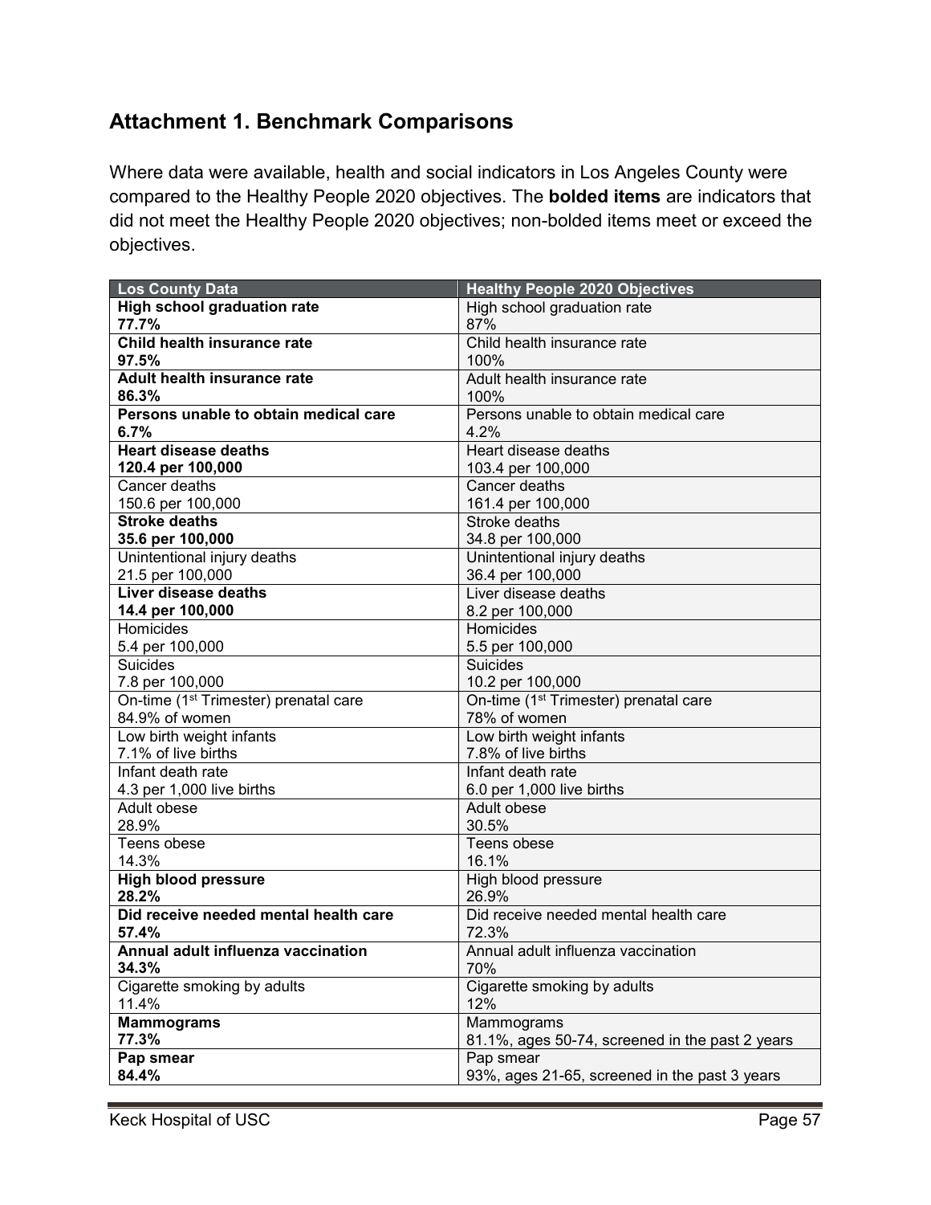## Attachment 1. Benchmark Comparisons

Where data were available, health and social indicators in Los Angeles County were compared to the Healthy People 2020 objectives. The **bolded items** are indicators that did not meet the Healthy People 2020 objectives; non-bolded items meet or exceed the objectives.

| Los County Data | Healthy People 2020 Objectives |
|---|---|
| **High school graduation rate<br>77.7%** | High school graduation rate<br>87% |
| **Child health insurance rate<br>97.5%** | Child health insurance rate<br>100% |
| **Adult health insurance rate<br>86.3%** | Adult health insurance rate<br>100% |
| **Persons unable to obtain medical care<br>6.7%** | Persons unable to obtain medical care<br>4.2% |
| **Heart disease deaths<br>120.4 per 100,000** | Heart disease deaths<br>103.4 per 100,000 |
| Cancer deaths<br>150.6 per 100,000 | Cancer deaths<br>161.4 per 100,000 |
| **Stroke deaths<br>35.6 per 100,000** | Stroke deaths<br>34.8 per 100,000 |
| Unintentional injury deaths<br>21.5 per 100,000 | Unintentional injury deaths<br>36.4 per 100,000 |
| **Liver disease deaths<br>14.4 per 100,000** | Liver disease deaths<br>8.2 per 100,000 |
| Homicides<br>5.4 per 100,000 | Homicides<br>5.5 per 100,000 |
| Suicides<br>7.8 per 100,000 | Suicides<br>10.2 per 100,000 |
| On-time (1st Trimester) prenatal care<br>84.9% of women | On-time (1st Trimester) prenatal care<br>78% of women |
| Low birth weight infants<br>7.1% of live births | Low birth weight infants<br>7.8% of live births |
| Infant death rate<br>4.3 per 1,000 live births | Infant death rate<br>6.0 per 1,000 live births |
| Adult obese<br>28.9% | Adult obese<br>30.5% |
| Teens obese<br>14.3% | Teens obese<br>16.1% |
| **High blood pressure<br>28.2%** | High blood pressure<br>26.9% |
| **Did receive needed mental health care<br>57.4%** | Did receive needed mental health care<br>72.3% |
| **Annual adult influenza vaccination<br>34.3%** | Annual adult influenza vaccination<br>70% |
| Cigarette smoking by adults<br>11.4% | Cigarette smoking by adults<br>12% |
| **Mammograms<br>77.3%** | Mammograms<br>81.1%, ages 50-74, screened in the past 2 years |
| **Pap smear<br>84.4%** | Pap smear<br>93%, ages 21-65, screened in the past 3 years |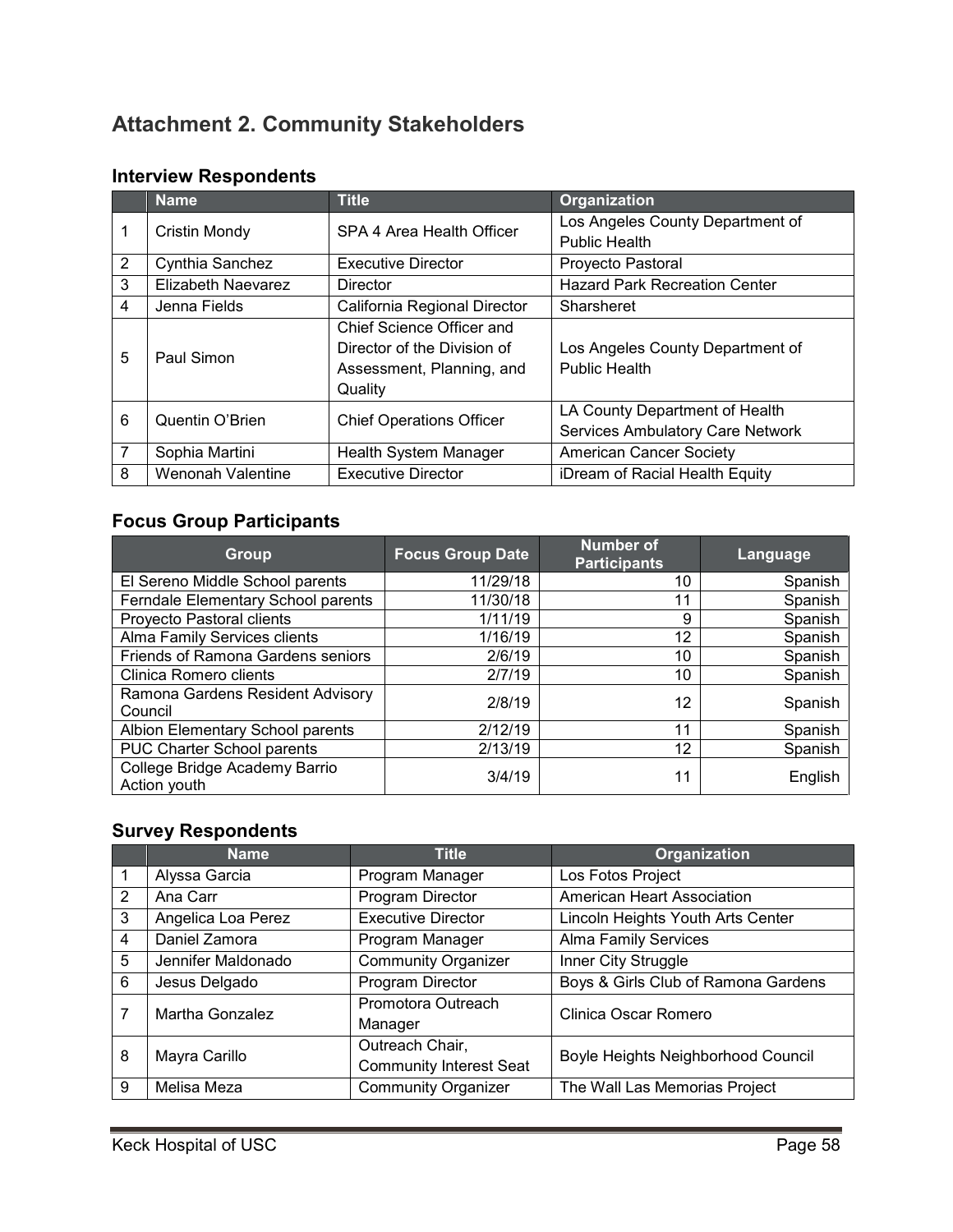## Attachment 2. Community Stakeholders

### Interview Respondents

| | Name | Title | Organization |
|---|---|---|---|
| 1 | Cristin Mondy | SPA 4 Area Health Officer | Los Angeles County Department of Public Health |
| 2 | Cynthia Sanchez | Executive Director | Proyecto Pastoral |
| 3 | Elizabeth Naevarez | Director | Hazard Park Recreation Center |
| 4 | Jenna Fields | California Regional Director | Sharsheret |
| 5 | Paul Simon | Chief Science Officer and Director of the Division of Assessment, Planning, and Quality | Los Angeles County Department of Public Health |
| 6 | Quentin O'Brien | Chief Operations Officer | LA County Department of Health Services Ambulatory Care Network |
| 7 | Sophia Martini | Health System Manager | American Cancer Society |
| 8 | Wenonah Valentine | Executive Director | iDream of Racial Health Equity |

### Focus Group Participants

| Group | Focus Group Date | Number of Participants | Language |
|---|---|---|---|
| El Sereno Middle School parents | 11/29/18 | 10 | Spanish |
| Ferndale Elementary School parents | 11/30/18 | 11 | Spanish |
| Proyecto Pastoral clients | 1/11/19 | 9 | Spanish |
| Alma Family Services clients | 1/16/19 | 12 | Spanish |
| Friends of Ramona Gardens seniors | 2/6/19 | 10 | Spanish |
| Clinica Romero clients | 2/7/19 | 10 | Spanish |
| Ramona Gardens Resident Advisory Council | 2/8/19 | 12 | Spanish |
| Albion Elementary School parents | 2/12/19 | 11 | Spanish |
| PUC Charter School parents | 2/13/19 | 12 | Spanish |
| College Bridge Academy Barrio Action youth | 3/4/19 | 11 | English |

### Survey Respondents

| | Name | Title | Organization |
|---|---|---|---|
| 1 | Alyssa Garcia | Program Manager | Los Fotos Project |
| 2 | Ana Carr | Program Director | American Heart Association |
| 3 | Angelica Loa Perez | Executive Director | Lincoln Heights Youth Arts Center |
| 4 | Daniel Zamora | Program Manager | Alma Family Services |
| 5 | Jennifer Maldonado | Community Organizer | Inner City Struggle |
| 6 | Jesus Delgado | Program Director | Boys & Girls Club of Ramona Gardens |
| 7 | Martha Gonzalez | Promotora Outreach Manager | Clinica Oscar Romero |
| 8 | Mayra Carillo | Outreach Chair, Community Interest Seat | Boyle Heights Neighborhood Council |
| 9 | Melisa Meza | Community Organizer | The Wall Las Memorias Project |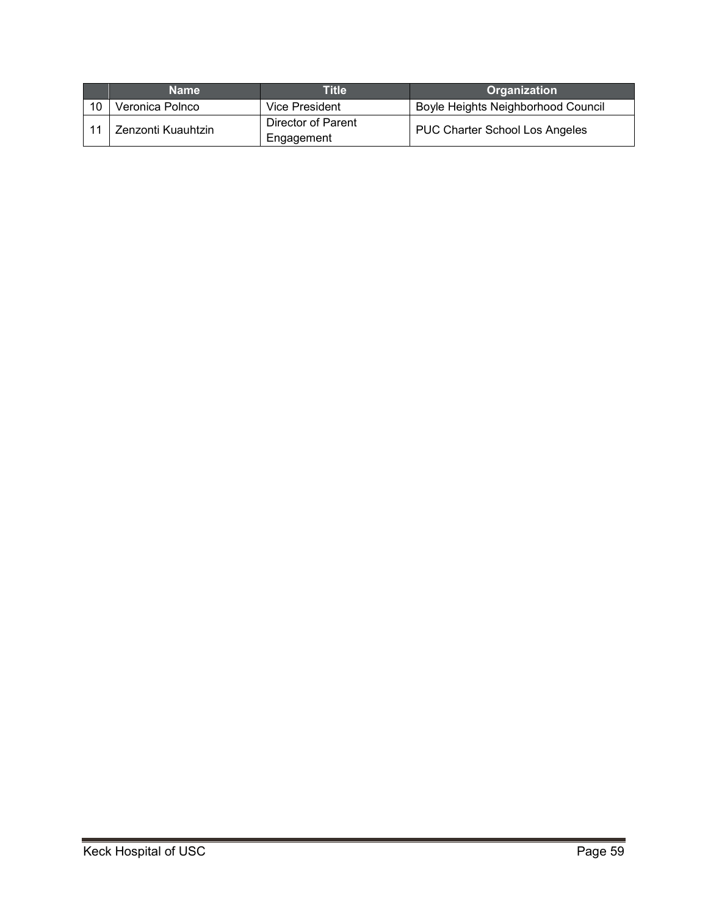| | Name | Title | Organization |
|---|---|---|---|
| 10 | Veronica Polnco | Vice President | Boyle Heights Neighborhood Council |
| 11 | Zenzonti Kuauhtzin | Director of Parent Engagement | PUC Charter School Los Angeles |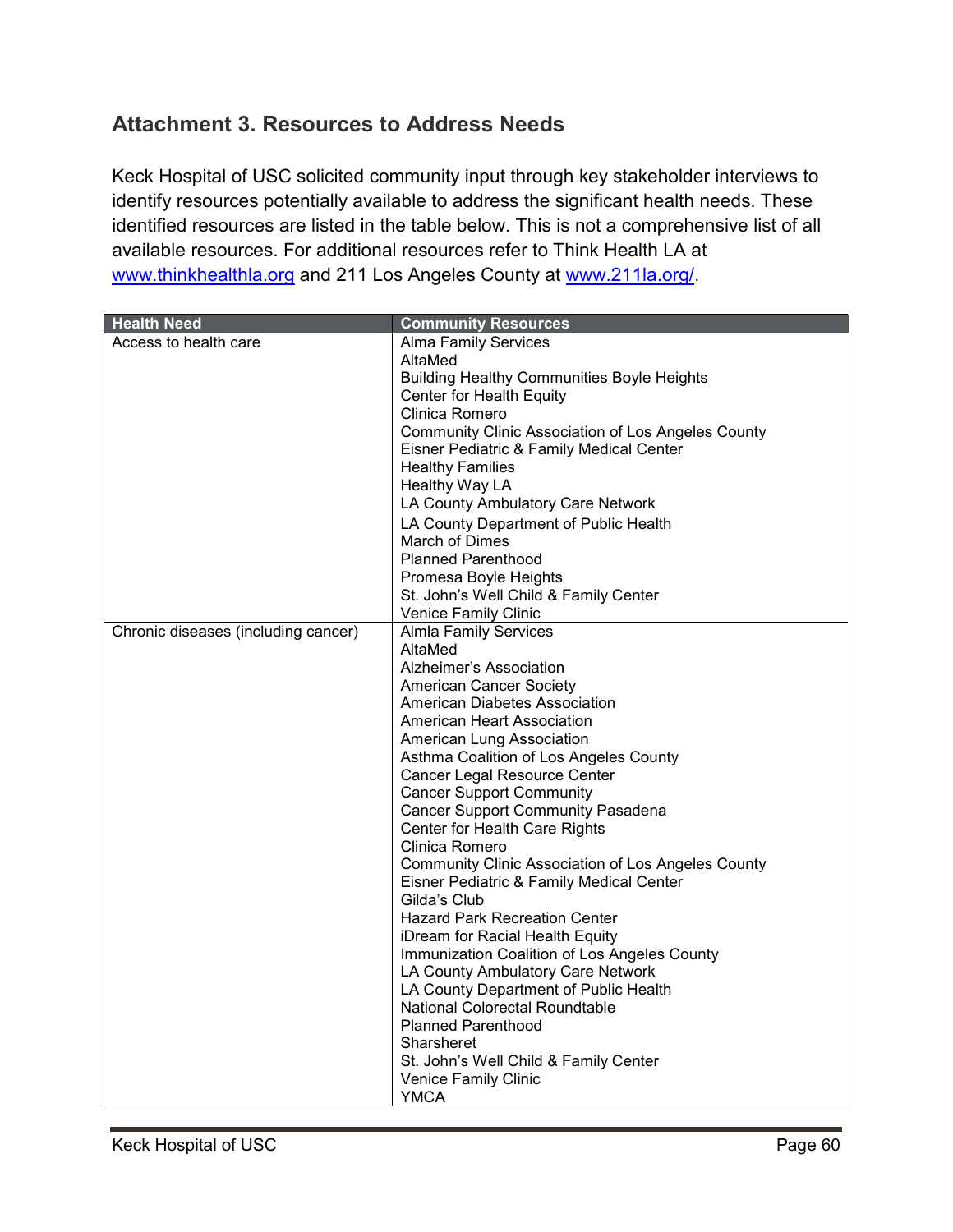## Attachment 3. Resources to Address Needs

Keck Hospital of USC solicited community input through key stakeholder interviews to identify resources potentially available to address the significant health needs. These identified resources are listed in the table below. This is not a comprehensive list of all available resources. For additional resources refer to Think Health LA at www.thinkhealthla.org and 211 Los Angeles County at www.211la.org/.

| Health Need | Community Resources |
|---|---|
| Access to health care | Alma Family Services<br>AltaMed<br>Building Healthy Communities Boyle Heights<br>Center for Health Equity<br>Clinica Romero<br>Community Clinic Association of Los Angeles County<br>Eisner Pediatric & Family Medical Center<br>Healthy Families<br>Healthy Way LA<br>LA County Ambulatory Care Network<br>LA County Department of Public Health<br>March of Dimes<br>Planned Parenthood<br>Promesa Boyle Heights<br>St. John's Well Child & Family Center<br>Venice Family Clinic |
| Chronic diseases (including cancer) | Almla Family Services<br>AltaMed<br>Alzheimer's Association<br>American Cancer Society<br>American Diabetes Association<br>American Heart Association<br>American Lung Association<br>Asthma Coalition of Los Angeles County<br>Cancer Legal Resource Center<br>Cancer Support Community<br>Cancer Support Community Pasadena<br>Center for Health Care Rights<br>Clinica Romero<br>Community Clinic Association of Los Angeles County<br>Eisner Pediatric & Family Medical Center<br>Gilda's Club<br>Hazard Park Recreation Center<br>iDream for Racial Health Equity<br>Immunization Coalition of Los Angeles County<br>LA County Ambulatory Care Network<br>LA County Department of Public Health<br>National Colorectal Roundtable<br>Planned Parenthood<br>Sharsheret<br>St. John's Well Child & Family Center<br>Venice Family Clinic<br>YMCA |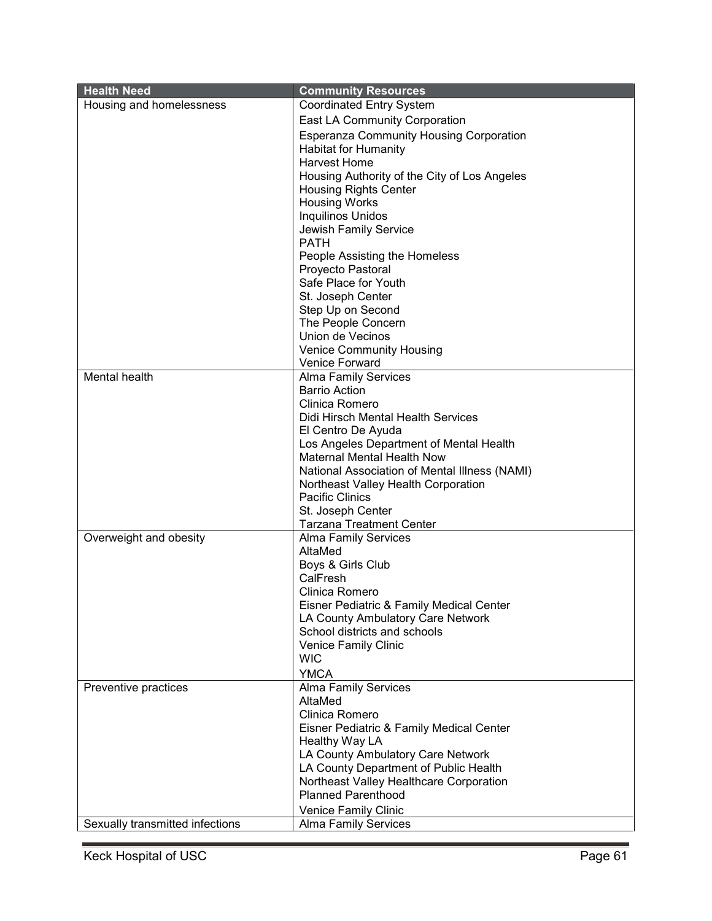| Health Need | Community Resources |
|---|---|
| Housing and homelessness | Coordinated Entry System<br>East LA Community Corporation<br>Esperanza Community Housing Corporation<br>Habitat for Humanity<br>Harvest Home<br>Housing Authority of the City of Los Angeles<br>Housing Rights Center<br>Housing Works<br>Inquilinos Unidos<br>Jewish Family Service<br>PATH<br>People Assisting the Homeless<br>Proyecto Pastoral<br>Safe Place for Youth<br>St. Joseph Center<br>Step Up on Second<br>The People Concern<br>Union de Vecinos<br>Venice Community Housing<br>Venice Forward |
| Mental health | Alma Family Services<br>Barrio Action<br>Clinica Romero<br>Didi Hirsch Mental Health Services<br>El Centro De Ayuda<br>Los Angeles Department of Mental Health<br>Maternal Mental Health Now<br>National Association of Mental Illness (NAMI)<br>Northeast Valley Health Corporation<br>Pacific Clinics<br>St. Joseph Center<br>Tarzana Treatment Center |
| Overweight and obesity | Alma Family Services<br>AltaMed<br>Boys & Girls Club<br>CalFresh<br>Clinica Romero<br>Eisner Pediatric & Family Medical Center<br>LA County Ambulatory Care Network<br>School districts and schools<br>Venice Family Clinic<br>WIC<br>YMCA |
| Preventive practices | Alma Family Services<br>AltaMed<br>Clinica Romero<br>Eisner Pediatric & Family Medical Center<br>Healthy Way LA<br>LA County Ambulatory Care Network<br>LA County Department of Public Health<br>Northeast Valley Healthcare Corporation<br>Planned Parenthood<br>Venice Family Clinic |
| Sexually transmitted infections | Alma Family Services |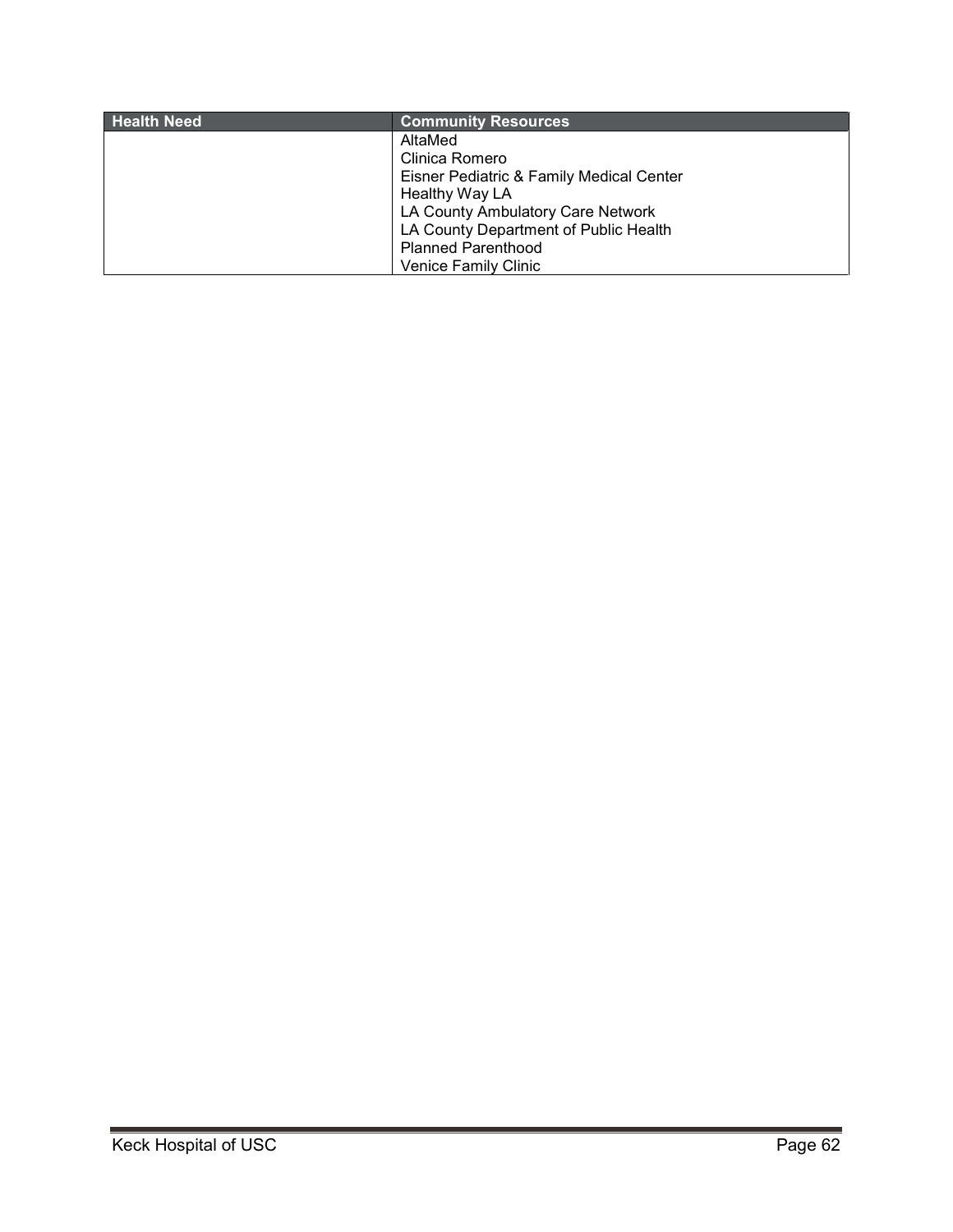| Health Need | Community Resources |
| --- | --- |
| | AltaMed<br>Clinica Romero<br>Eisner Pediatric & Family Medical Center<br>Healthy Way LA<br>LA County Ambulatory Care Network<br>LA County Department of Public Health<br>Planned Parenthood<br>Venice Family Clinic |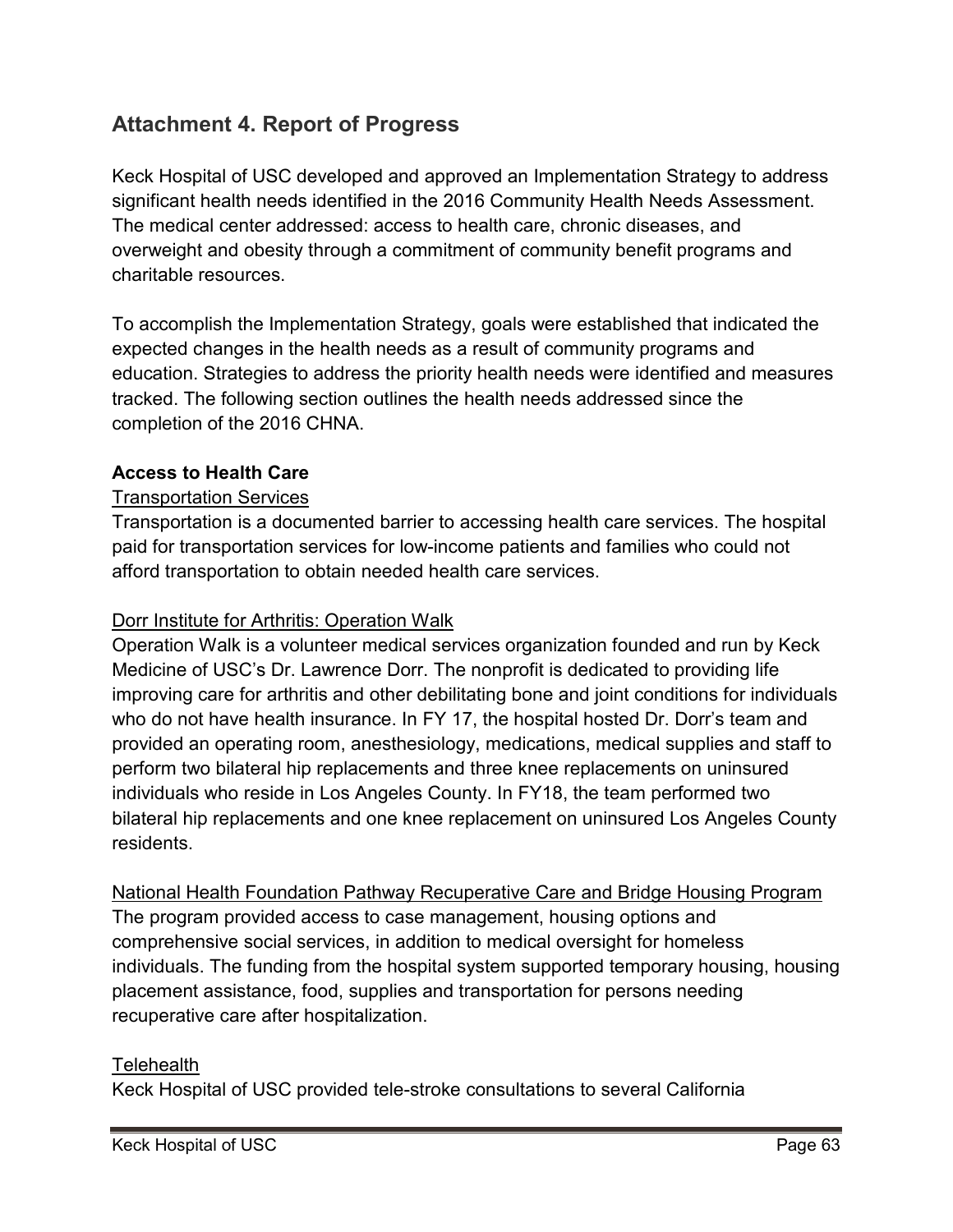## Attachment 4. Report of Progress

Keck Hospital of USC developed and approved an Implementation Strategy to address significant health needs identified in the 2016 Community Health Needs Assessment. The medical center addressed: access to health care, chronic diseases, and overweight and obesity through a commitment of community benefit programs and charitable resources.

To accomplish the Implementation Strategy, goals were established that indicated the expected changes in the health needs as a result of community programs and education. Strategies to address the priority health needs were identified and measures tracked. The following section outlines the health needs addressed since the completion of the 2016 CHNA.

**Access to Health Care**

<u>Transportation Services</u>

Transportation is a documented barrier to accessing health care services. The hospital paid for transportation services for low-income patients and families who could not afford transportation to obtain needed health care services.

<u>Dorr Institute for Arthritis: Operation Walk</u>

Operation Walk is a volunteer medical services organization founded and run by Keck Medicine of USC's Dr. Lawrence Dorr. The nonprofit is dedicated to providing life improving care for arthritis and other debilitating bone and joint conditions for individuals who do not have health insurance. In FY 17, the hospital hosted Dr. Dorr's team and provided an operating room, anesthesiology, medications, medical supplies and staff to perform two bilateral hip replacements and three knee replacements on uninsured individuals who reside in Los Angeles County. In FY18, the team performed two bilateral hip replacements and one knee replacement on uninsured Los Angeles County residents.

<u>National Health Foundation Pathway Recuperative Care and Bridge Housing Program</u>

The program provided access to case management, housing options and comprehensive social services, in addition to medical oversight for homeless individuals. The funding from the hospital system supported temporary housing, housing placement assistance, food, supplies and transportation for persons needing recuperative care after hospitalization.

<u>Telehealth</u>

Keck Hospital of USC provided tele-stroke consultations to several California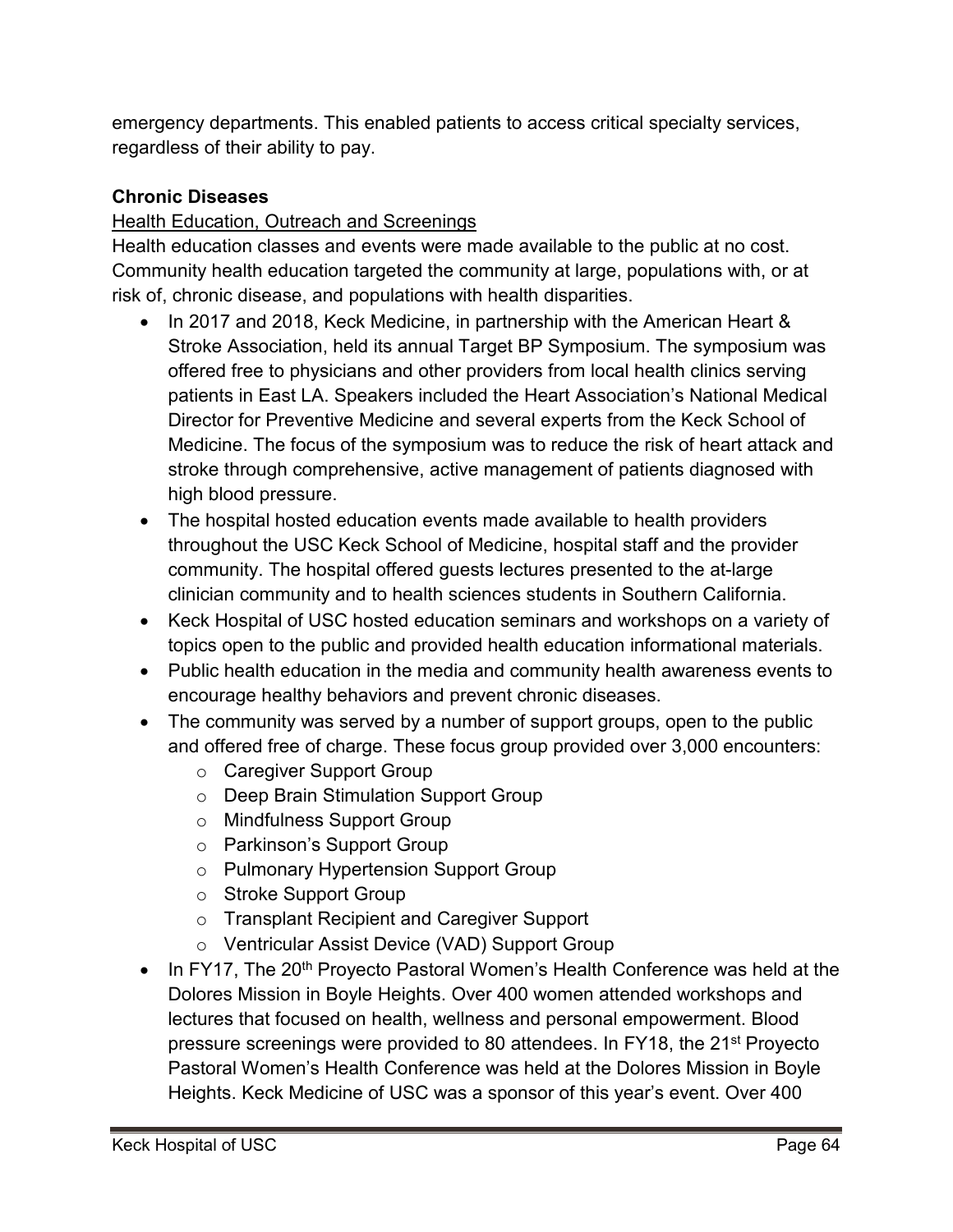emergency departments. This enabled patients to access critical specialty services, regardless of their ability to pay.

**Chronic Diseases**

Health Education, Outreach and Screenings

Health education classes and events were made available to the public at no cost. Community health education targeted the community at large, populations with, or at risk of, chronic disease, and populations with health disparities.

- In 2017 and 2018, Keck Medicine, in partnership with the American Heart & Stroke Association, held its annual Target BP Symposium. The symposium was offered free to physicians and other providers from local health clinics serving patients in East LA. Speakers included the Heart Association's National Medical Director for Preventive Medicine and several experts from the Keck School of Medicine. The focus of the symposium was to reduce the risk of heart attack and stroke through comprehensive, active management of patients diagnosed with high blood pressure.
- The hospital hosted education events made available to health providers throughout the USC Keck School of Medicine, hospital staff and the provider community. The hospital offered guests lectures presented to the at-large clinician community and to health sciences students in Southern California.
- Keck Hospital of USC hosted education seminars and workshops on a variety of topics open to the public and provided health education informational materials.
- Public health education in the media and community health awareness events to encourage healthy behaviors and prevent chronic diseases.
- The community was served by a number of support groups, open to the public and offered free of charge. These focus group provided over 3,000 encounters:
  - Caregiver Support Group
  - Deep Brain Stimulation Support Group
  - Mindfulness Support Group
  - Parkinson's Support Group
  - Pulmonary Hypertension Support Group
  - Stroke Support Group
  - Transplant Recipient and Caregiver Support
  - Ventricular Assist Device (VAD) Support Group
- In FY17, The 20th Proyecto Pastoral Women's Health Conference was held at the Dolores Mission in Boyle Heights. Over 400 women attended workshops and lectures that focused on health, wellness and personal empowerment. Blood pressure screenings were provided to 80 attendees. In FY18, the 21st Proyecto Pastoral Women's Health Conference was held at the Dolores Mission in Boyle Heights. Keck Medicine of USC was a sponsor of this year's event. Over 400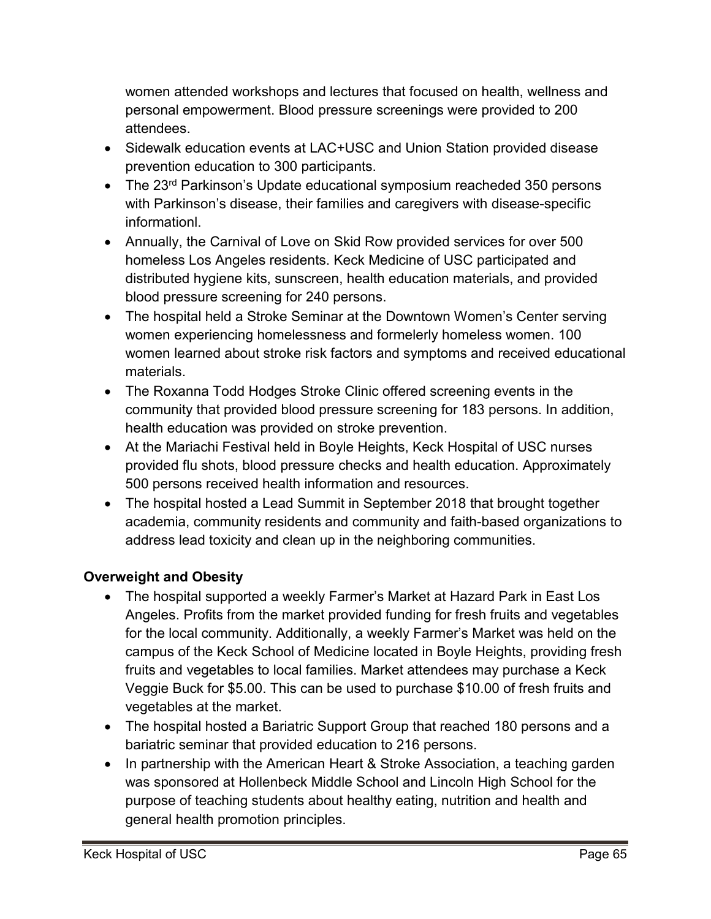women attended workshops and lectures that focused on health, wellness and personal empowerment. Blood pressure screenings were provided to 200 attendees.

- Sidewalk education events at LAC+USC and Union Station provided disease prevention education to 300 participants.
- The 23rd Parkinson's Update educational symposium reacheded 350 persons with Parkinson's disease, their families and caregivers with disease-specific informationl.
- Annually, the Carnival of Love on Skid Row provided services for over 500 homeless Los Angeles residents. Keck Medicine of USC participated and distributed hygiene kits, sunscreen, health education materials, and provided blood pressure screening for 240 persons.
- The hospital held a Stroke Seminar at the Downtown Women's Center serving women experiencing homelessness and formelerly homeless women. 100 women learned about stroke risk factors and symptoms and received educational materials.
- The Roxanna Todd Hodges Stroke Clinic offered screening events in the community that provided blood pressure screening for 183 persons. In addition, health education was provided on stroke prevention.
- At the Mariachi Festival held in Boyle Heights, Keck Hospital of USC nurses provided flu shots, blood pressure checks and health education. Approximately 500 persons received health information and resources.
- The hospital hosted a Lead Summit in September 2018 that brought together academia, community residents and community and faith-based organizations to address lead toxicity and clean up in the neighboring communities.

**Overweight and Obesity**

- The hospital supported a weekly Farmer's Market at Hazard Park in East Los Angeles. Profits from the market provided funding for fresh fruits and vegetables for the local community. Additionally, a weekly Farmer's Market was held on the campus of the Keck School of Medicine located in Boyle Heights, providing fresh fruits and vegetables to local families. Market attendees may purchase a Keck Veggie Buck for $5.00. This can be used to purchase $10.00 of fresh fruits and vegetables at the market.
- The hospital hosted a Bariatric Support Group that reached 180 persons and a bariatric seminar that provided education to 216 persons.
- In partnership with the American Heart & Stroke Association, a teaching garden was sponsored at Hollenbeck Middle School and Lincoln High School for the purpose of teaching students about healthy eating, nutrition and health and general health promotion principles.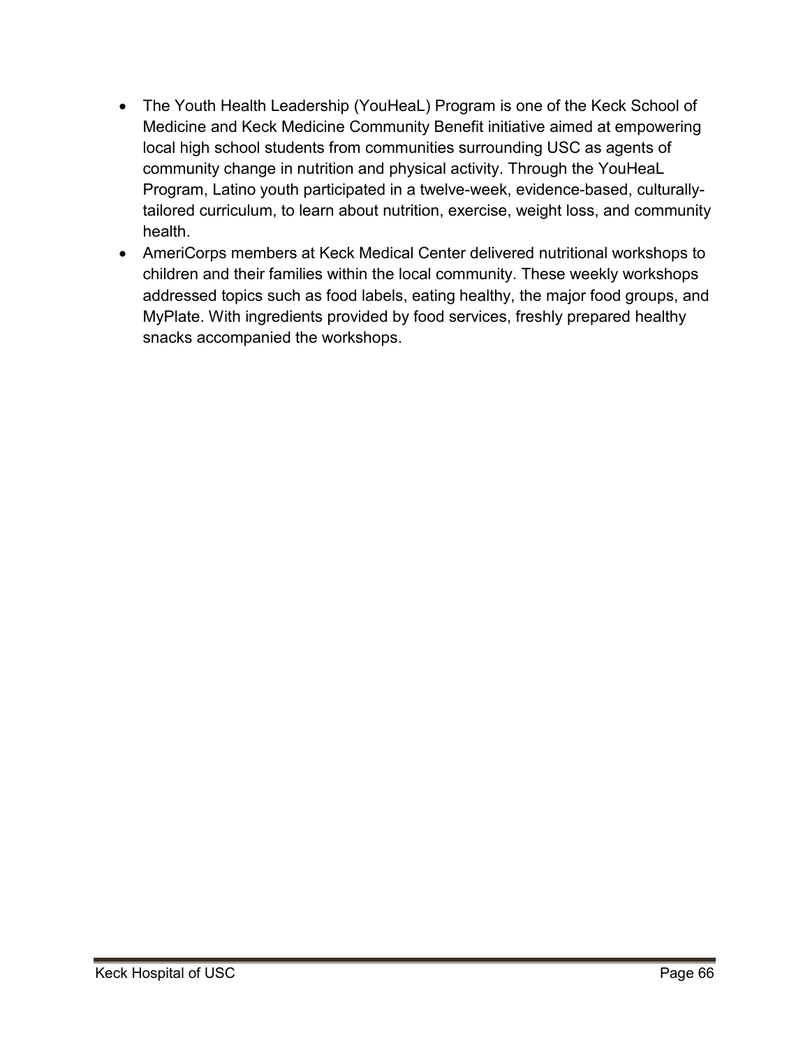- The Youth Health Leadership (YouHeaL) Program is one of the Keck School of Medicine and Keck Medicine Community Benefit initiative aimed at empowering local high school students from communities surrounding USC as agents of community change in nutrition and physical activity. Through the YouHeaL Program, Latino youth participated in a twelve-week, evidence-based, culturally-tailored curriculum, to learn about nutrition, exercise, weight loss, and community health.
- AmeriCorps members at Keck Medical Center delivered nutritional workshops to children and their families within the local community. These weekly workshops addressed topics such as food labels, eating healthy, the major food groups, and MyPlate. With ingredients provided by food services, freshly prepared healthy snacks accompanied the workshops.